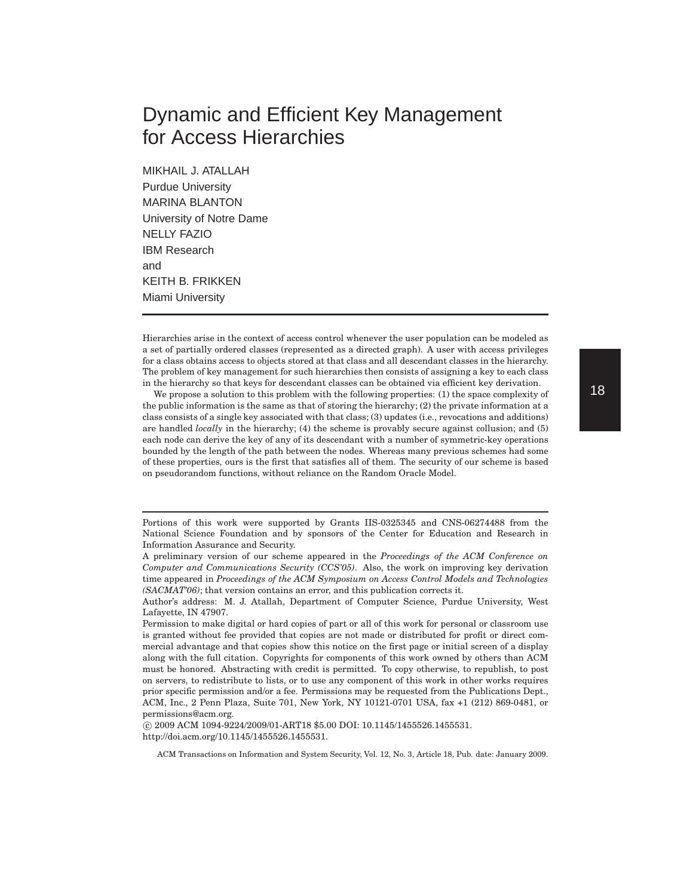# Dynamic and Efficient Key Management for Access Hierarchies

MIKHAIL J. ATALLAH
Purdue University
MARINA BLANTON
University of Notre Dame
NELLY FAZIO
IBM Research
and
KEITH B. FRIKKEN
Miami University

---

Hierarchies arise in the context of access control whenever the user population can be modeled as a set of partially ordered classes (represented as a directed graph). A user with access privileges for a class obtains access to objects stored at that class and all descendant classes in the hierarchy. The problem of key management for such hierarchies then consists of assigning a key to each class in the hierarchy so that keys for descendant classes can be obtained via efficient key derivation.

We propose a solution to this problem with the following properties: (1) the space complexity of the public information is the same as that of storing the hierarchy; (2) the private information at a class consists of a single key associated with that class; (3) updates (i.e., revocations and additions) are handled *locally* in the hierarchy; (4) the scheme is provably secure against collusion; and (5) each node can derive the key of any of its descendant with a number of symmetric-key operations bounded by the length of the path between the nodes. Whereas many previous schemes had some of these properties, ours is the first that satisfies all of them. The security of our scheme is based on pseudorandom functions, without reliance on the Random Oracle Model.

---

Portions of this work were supported by Grants IIS-0325345 and CNS-06274488 from the National Science Foundation and by sponsors of the Center for Education and Research in Information Assurance and Security.

A preliminary version of our scheme appeared in the *Proceedings of the ACM Conference on Computer and Communications Security (CCS'05)*. Also, the work on improving key derivation time appeared in *Proceedings of the ACM Symposium on Access Control Models and Technologies (SACMAT'06)*; that version contains an error, and this publication corrects it.

Author's address: M. J. Atallah, Department of Computer Science, Purdue University, West Lafayette, IN 47907.

Permission to make digital or hard copies of part or all of this work for personal or classroom use is granted without fee provided that copies are not made or distributed for profit or direct commercial advantage and that copies show this notice on the first page or initial screen of a display along with the full citation. Copyrights for components of this work owned by others than ACM must be honored. Abstracting with credit is permitted. To copy otherwise, to republish, to post on servers, to redistribute to lists, or to use any component of this work in other works requires prior specific permission and/or a fee. Permissions may be requested from the Publications Dept., ACM, Inc., 2 Penn Plaza, Suite 701, New York, NY 10121-0701 USA, fax +1 (212) 869-0481, or permissions@acm.org.

© 2009 ACM 1094-9224/2009/01-ART18 $5.00 DOI: 10.1145/1455526.1455531. http://doi.acm.org/10.1145/1455526.1455531.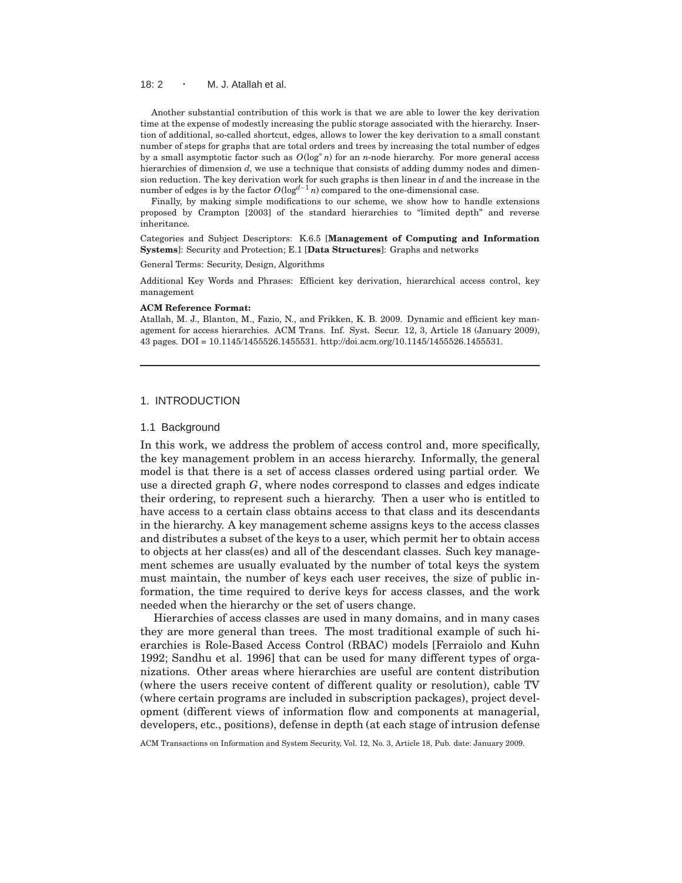Another substantial contribution of this work is that we are able to lower the key derivation time at the expense of modestly increasing the public storage associated with the hierarchy. Insertion of additional, so-called shortcut, edges, allows to lower the key derivation to a small constant number of steps for graphs that are total orders and trees by increasing the total number of edges by a small asymptotic factor such as $O(\log^* n)$ for an $n$-node hierarchy. For more general access hierarchies of dimension $d$, we use a technique that consists of adding dummy nodes and dimension reduction. The key derivation work for such graphs is then linear in $d$ and the increase in the number of edges is by the factor $O(\log^{d-1} n)$ compared to the one-dimensional case.

Finally, by making simple modifications to our scheme, we show how to handle extensions proposed by Crampton [2003] of the standard hierarchies to "limited depth" and reverse inheritance.

Categories and Subject Descriptors: K.6.5 [**Management of Computing and Information Systems**]: Security and Protection; E.1 [**Data Structures**]: Graphs and networks

General Terms: Security, Design, Algorithms

Additional Key Words and Phrases: Efficient key derivation, hierarchical access control, key management

**ACM Reference Format:**

Atallah, M. J., Blanton, M., Fazio, N., and Frikken, K. B. 2009. Dynamic and efficient key management for access hierarchies. ACM Trans. Inf. Syst. Secur. 12, 3, Article 18 (January 2009), 43 pages. DOI = 10.1145/1455526.1455531. http://doi.acm.org/10.1145/1455526.1455531.

---

## 1. INTRODUCTION

### 1.1 Background

In this work, we address the problem of access control and, more specifically, the key management problem in an access hierarchy. Informally, the general model is that there is a set of access classes ordered using partial order. We use a directed graph $G$, where nodes correspond to classes and edges indicate their ordering, to represent such a hierarchy. Then a user who is entitled to have access to a certain class obtains access to that class and its descendants in the hierarchy. A key management scheme assigns keys to the access classes and distributes a subset of the keys to a user, which permit her to obtain access to objects at her class(es) and all of the descendant classes. Such key management schemes are usually evaluated by the number of total keys the system must maintain, the number of keys each user receives, the size of public information, the time required to derive keys for access classes, and the work needed when the hierarchy or the set of users change.

Hierarchies of access classes are used in many domains, and in many cases they are more general than trees. The most traditional example of such hierarchies is Role-Based Access Control (RBAC) models [Ferraiolo and Kuhn 1992; Sandhu et al. 1996] that can be used for many different types of organizations. Other areas where hierarchies are useful are content distribution (where the users receive content of different quality or resolution), cable TV (where certain programs are included in subscription packages), project development (different views of information flow and components at managerial, developers, etc., positions), defense in depth (at each stage of intrusion defense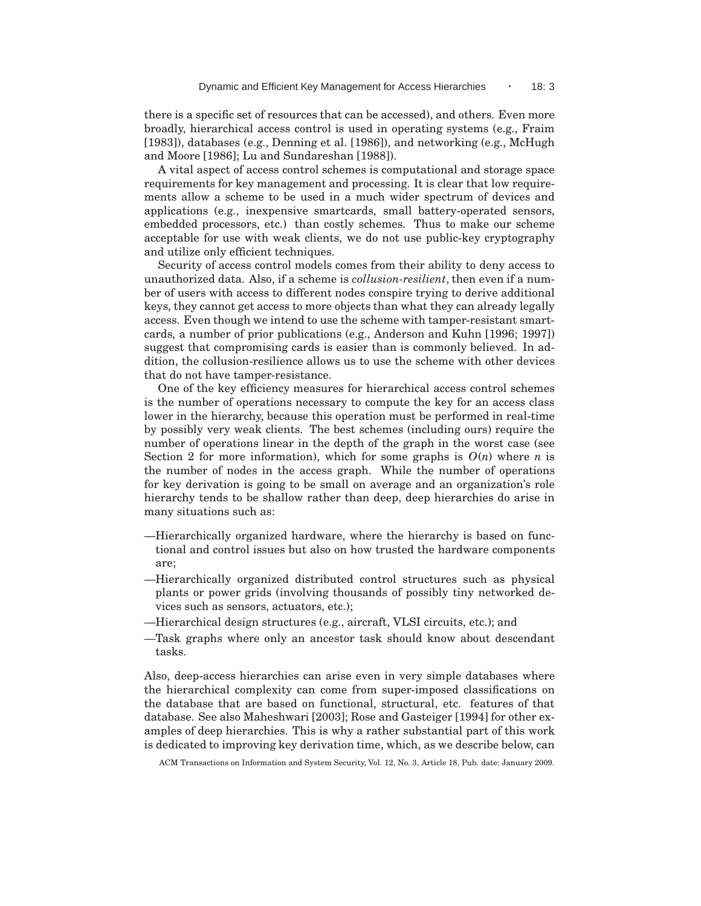there is a specific set of resources that can be accessed), and others. Even more broadly, hierarchical access control is used in operating systems (e.g., Fraim [1983]), databases (e.g., Denning et al. [1986]), and networking (e.g., McHugh and Moore [1986]; Lu and Sundareshan [1988]).

A vital aspect of access control schemes is computational and storage space requirements for key management and processing. It is clear that low requirements allow a scheme to be used in a much wider spectrum of devices and applications (e.g., inexpensive smartcards, small battery-operated sensors, embedded processors, etc.) than costly schemes. Thus to make our scheme acceptable for use with weak clients, we do not use public-key cryptography and utilize only efficient techniques.

Security of access control models comes from their ability to deny access to unauthorized data. Also, if a scheme is *collusion-resilient*, then even if a number of users with access to different nodes conspire trying to derive additional keys, they cannot get access to more objects than what they can already legally access. Even though we intend to use the scheme with tamper-resistant smartcards, a number of prior publications (e.g., Anderson and Kuhn [1996; 1997]) suggest that compromising cards is easier than is commonly believed. In addition, the collusion-resilience allows us to use the scheme with other devices that do not have tamper-resistance.

One of the key efficiency measures for hierarchical access control schemes is the number of operations necessary to compute the key for an access class lower in the hierarchy, because this operation must be performed in real-time by possibly very weak clients. The best schemes (including ours) require the number of operations linear in the depth of the graph in the worst case (see Section 2 for more information), which for some graphs is $O(n)$ where $n$ is the number of nodes in the access graph. While the number of operations for key derivation is going to be small on average and an organization's role hierarchy tends to be shallow rather than deep, deep hierarchies do arise in many situations such as:

- Hierarchically organized hardware, where the hierarchy is based on functional and control issues but also on how trusted the hardware components are;
- Hierarchically organized distributed control structures such as physical plants or power grids (involving thousands of possibly tiny networked devices such as sensors, actuators, etc.);
- Hierarchical design structures (e.g., aircraft, VLSI circuits, etc.); and
- Task graphs where only an ancestor task should know about descendant tasks.

Also, deep-access hierarchies can arise even in very simple databases where the hierarchical complexity can come from super-imposed classifications on the database that are based on functional, structural, etc. features of that database. See also Maheshwari [2003]; Rose and Gasteiger [1994] for other examples of deep hierarchies. This is why a rather substantial part of this work is dedicated to improving key derivation time, which, as we describe below, can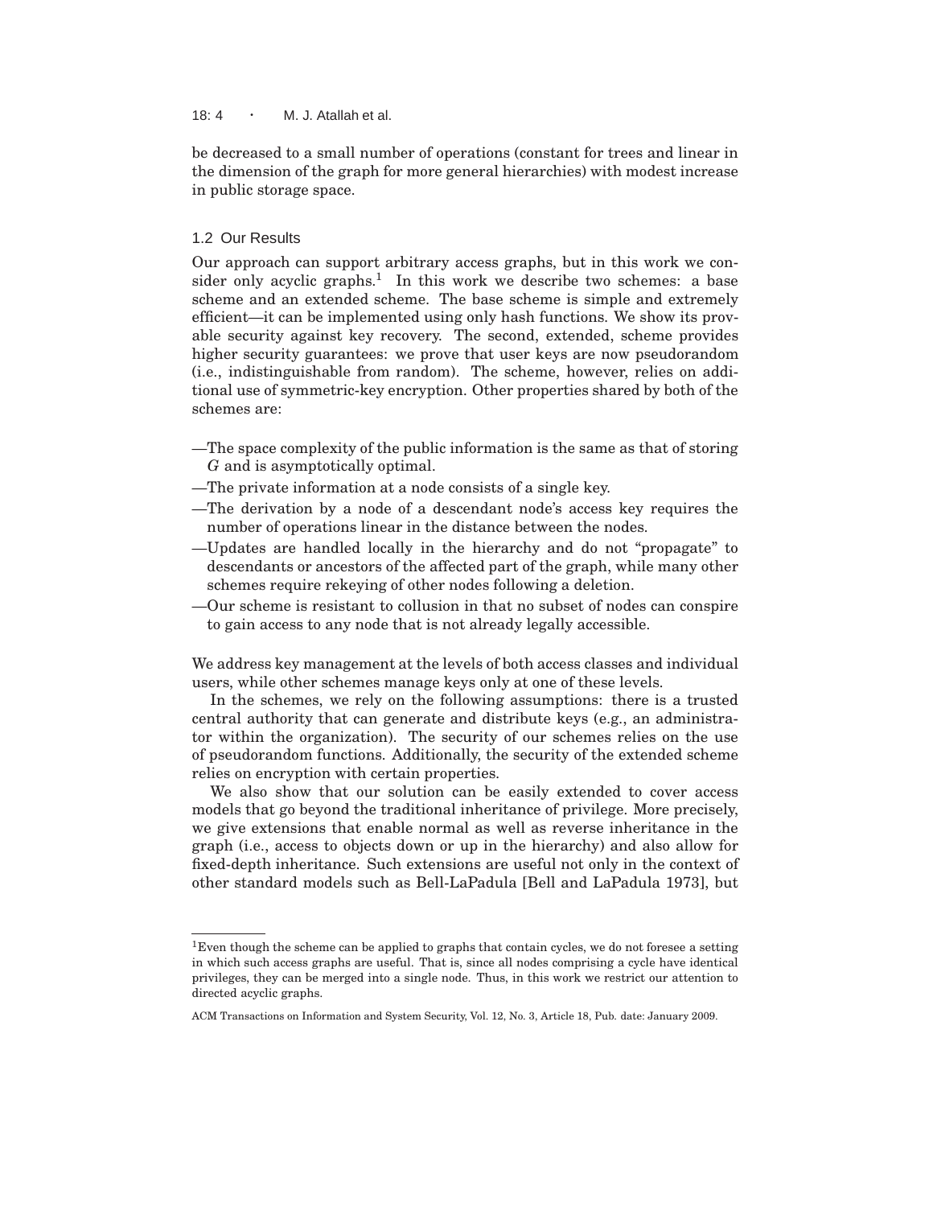be decreased to a small number of operations (constant for trees and linear in the dimension of the graph for more general hierarchies) with modest increase in public storage space.

### 1.2 Our Results

Our approach can support arbitrary access graphs, but in this work we consider only acyclic graphs.[1] In this work we describe two schemes: a base scheme and an extended scheme. The base scheme is simple and extremely efficient—it can be implemented using only hash functions. We show its provable security against key recovery. The second, extended, scheme provides higher security guarantees: we prove that user keys are now pseudorandom (i.e., indistinguishable from random). The scheme, however, relies on additional use of symmetric-key encryption. Other properties shared by both of the schemes are:

- The space complexity of the public information is the same as that of storing $G$ and is asymptotically optimal.
- The private information at a node consists of a single key.
- The derivation by a node of a descendant node's access key requires the number of operations linear in the distance between the nodes.
- Updates are handled locally in the hierarchy and do not "propagate" to descendants or ancestors of the affected part of the graph, while many other schemes require rekeying of other nodes following a deletion.
- Our scheme is resistant to collusion in that no subset of nodes can conspire to gain access to any node that is not already legally accessible.

We address key management at the levels of both access classes and individual users, while other schemes manage keys only at one of these levels.

In the schemes, we rely on the following assumptions: there is a trusted central authority that can generate and distribute keys (e.g., an administrator within the organization). The security of our schemes relies on the use of pseudorandom functions. Additionally, the security of the extended scheme relies on encryption with certain properties.

We also show that our solution can be easily extended to cover access models that go beyond the traditional inheritance of privilege. More precisely, we give extensions that enable normal as well as reverse inheritance in the graph (i.e., access to objects down or up in the hierarchy) and also allow for fixed-depth inheritance. Such extensions are useful not only in the context of other standard models such as Bell-LaPadula [Bell and LaPadula 1973], but

[1] Even though the scheme can be applied to graphs that contain cycles, we do not foresee a setting in which such access graphs are useful. That is, since all nodes comprising a cycle have identical privileges, they can be merged into a single node. Thus, in this work we restrict our attention to directed acyclic graphs.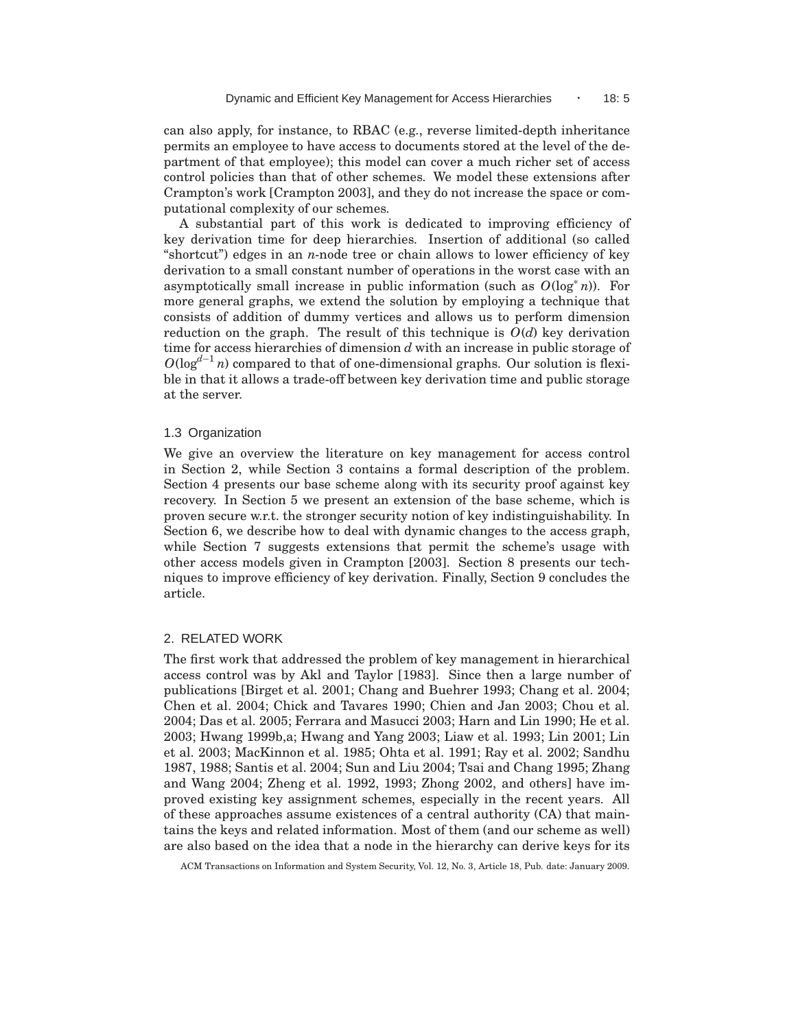can also apply, for instance, to RBAC (e.g., reverse limited-depth inheritance permits an employee to have access to documents stored at the level of the department of that employee); this model can cover a much richer set of access control policies than that of other schemes. We model these extensions after Crampton's work [Crampton 2003], and they do not increase the space or computational complexity of our schemes.

A substantial part of this work is dedicated to improving efficiency of key derivation time for deep hierarchies. Insertion of additional (so called "shortcut") edges in an $n$-node tree or chain allows to lower efficiency of key derivation to a small constant number of operations in the worst case with an asymptotically small increase in public information (such as $O(\log^* n)$). For more general graphs, we extend the solution by employing a technique that consists of addition of dummy vertices and allows us to perform dimension reduction on the graph. The result of this technique is $O(d)$ key derivation time for access hierarchies of dimension $d$ with an increase in public storage of $O(\log^{d-1} n)$ compared to that of one-dimensional graphs. Our solution is flexible in that it allows a trade-off between key derivation time and public storage at the server.

### 1.3 Organization

We give an overview the literature on key management for access control in Section 2, while Section 3 contains a formal description of the problem. Section 4 presents our base scheme along with its security proof against key recovery. In Section 5 we present an extension of the base scheme, which is proven secure w.r.t. the stronger security notion of key indistinguishability. In Section 6, we describe how to deal with dynamic changes to the access graph, while Section 7 suggests extensions that permit the scheme's usage with other access models given in Crampton [2003]. Section 8 presents our techniques to improve efficiency of key derivation. Finally, Section 9 concludes the article.

## 2. RELATED WORK

The first work that addressed the problem of key management in hierarchical access control was by Akl and Taylor [1983]. Since then a large number of publications [Birget et al. 2001; Chang and Buehrer 1993; Chang et al. 2004; Chen et al. 2004; Chick and Tavares 1990; Chien and Jan 2003; Chou et al. 2004; Das et al. 2005; Ferrara and Masucci 2003; Harn and Lin 1990; He et al. 2003; Hwang 1999b,a; Hwang and Yang 2003; Liaw et al. 1993; Lin 2001; Lin et al. 2003; MacKinnon et al. 1985; Ohta et al. 1991; Ray et al. 2002; Sandhu 1987, 1988; Santis et al. 2004; Sun and Liu 2004; Tsai and Chang 1995; Zhang and Wang 2004; Zheng et al. 1992, 1993; Zhong 2002, and others] have improved existing key assignment schemes, especially in the recent years. All of these approaches assume existences of a central authority (CA) that maintains the keys and related information. Most of them (and our scheme as well) are also based on the idea that a node in the hierarchy can derive keys for its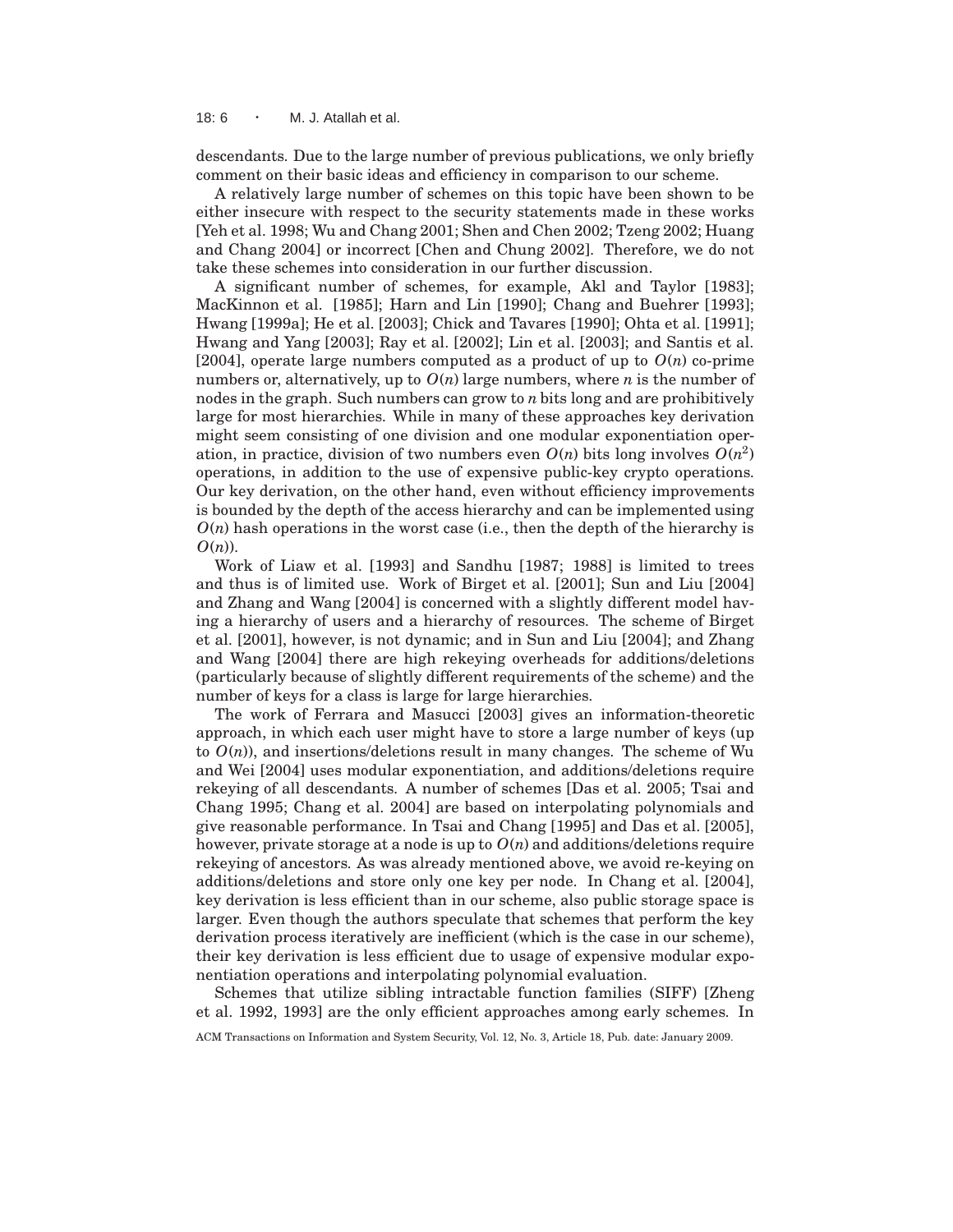descendants. Due to the large number of previous publications, we only briefly comment on their basic ideas and efficiency in comparison to our scheme.

A relatively large number of schemes on this topic have been shown to be either insecure with respect to the security statements made in these works [Yeh et al. 1998; Wu and Chang 2001; Shen and Chen 2002; Tzeng 2002; Huang and Chang 2004] or incorrect [Chen and Chung 2002]. Therefore, we do not take these schemes into consideration in our further discussion.

A significant number of schemes, for example, Akl and Taylor [1983]; MacKinnon et al. [1985]; Harn and Lin [1990]; Chang and Buehrer [1993]; Hwang [1999a]; He et al. [2003]; Chick and Tavares [1990]; Ohta et al. [1991]; Hwang and Yang [2003]; Ray et al. [2002]; Lin et al. [2003]; and Santis et al. [2004], operate large numbers computed as a product of up to $O(n)$ co-prime numbers or, alternatively, up to $O(n)$ large numbers, where $n$ is the number of nodes in the graph. Such numbers can grow to $n$ bits long and are prohibitively large for most hierarchies. While in many of these approaches key derivation might seem consisting of one division and one modular exponentiation operation, in practice, division of two numbers even $O(n)$ bits long involves $O(n^2)$ operations, in addition to the use of expensive public-key crypto operations. Our key derivation, on the other hand, even without efficiency improvements is bounded by the depth of the access hierarchy and can be implemented using $O(n)$ hash operations in the worst case (i.e., then the depth of the hierarchy is $O(n)$).

Work of Liaw et al. [1993] and Sandhu [1987; 1988] is limited to trees and thus is of limited use. Work of Birget et al. [2001]; Sun and Liu [2004] and Zhang and Wang [2004] is concerned with a slightly different model having a hierarchy of users and a hierarchy of resources. The scheme of Birget et al. [2001], however, is not dynamic; and in Sun and Liu [2004]; and Zhang and Wang [2004] there are high rekeying overheads for additions/deletions (particularly because of slightly different requirements of the scheme) and the number of keys for a class is large for large hierarchies.

The work of Ferrara and Masucci [2003] gives an information-theoretic approach, in which each user might have to store a large number of keys (up to $O(n)$), and insertions/deletions result in many changes. The scheme of Wu and Wei [2004] uses modular exponentiation, and additions/deletions require rekeying of all descendants. A number of schemes [Das et al. 2005; Tsai and Chang 1995; Chang et al. 2004] are based on interpolating polynomials and give reasonable performance. In Tsai and Chang [1995] and Das et al. [2005], however, private storage at a node is up to $O(n)$ and additions/deletions require rekeying of ancestors. As was already mentioned above, we avoid re-keying on additions/deletions and store only one key per node. In Chang et al. [2004], key derivation is less efficient than in our scheme, also public storage space is larger. Even though the authors speculate that schemes that perform the key derivation process iteratively are inefficient (which is the case in our scheme), their key derivation is less efficient due to usage of expensive modular exponentiation operations and interpolating polynomial evaluation.

Schemes that utilize sibling intractable function families (SIFF) [Zheng et al. 1992, 1993] are the only efficient approaches among early schemes. In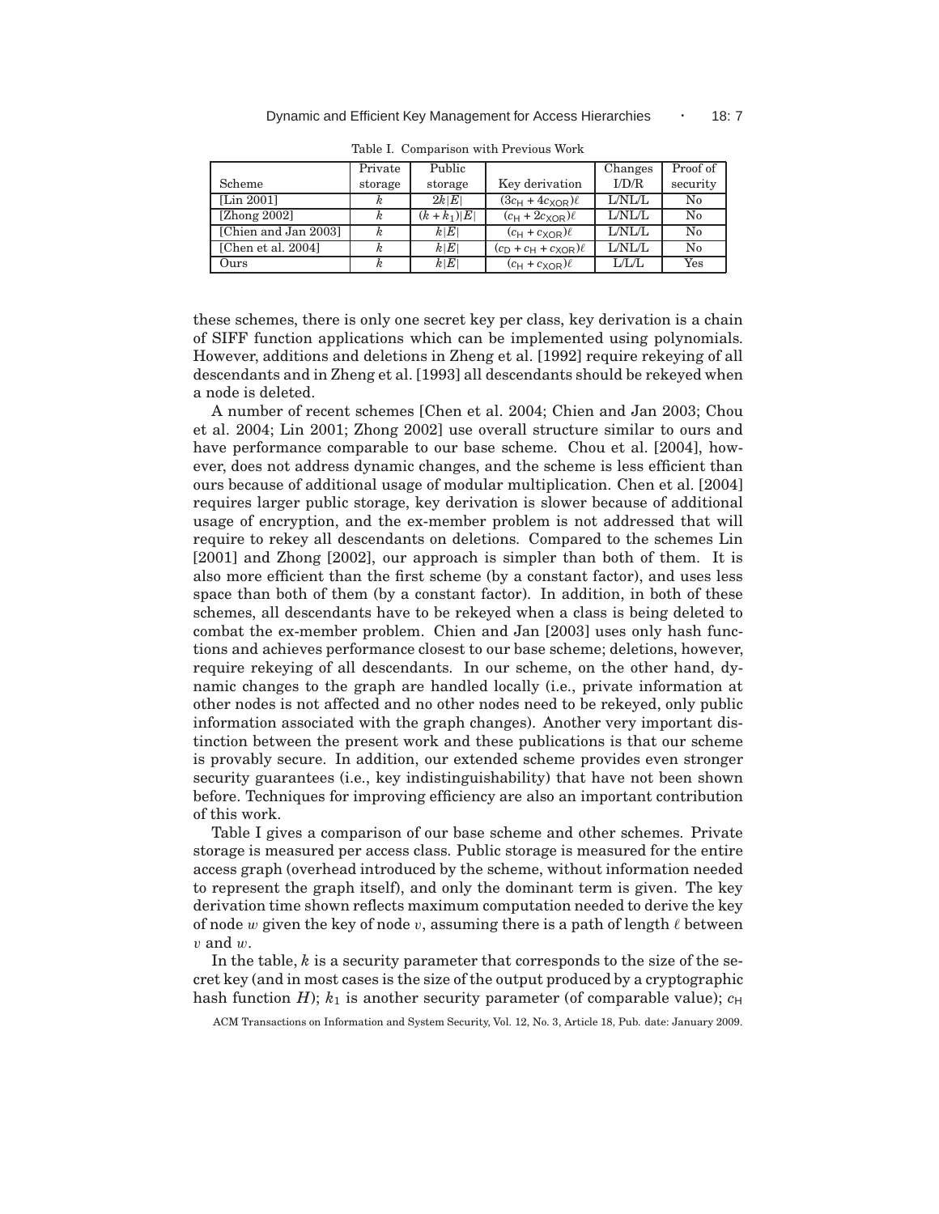Table I. Comparison with Previous Work

| Scheme | Private storage | Public storage | Key derivation | Changes I/D/R | Proof of security |
|---|---|---|---|---|---|
| [Lin 2001] | $k$ | $2k\|E\|$ | $(3c_{\mathsf{H}} + 4c_{\mathsf{XOR}})\ell$ | L/NL/L | No |
| [Zhong 2002] | $k$ | $(k+k_1)\|E\|$ | $(c_{\mathsf{H}} + 2c_{\mathsf{XOR}})\ell$ | L/NL/L | No |
| [Chien and Jan 2003] | $k$ | $k\|E\|$ | $(c_{\mathsf{H}} + c_{\mathsf{XOR}})\ell$ | L/NL/L | No |
| [Chen et al. 2004] | $k$ | $k\|E\|$ | $(c_{\mathsf{D}} + c_{\mathsf{H}} + c_{\mathsf{XOR}})\ell$ | L/NL/L | No |
| Ours | $k$ | $k\|E\|$ | $(c_{\mathsf{H}} + c_{\mathsf{XOR}})\ell$ | L/L/L | Yes |

these schemes, there is only one secret key per class, key derivation is a chain of SIFF function applications which can be implemented using polynomials. However, additions and deletions in Zheng et al. [1992] require rekeying of all descendants and in Zheng et al. [1993] all descendants should be rekeyed when a node is deleted.

A number of recent schemes [Chen et al. 2004; Chien and Jan 2003; Chou et al. 2004; Lin 2001; Zhong 2002] use overall structure similar to ours and have performance comparable to our base scheme. Chou et al. [2004], however, does not address dynamic changes, and the scheme is less efficient than ours because of additional usage of modular multiplication. Chen et al. [2004] requires larger public storage, key derivation is slower because of additional usage of encryption, and the ex-member problem is not addressed that will require to rekey all descendants on deletions. Compared to the schemes Lin [2001] and Zhong [2002], our approach is simpler than both of them. It is also more efficient than the first scheme (by a constant factor), and uses less space than both of them (by a constant factor). In addition, in both of these schemes, all descendants have to be rekeyed when a class is being deleted to combat the ex-member problem. Chien and Jan [2003] uses only hash functions and achieves performance closest to our base scheme; deletions, however, require rekeying of all descendants. In our scheme, on the other hand, dynamic changes to the graph are handled locally (i.e., private information at other nodes is not affected and no other nodes need to be rekeyed, only public information associated with the graph changes). Another very important distinction between the present work and these publications is that our scheme is provably secure. In addition, our extended scheme provides even stronger security guarantees (i.e., key indistinguishability) that have not been shown before. Techniques for improving efficiency are also an important contribution of this work.

Table I gives a comparison of our base scheme and other schemes. Private storage is measured per access class. Public storage is measured for the entire access graph (overhead introduced by the scheme, without information needed to represent the graph itself), and only the dominant term is given. The key derivation time shown reflects maximum computation needed to derive the key of node $w$ given the key of node $v$, assuming there is a path of length $\ell$ between $v$ and $w$.

In the table, $k$ is a security parameter that corresponds to the size of the secret key (and in most cases is the size of the output produced by a cryptographic hash function $H$); $k_1$ is another security parameter (of comparable value); $c_{\mathsf{H}}$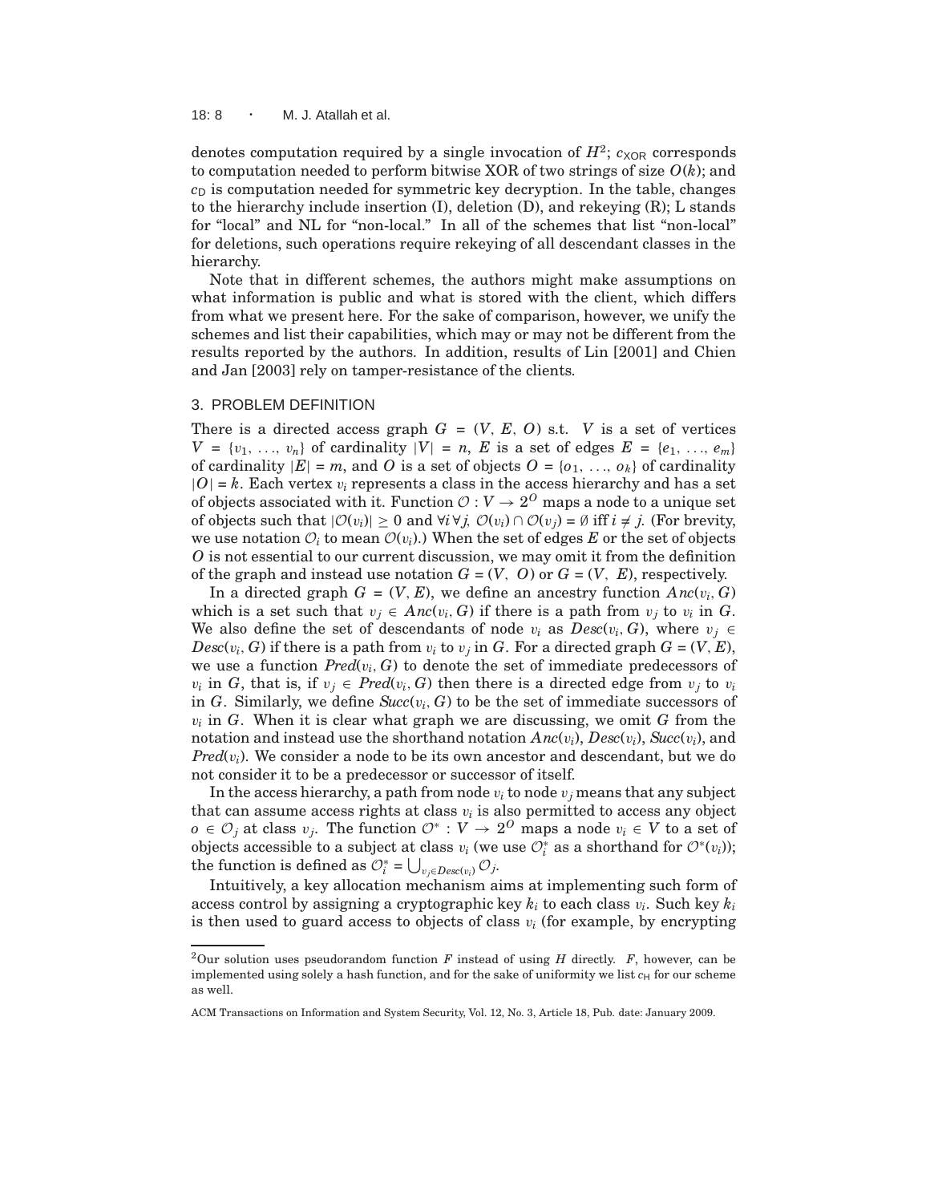denotes computation required by a single invocation of $H$[2]; $c_{\mathsf{XOR}}$ corresponds to computation needed to perform bitwise XOR of two strings of size $O(k)$; and $c_{\mathsf{D}}$ is computation needed for symmetric key decryption. In the table, changes to the hierarchy include insertion (I), deletion (D), and rekeying (R); L stands for "local" and NL for "non-local." In all of the schemes that list "non-local" for deletions, such operations require rekeying of all descendant classes in the hierarchy.

Note that in different schemes, the authors might make assumptions on what information is public and what is stored with the client, which differs from what we present here. For the sake of comparison, however, we unify the schemes and list their capabilities, which may or may not be different from the results reported by the authors. In addition, results of Lin [2001] and Chien and Jan [2003] rely on tamper-resistance of the clients.

## 3. PROBLEM DEFINITION

There is a directed access graph $G = (V, E, O)$ s.t. $V$ is a set of vertices $V = \{v_1, \ldots, v_n\}$ of cardinality $|V| = n$, $E$ is a set of edges $E = \{e_1, \ldots, e_m\}$ of cardinality $|E| = m$, and $O$ is a set of objects $O = \{o_1, \ldots, o_k\}$ of cardinality $|O| = k$. Each vertex $v_i$ represents a class in the access hierarchy and has a set of objects associated with it. Function $\mathcal{O} : V \to 2^O$ maps a node to a unique set of objects such that $|\mathcal{O}(v_i)| \geq 0$ and $\forall i \forall j,\ \mathcal{O}(v_i) \cap \mathcal{O}(v_j) = \emptyset$ iff $i \neq j$. (For brevity, we use notation $\mathcal{O}_i$ to mean $\mathcal{O}(v_i)$.) When the set of edges $E$ or the set of objects $O$ is not essential to our current discussion, we may omit it from the definition of the graph and instead use notation $G = (V, O)$ or $G = (V, E)$, respectively.

In a directed graph $G = (V, E)$, we define an ancestry function $Anc(v_i, G)$ which is a set such that $v_j \in Anc(v_i, G)$ if there is a path from $v_j$ to $v_i$ in $G$. We also define the set of descendants of node $v_i$ as $Desc(v_i, G)$, where $v_j \in Desc(v_i, G)$ if there is a path from $v_i$ to $v_j$ in $G$. For a directed graph $G = (V, E)$, we use a function $Pred(v_i, G)$ to denote the set of immediate predecessors of $v_i$ in $G$, that is, if $v_j \in Pred(v_i, G)$ then there is a directed edge from $v_j$ to $v_i$ in $G$. Similarly, we define $Succ(v_i, G)$ to be the set of immediate successors of $v_i$ in $G$. When it is clear what graph we are discussing, we omit $G$ from the notation and instead use the shorthand notation $Anc(v_i)$, $Desc(v_i)$, $Succ(v_i)$, and $Pred(v_i)$. We consider a node to be its own ancestor and descendant, but we do not consider it to be a predecessor or successor of itself.

In the access hierarchy, a path from node $v_i$ to node $v_j$ means that any subject that can assume access rights at class $v_i$ is also permitted to access any object $o \in \mathcal{O}_j$ at class $v_j$. The function $\mathcal{O}^* : V \to 2^O$ maps a node $v_i \in V$ to a set of objects accessible to a subject at class $v_i$ (we use $\mathcal{O}^*_i$ as a shorthand for $\mathcal{O}^*(v_i)$); the function is defined as $\mathcal{O}^*_i = \bigcup_{v_j \in Desc(v_i)} \mathcal{O}_j$.

Intuitively, a key allocation mechanism aims at implementing such form of access control by assigning a cryptographic key $k_i$ to each class $v_i$. Such key $k_i$ is then used to guard access to objects of class $v_i$ (for example, by encrypting

[2] Our solution uses pseudorandom function $F$ instead of using $H$ directly. $F$, however, can be implemented using solely a hash function, and for the sake of uniformity we list $c_{\mathsf{H}}$ for our scheme as well.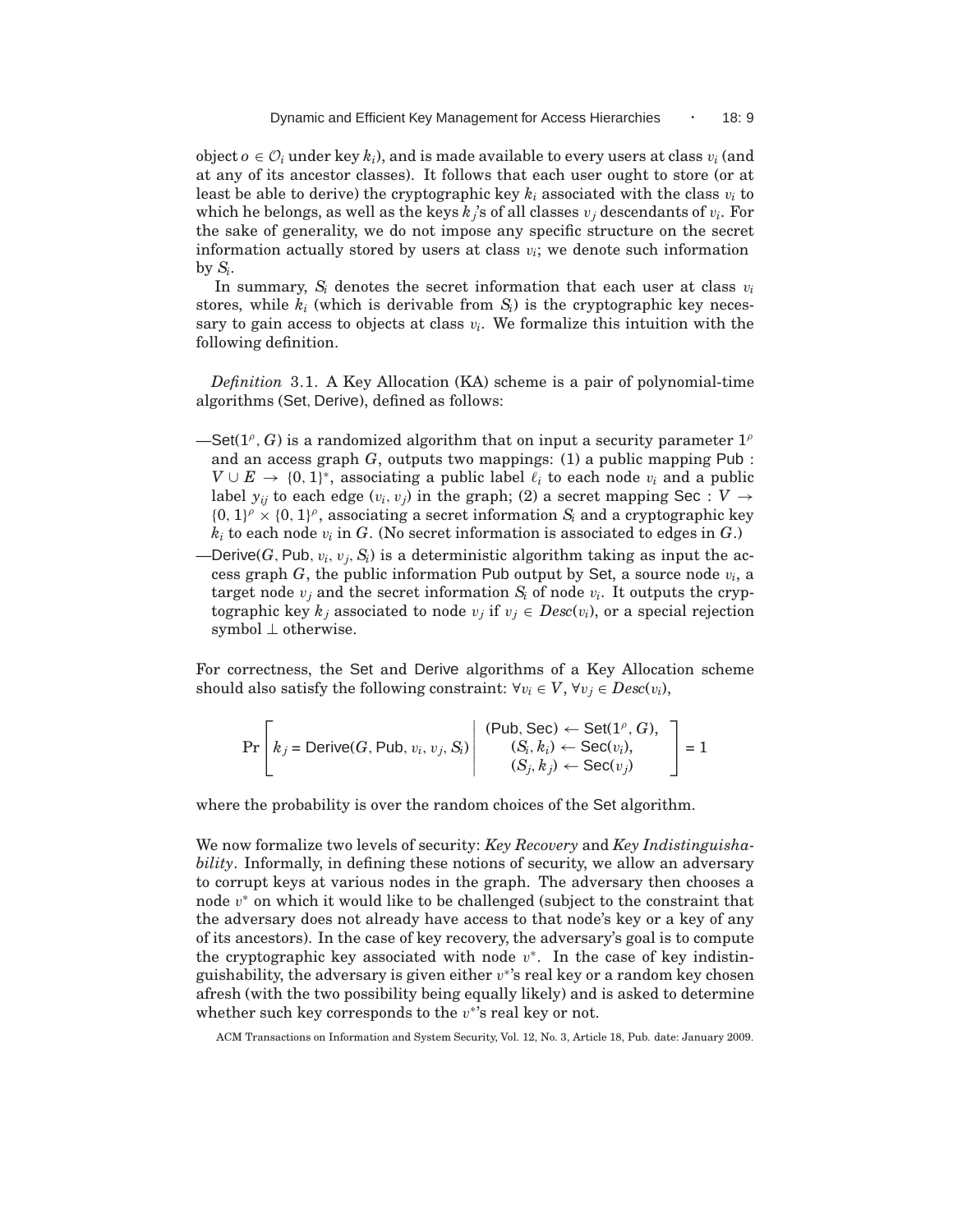object $o \in \mathcal{O}_i$ under key $k_i$), and is made available to every users at class $v_i$ (and at any of its ancestor classes). It follows that each user ought to store (or at least be able to derive) the cryptographic key $k_i$ associated with the class $v_i$ to which he belongs, as well as the keys $k_j$'s of all classes $v_j$ descendants of $v_i$. For the sake of generality, we do not impose any specific structure on the secret information actually stored by users at class $v_i$; we denote such information by $S_i$.

In summary, $S_i$ denotes the secret information that each user at class $v_i$ stores, while $k_i$ (which is derivable from $S_i$) is the cryptographic key necessary to gain access to objects at class $v_i$. We formalize this intuition with the following definition.

*Definition* 3.1. A Key Allocation (KA) scheme is a pair of polynomial-time algorithms (Set, Derive), defined as follows:

—Set$(1^\rho, G)$ is a randomized algorithm that on input a security parameter $1^\rho$ and an access graph $G$, outputs two mappings: (1) a public mapping Pub : $V \cup E \to \{0,1\}^*$, associating a public label $\ell_i$ to each node $v_i$ and a public label $y_{ij}$ to each edge $(v_i, v_j)$ in the graph; (2) a secret mapping Sec : $V \to \{0,1\}^\rho \times \{0,1\}^\rho$, associating a secret information $S_i$ and a cryptographic key $k_i$ to each node $v_i$ in $G$. (No secret information is associated to edges in $G$.)

—Derive$(G, \mathsf{Pub}, v_i, v_j, S_i)$ is a deterministic algorithm taking as input the access graph $G$, the public information Pub output by Set, a source node $v_i$, a target node $v_j$ and the secret information $S_i$ of node $v_i$. It outputs the cryptographic key $k_j$ associated to node $v_j$ if $v_j \in Desc(v_i)$, or a special rejection symbol $\perp$ otherwise.

For correctness, the Set and Derive algorithms of a Key Allocation scheme should also satisfy the following constraint: $\forall v_i \in V$, $\forall v_j \in Desc(v_i)$,

$$\Pr\left[ k_j = \mathsf{Derive}(G, \mathsf{Pub}, v_i, v_j, S_i) \;\middle|\; \begin{array}{c} (\mathsf{Pub}, \mathsf{Sec}) \leftarrow \mathsf{Set}(1^\rho, G), \\ (S_i, k_i) \leftarrow \mathsf{Sec}(v_i), \\ (S_j, k_j) \leftarrow \mathsf{Sec}(v_j) \end{array} \right] = 1$$

where the probability is over the random choices of the Set algorithm.

We now formalize two levels of security: *Key Recovery* and *Key Indistinguishability*. Informally, in defining these notions of security, we allow an adversary to corrupt keys at various nodes in the graph. The adversary then chooses a node $v^*$ on which it would like to be challenged (subject to the constraint that the adversary does not already have access to that node's key or a key of any of its ancestors). In the case of key recovery, the adversary's goal is to compute the cryptographic key associated with node $v^*$. In the case of key indistinguishability, the adversary is given either $v^*$'s real key or a random key chosen afresh (with the two possibility being equally likely) and is asked to determine whether such key corresponds to the $v^*$'s real key or not.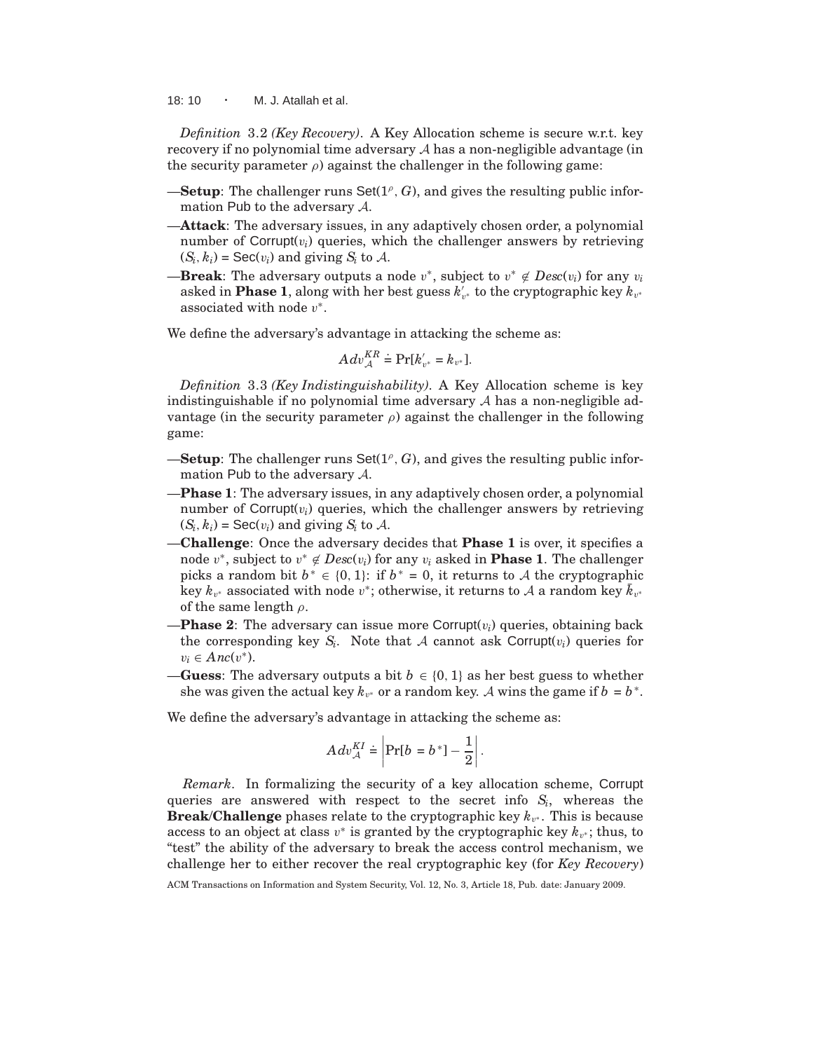*Definition* 3.2 *(Key Recovery)*. A Key Allocation scheme is secure w.r.t. key recovery if no polynomial time adversary $\mathcal{A}$ has a non-negligible advantage (in the security parameter $\rho$) against the challenger in the following game:

—**Setup**: The challenger runs $\mathsf{Set}(1^\rho, G)$, and gives the resulting public information Pub to the adversary $\mathcal{A}$.

—**Attack**: The adversary issues, in any adaptively chosen order, a polynomial number of $\mathsf{Corrupt}(v_i)$ queries, which the challenger answers by retrieving $(S_i, k_i) = \mathsf{Sec}(v_i)$ and giving $S_i$ to $\mathcal{A}$.

—**Break**: The adversary outputs a node $v^*$, subject to $v^* \notin Desc(v_i)$ for any $v_i$ asked in **Phase 1**, along with her best guess $k'_{v^*}$ to the cryptographic key $k_{v^*}$ associated with node $v^*$.

We define the adversary's advantage in attacking the scheme as:

$$Adv_{\mathcal{A}}^{KR} \doteq \Pr[k'_{v^*} = k_{v^*}].$$

*Definition* 3.3 *(Key Indistinguishability)*. A Key Allocation scheme is key indistinguishable if no polynomial time adversary $\mathcal{A}$ has a non-negligible advantage (in the security parameter $\rho$) against the challenger in the following game:

—**Setup**: The challenger runs $\mathsf{Set}(1^\rho, G)$, and gives the resulting public information Pub to the adversary $\mathcal{A}$.

—**Phase 1**: The adversary issues, in any adaptively chosen order, a polynomial number of $\mathsf{Corrupt}(v_i)$ queries, which the challenger answers by retrieving $(S_i, k_i) = \mathsf{Sec}(v_i)$ and giving $S_i$ to $\mathcal{A}$.

—**Challenge**: Once the adversary decides that **Phase 1** is over, it specifies a node $v^*$, subject to $v^* \notin Desc(v_i)$ for any $v_i$ asked in **Phase 1**. The challenger picks a random bit $b^* \in \{0, 1\}$: if $b^* = 0$, it returns to $\mathcal{A}$ the cryptographic key $k_{v^*}$ associated with node $v^*$; otherwise, it returns to $\mathcal{A}$ a random key $\bar{k}_{v^*}$ of the same length $\rho$.

—**Phase 2**: The adversary can issue more $\mathsf{Corrupt}(v_i)$ queries, obtaining back the corresponding key $S_i$. Note that $\mathcal{A}$ cannot ask $\mathsf{Corrupt}(v_i)$ queries for $v_i \in Anc(v^*)$.

—**Guess**: The adversary outputs a bit $b \in \{0, 1\}$ as her best guess to whether she was given the actual key $k_{v^*}$ or a random key. $\mathcal{A}$ wins the game if $b = b^*$.

We define the adversary's advantage in attacking the scheme as:

$$Adv_{\mathcal{A}}^{KI} \doteq \left| \Pr[b = b^*] - \frac{1}{2} \right|.$$

*Remark*. In formalizing the security of a key allocation scheme, Corrupt queries are answered with respect to the secret info $S_i$, whereas the **Break**/**Challenge** phases relate to the cryptographic key $k_{v^*}$. This is because access to an object at class $v^*$ is granted by the cryptographic key $k_{v^*}$; thus, to "test" the ability of the adversary to break the access control mechanism, we challenge her to either recover the real cryptographic key (for *Key Recovery*)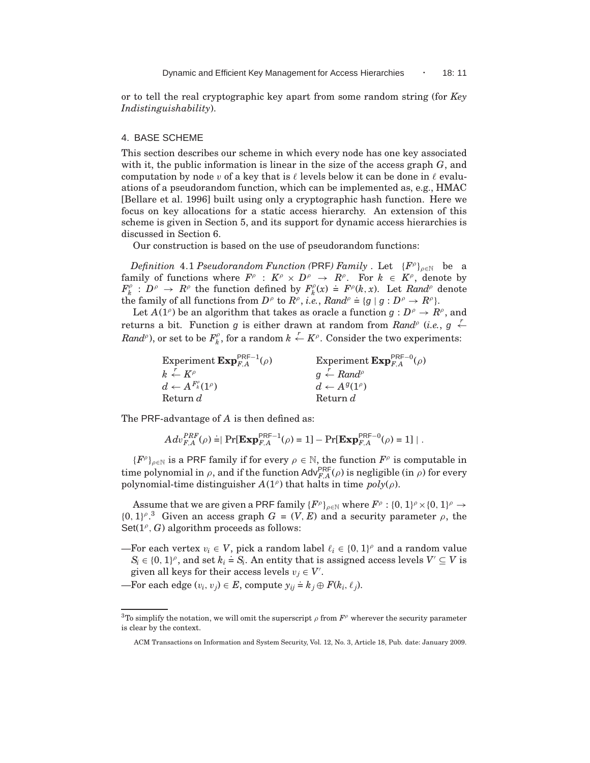or to tell the real cryptographic key apart from some random string (for *Key Indistinguishability*).

## 4. BASE SCHEME

This section describes our scheme in which every node has one key associated with it, the public information is linear in the size of the access graph $G$, and computation by node $v$ of a key that is $\ell$ levels below it can be done in $\ell$ evaluations of a pseudorandom function, which can be implemented as, e.g., HMAC [Bellare et al. 1996] built using only a cryptographic hash function. Here we focus on key allocations for a static access hierarchy. An extension of this scheme is given in Section 5, and its support for dynamic access hierarchies is discussed in Section 6.

Our construction is based on the use of pseudorandom functions:

*Definition* 4.1 *Pseudorandom Function (*PRF*) Family* . Let $\{F^\rho\}_{\rho \in \mathbb{N}}$ be a family of functions where $F^\rho : K^\rho \times D^\rho \rightarrow R^\rho$. For $k \in K^\rho$, denote by $F^\rho_k : D^\rho \rightarrow R^\rho$ the function defined by $F^\rho_k(x) \doteq F^\rho(k, x)$. Let $Rand^\rho$ denote the family of all functions from $D^\rho$ to $R^\rho$, *i.e.*, $Rand^\rho \doteq \{g \mid g : D^\rho \rightarrow R^\rho\}$.

Let $A(1^\rho)$ be an algorithm that takes as oracle a function $g : D^\rho \rightarrow R^\rho$, and returns a bit. Function $g$ is either drawn at random from $Rand^\rho$ (*i.e.*, $g \stackrel{r}{\leftarrow} Rand^\rho$), or set to be $F^\rho_k$, for a random $k \stackrel{r}{\leftarrow} K^\rho$. Consider the two experiments:

| Experiment $\mathbf{Exp}^{\mathsf{PRF}-1}_{F,A}(\rho)$ | Experiment $\mathbf{Exp}^{\mathsf{PRF}-0}_{F,A}(\rho)$ |
|---|---|
| $k \stackrel{r}{\leftarrow} K^\rho$ | $g \stackrel{r}{\leftarrow} Rand^\rho$ |
| $d \leftarrow A^{F^\rho_k}(1^\rho)$ | $d \leftarrow A^{g}(1^\rho)$ |
| Return $d$ | Return $d$ |

The PRF-advantage of $A$ is then defined as:

$$Adv^{PRF}_{F,A}(\rho) \doteq \mid \Pr[\mathbf{Exp}^{\mathsf{PRF}-1}_{F,A}(\rho) = 1] - \Pr[\mathbf{Exp}^{\mathsf{PRF}-0}_{F,A}(\rho) = 1] \mid .$$

$\{F^\rho\}_{\rho \in \mathbb{N}}$ is a PRF family if for every $\rho \in \mathbb{N}$, the function $F^\rho$ is computable in time polynomial in $\rho$, and if the function $\mathsf{Adv}^{\mathsf{PRF}}_{F,A}(\rho)$ is negligible (in $\rho$) for every polynomial-time distinguisher $A(1^\rho)$ that halts in time $poly(\rho)$.

Assume that we are given a PRF family $\{F^\rho\}_{\rho \in \mathbb{N}}$ where $F^\rho : \{0,1\}^\rho \times \{0,1\}^\rho \rightarrow \{0,1\}^\rho$.[3] Given an access graph $G = (V, E)$ and a security parameter $\rho$, the $\mathsf{Set}(1^\rho, G)$ algorithm proceeds as follows:

—For each vertex $v_i \in V$, pick a random label $\ell_i \in \{0,1\}^\rho$ and a random value $S_i \in \{0,1\}^\rho$, and set $k_i \doteq S_i$. An entity that is assigned access levels $V' \subseteq V$ is given all keys for their access levels $v_j \in V'$.

—For each edge $(v_i, v_j) \in E$, compute $y_{ij} \doteq k_j \oplus F(k_i, \ell_j)$.

[3]To simplify the notation, we will omit the superscript $\rho$ from $F^\rho$ wherever the security parameter is clear by the context.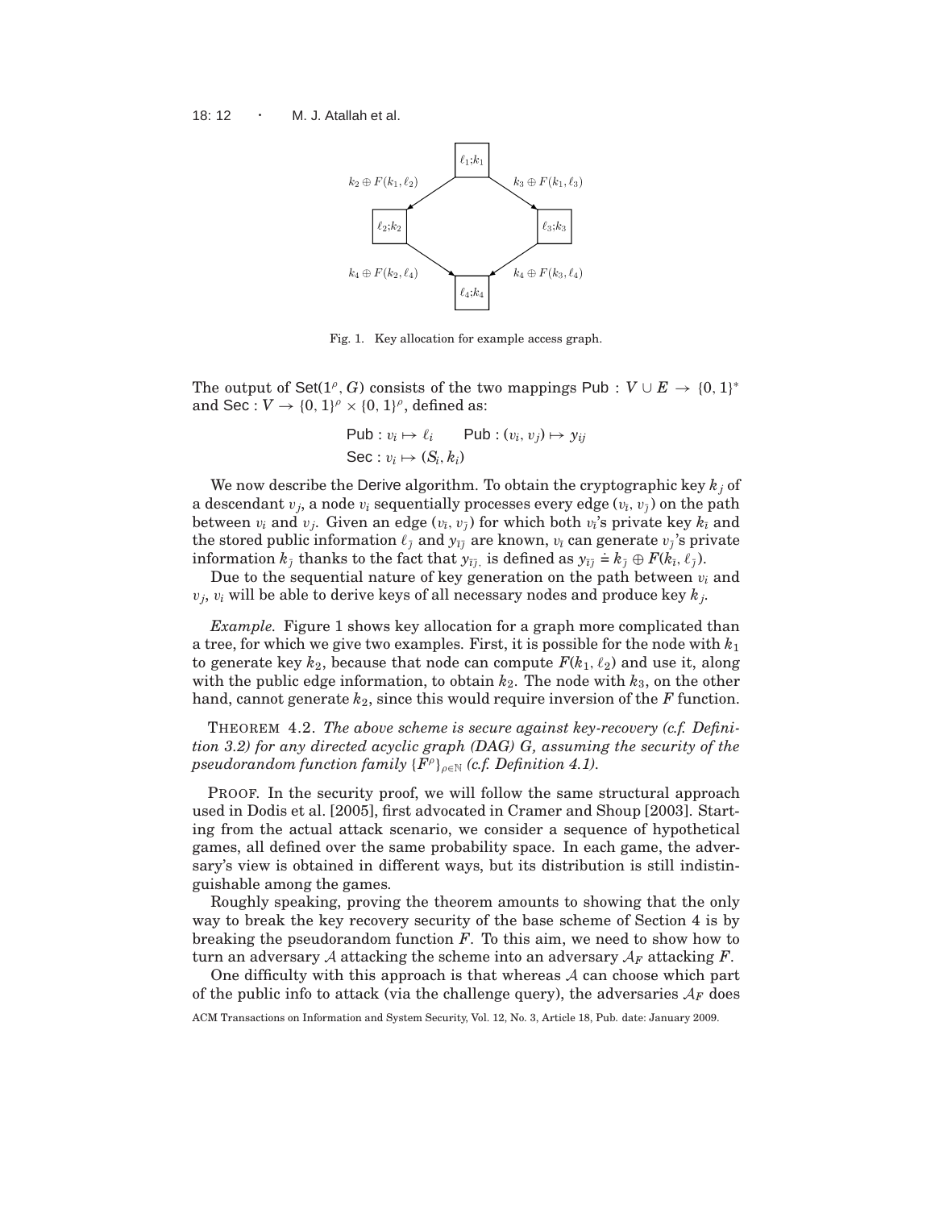Fig. 1. Key allocation for example access graph.

The output of $\mathsf{Set}(1^\rho, G)$ consists of the two mappings $\mathsf{Pub} : V \cup E \to \{0,1\}^*$ and $\mathsf{Sec} : V \to \{0,1\}^\rho \times \{0,1\}^\rho$, defined as:

$$\mathsf{Pub} : v_i \mapsto \ell_i \qquad \mathsf{Pub} : (v_i, v_j) \mapsto y_{ij}$$
$$\mathsf{Sec} : v_i \mapsto (S_i, k_i)$$

We now describe the Derive algorithm. To obtain the cryptographic key $k_j$ of a descendant $v_j$, a node $v_i$ sequentially processes every edge $(v_{\bar{\imath}}, v_{\bar{\jmath}})$ on the path between $v_i$ and $v_j$. Given an edge $(v_{\bar{\imath}}, v_{\bar{\jmath}})$ for which both $v_{\bar{\imath}}$'s private key $k_{\bar{\imath}}$ and the stored public information $\ell_{\bar{\jmath}}$ and $y_{\bar{\imath}\bar{\jmath}}$ are known, $v_{\bar{\imath}}$ can generate $v_{\bar{\jmath}}$'s private information $k_{\bar{\jmath}}$ thanks to the fact that $y_{\bar{\imath}\bar{\jmath},}$ is defined as $y_{\bar{\imath}\bar{\jmath}} \doteq k_{\bar{\jmath}} \oplus F(k_{\bar{\imath}}, \ell_{\bar{\jmath}})$.

Due to the sequential nature of key generation on the path between $v_i$ and $v_j$, $v_i$ will be able to derive keys of all necessary nodes and produce key $k_j$.

*Example.* Figure 1 shows key allocation for a graph more complicated than a tree, for which we give two examples. First, it is possible for the node with $k_1$ to generate key $k_2$, because that node can compute $F(k_1, \ell_2)$ and use it, along with the public edge information, to obtain $k_2$. The node with $k_3$, on the other hand, cannot generate $k_2$, since this would require inversion of the $F$ function.

THEOREM 4.2. *The above scheme is secure against key-recovery (c.f. Definition 3.2) for any directed acyclic graph (DAG) G, assuming the security of the pseudorandom function family $\{F^\rho\}_{\rho\in\mathbb{N}}$ (c.f. Definition 4.1).*

PROOF. In the security proof, we will follow the same structural approach used in Dodis et al. [2005], first advocated in Cramer and Shoup [2003]. Starting from the actual attack scenario, we consider a sequence of hypothetical games, all defined over the same probability space. In each game, the adversary's view is obtained in different ways, but its distribution is still indistinguishable among the games.

Roughly speaking, proving the theorem amounts to showing that the only way to break the key recovery security of the base scheme of Section 4 is by breaking the pseudorandom function $F$. To this aim, we need to show how to turn an adversary $\mathcal{A}$ attacking the scheme into an adversary $\mathcal{A}_F$ attacking $F$.

One difficulty with this approach is that whereas $\mathcal{A}$ can choose which part of the public info to attack (via the challenge query), the adversaries $\mathcal{A}_F$ does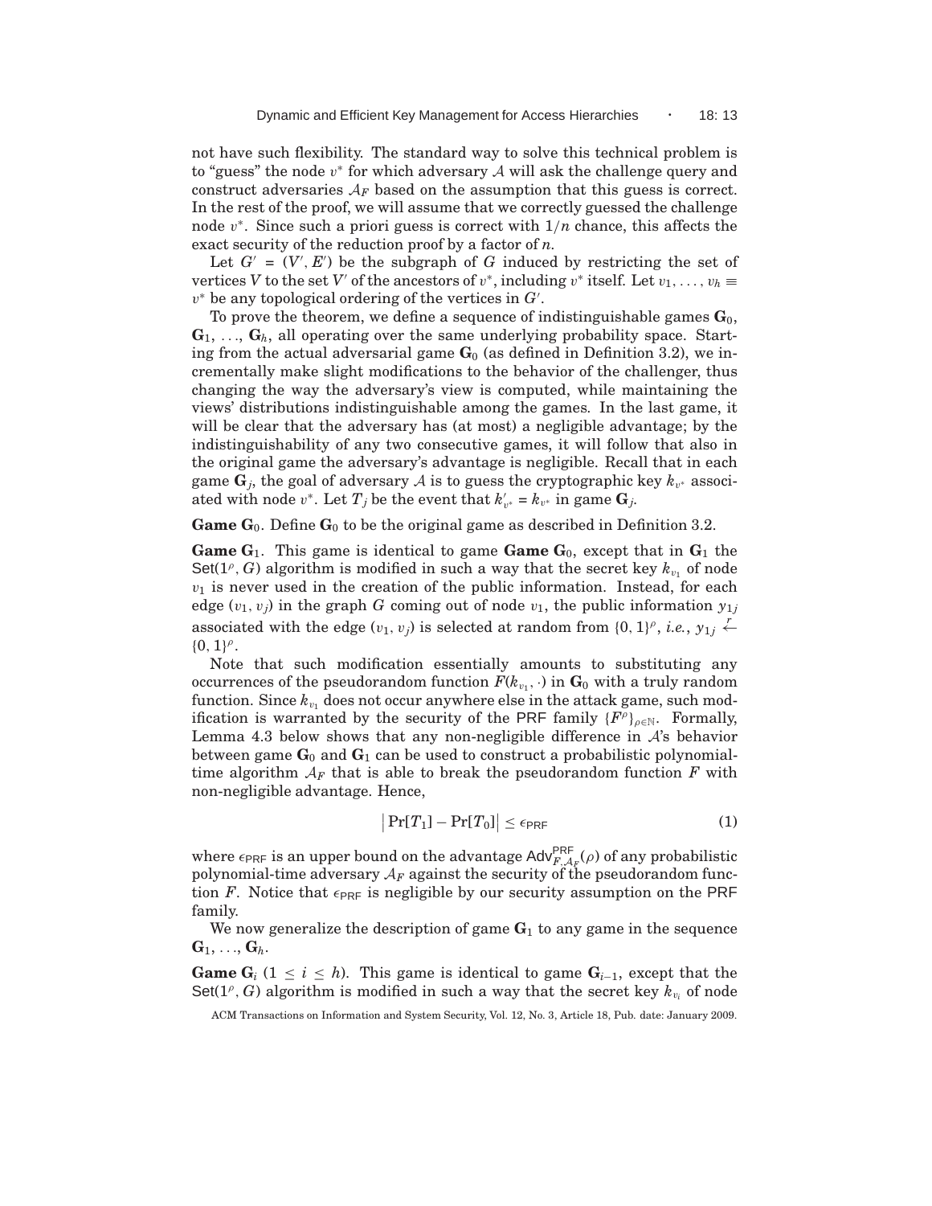not have such flexibility. The standard way to solve this technical problem is to "guess" the node $v^*$ for which adversary $\mathcal{A}$ will ask the challenge query and construct adversaries $\mathcal{A}_F$ based on the assumption that this guess is correct. In the rest of the proof, we will assume that we correctly guessed the challenge node $v^*$. Since such a priori guess is correct with $1/n$ chance, this affects the exact security of the reduction proof by a factor of $n$.

Let $G' = (V', E')$ be the subgraph of $G$ induced by restricting the set of vertices $V$ to the set $V'$ of the ancestors of $v^*$, including $v^*$ itself. Let $v_1, \ldots, v_h \equiv v^*$ be any topological ordering of the vertices in $G'$.

To prove the theorem, we define a sequence of indistinguishable games $\mathbf{G}_0$, $\mathbf{G}_1$, ..., $\mathbf{G}_h$, all operating over the same underlying probability space. Starting from the actual adversarial game $\mathbf{G}_0$ (as defined in Definition 3.2), we incrementally make slight modifications to the behavior of the challenger, thus changing the way the adversary's view is computed, while maintaining the views' distributions indistinguishable among the games. In the last game, it will be clear that the adversary has (at most) a negligible advantage; by the indistinguishability of any two consecutive games, it will follow that also in the original game the adversary's advantage is negligible. Recall that in each game $\mathbf{G}_j$, the goal of adversary $\mathcal{A}$ is to guess the cryptographic key $k_{v^*}$ associated with node $v^*$. Let $T_j$ be the event that $k'_{v^*} = k_{v^*}$ in game $\mathbf{G}_j$.

**Game $\mathbf{G}_0$.** Define $\mathbf{G}_0$ to be the original game as described in Definition 3.2.

**Game $\mathbf{G}_1$.** This game is identical to game **Game $\mathbf{G}_0$**, except that in $\mathbf{G}_1$ the $\mathsf{Set}(1^\rho, G)$ algorithm is modified in such a way that the secret key $k_{v_1}$ of node $v_1$ is never used in the creation of the public information. Instead, for each edge $(v_1, v_j)$ in the graph $G$ coming out of node $v_1$, the public information $y_{1j}$ associated with the edge $(v_1, v_j)$ is selected at random from $\{0,1\}^\rho$, *i.e.*, $y_{1j} \xleftarrow{r} \{0,1\}^\rho$.

Note that such modification essentially amounts to substituting any occurrences of the pseudorandom function $F(k_{v_1}, \cdot)$ in $\mathbf{G}_0$ with a truly random function. Since $k_{v_1}$ does not occur anywhere else in the attack game, such modification is warranted by the security of the PRF family $\{F^\rho\}_{\rho \in \mathbb{N}}$. Formally, Lemma 4.3 below shows that any non-negligible difference in $\mathcal{A}$'s behavior between game $\mathbf{G}_0$ and $\mathbf{G}_1$ can be used to construct a probabilistic polynomial-time algorithm $\mathcal{A}_F$ that is able to break the pseudorandom function $F$ with non-negligible advantage. Hence,

$$\left|\Pr[T_1] - \Pr[T_0]\right| \leq \epsilon_{\mathsf{PRF}} \tag{1}$$

where $\epsilon_{\mathsf{PRF}}$ is an upper bound on the advantage $\mathsf{Adv}^{\mathsf{PRF}}_{F,\mathcal{A}_F}(\rho)$ of any probabilistic polynomial-time adversary $\mathcal{A}_F$ against the security of the pseudorandom function $F$. Notice that $\epsilon_{\mathsf{PRF}}$ is negligible by our security assumption on the PRF family.

We now generalize the description of game $\mathbf{G}_1$ to any game in the sequence $\mathbf{G}_1, \ldots, \mathbf{G}_h$.

**Game $\mathbf{G}_i$** ($1 \leq i \leq h$). This game is identical to game $\mathbf{G}_{i-1}$, except that the $\mathsf{Set}(1^\rho, G)$ algorithm is modified in such a way that the secret key $k_{v_i}$ of node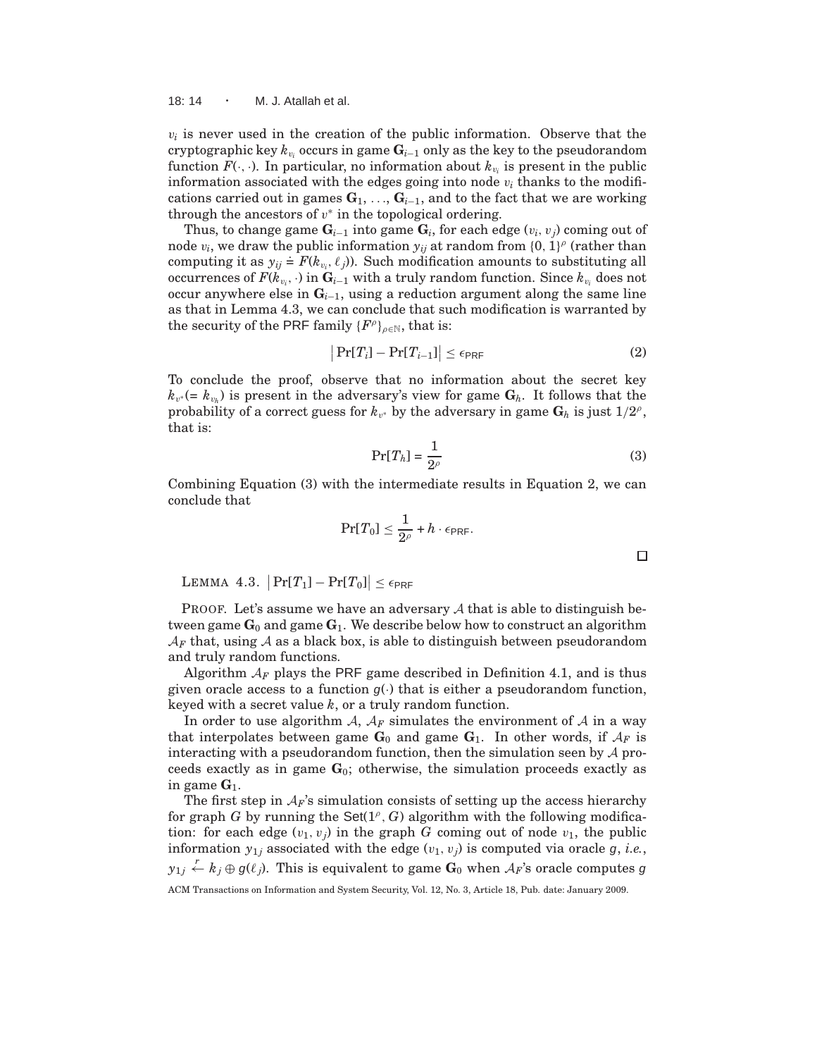$v_i$ is never used in the creation of the public information. Observe that the cryptographic key $k_{v_i}$ occurs in game $\mathbf{G}_{i-1}$ only as the key to the pseudorandom function $F(\cdot, \cdot)$. In particular, no information about $k_{v_i}$ is present in the public information associated with the edges going into node $v_i$ thanks to the modifications carried out in games $\mathbf{G}_1, \ldots, \mathbf{G}_{i-1}$, and to the fact that we are working through the ancestors of $v^*$ in the topological ordering.

Thus, to change game $\mathbf{G}_{i-1}$ into game $\mathbf{G}_i$, for each edge $(v_i, v_j)$ coming out of node $v_i$, we draw the public information $y_{ij}$ at random from $\{0, 1\}^\rho$ (rather than computing it as $y_{ij} \doteq F(k_{v_i}, \ell_j)$). Such modification amounts to substituting all occurrences of $F(k_{v_i}, \cdot)$ in $\mathbf{G}_{i-1}$ with a truly random function. Since $k_{v_i}$ does not occur anywhere else in $\mathbf{G}_{i-1}$, using a reduction argument along the same line as that in Lemma 4.3, we can conclude that such modification is warranted by the security of the PRF family $\{F^\rho\}_{\rho \in \mathbb{N}}$, that is:

$$\left| \Pr[T_i] - \Pr[T_{i-1}] \right| \leq \epsilon_{\mathsf{PRF}} \tag{2}$$

To conclude the proof, observe that no information about the secret key $k_{v^*} (= k_{v_h})$ is present in the adversary's view for game $\mathbf{G}_h$. It follows that the probability of a correct guess for $k_{v^*}$ by the adversary in game $\mathbf{G}_h$ is just $1/2^\rho$, that is:

$$\Pr[T_h] = \frac{1}{2^\rho} \tag{3}$$

Combining Equation (3) with the intermediate results in Equation 2, we can conclude that

$$\Pr[T_0] \leq \frac{1}{2^\rho} + h \cdot \epsilon_{\mathsf{PRF}}.$$

□

LEMMA 4.3. $\left| \Pr[T_1] - \Pr[T_0] \right| \leq \epsilon_{\mathsf{PRF}}$

PROOF. Let's assume we have an adversary $\mathcal{A}$ that is able to distinguish between game $\mathbf{G}_0$ and game $\mathbf{G}_1$. We describe below how to construct an algorithm $\mathcal{A}_F$ that, using $\mathcal{A}$ as a black box, is able to distinguish between pseudorandom and truly random functions.

Algorithm $\mathcal{A}_F$ plays the PRF game described in Definition 4.1, and is thus given oracle access to a function $g(\cdot)$ that is either a pseudorandom function, keyed with a secret value $k$, or a truly random function.

In order to use algorithm $\mathcal{A}$, $\mathcal{A}_F$ simulates the environment of $\mathcal{A}$ in a way that interpolates between game $\mathbf{G}_0$ and game $\mathbf{G}_1$. In other words, if $\mathcal{A}_F$ is interacting with a pseudorandom function, then the simulation seen by $\mathcal{A}$ proceeds exactly as in game $\mathbf{G}_0$; otherwise, the simulation proceeds exactly as in game $\mathbf{G}_1$.

The first step in $\mathcal{A}_F$'s simulation consists of setting up the access hierarchy for graph $G$ by running the $\mathsf{Set}(1^\rho, G)$ algorithm with the following modification: for each edge $(v_1, v_j)$ in the graph $G$ coming out of node $v_1$, the public information $y_{1j}$ associated with the edge $(v_1, v_j)$ is computed via oracle $g$, *i.e.*, $y_{1j} \stackrel{r}{\leftarrow} k_j \oplus g(\ell_j)$. This is equivalent to game $\mathbf{G}_0$ when $\mathcal{A}_F$'s oracle computes $g$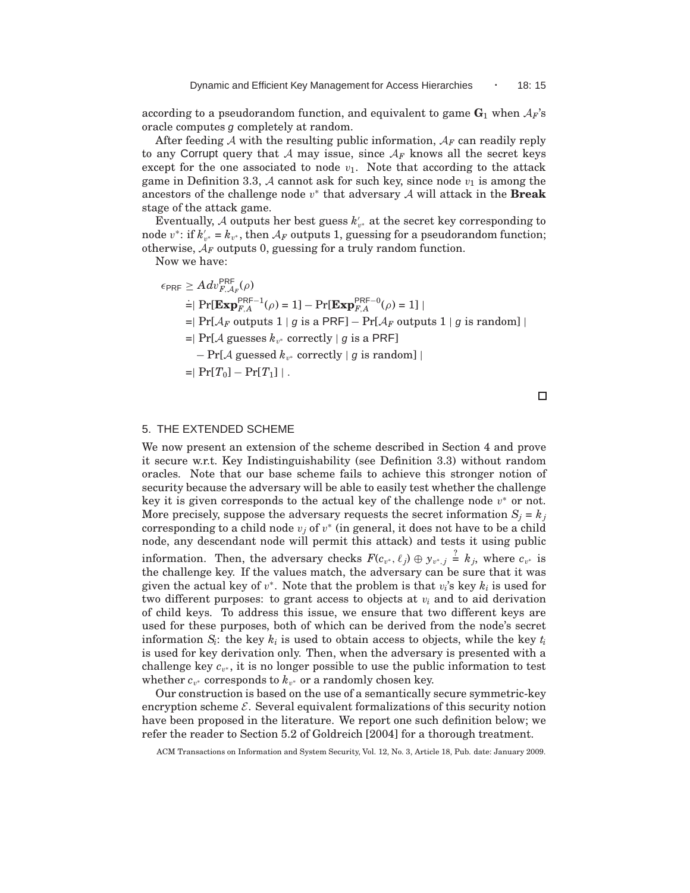according to a pseudorandom function, and equivalent to game $\mathbf{G}_1$ when $\mathcal{A}_F$'s oracle computes $g$ completely at random.

After feeding $\mathcal{A}$ with the resulting public information, $\mathcal{A}_F$ can readily reply to any Corrupt query that $\mathcal{A}$ may issue, since $\mathcal{A}_F$ knows all the secret keys except for the one associated to node $v_1$. Note that according to the attack game in Definition 3.3, $\mathcal{A}$ cannot ask for such key, since node $v_1$ is among the ancestors of the challenge node $v^*$ that adversary $\mathcal{A}$ will attack in the **Break** stage of the attack game.

Eventually, $\mathcal{A}$ outputs her best guess $k'_{v^*}$ at the secret key corresponding to node $v^*$: if $k'_{v^*} = k_{v^*}$, then $\mathcal{A}_F$ outputs 1, guessing for a pseudorandom function; otherwise, $\mathcal{A}_F$ outputs 0, guessing for a truly random function.

Now we have:

$$
\begin{aligned}
\epsilon_{\mathsf{PRF}} &\geq Adv^{\mathsf{PRF}}_{F,\mathcal{A}_F}(\rho) \\
&\doteq | \Pr[\mathbf{Exp}^{\mathsf{PRF}-1}_{F,A}(\rho) = 1] - \Pr[\mathbf{Exp}^{\mathsf{PRF}-0}_{F,A}(\rho) = 1] | \\
&= | \Pr[\mathcal{A}_F \text{ outputs } 1 \mid g \text{ is a PRF}] - \Pr[\mathcal{A}_F \text{ outputs } 1 \mid g \text{ is random}] | \\
&= | \Pr[\mathcal{A} \text{ guesses } k_{v^*} \text{ correctly} \mid g \text{ is a PRF}] \\
&\quad - \Pr[\mathcal{A} \text{ guessed } k_{v^*} \text{ correctly} \mid g \text{ is random}] | \\
&= | \Pr[T_0] - \Pr[T_1] | .
\end{aligned}
$$

□

## 5. THE EXTENDED SCHEME

We now present an extension of the scheme described in Section 4 and prove it secure w.r.t. Key Indistinguishability (see Definition 3.3) without random oracles. Note that our base scheme fails to achieve this stronger notion of security because the adversary will be able to easily test whether the challenge key it is given corresponds to the actual key of the challenge node $v^*$ or not. More precisely, suppose the adversary requests the secret information $S_j = k_j$ corresponding to a child node $v_j$ of $v^*$ (in general, it does not have to be a child node, any descendant node will permit this attack) and tests it using public information. Then, the adversary checks $F(c_{v^*}, \ell_j) \oplus y_{v^*,j} \stackrel{?}{=} k_j$, where $c_{v^*}$ is the challenge key. If the values match, the adversary can be sure that it was given the actual key of $v^*$. Note that the problem is that $v_i$'s key $k_i$ is used for two different purposes: to grant access to objects at $v_i$ and to aid derivation of child keys. To address this issue, we ensure that two different keys are used for these purposes, both of which can be derived from the node's secret information $S_i$: the key $k_i$ is used to obtain access to objects, while the key $t_i$ is used for key derivation only. Then, when the adversary is presented with a challenge key $c_{v^*}$, it is no longer possible to use the public information to test whether $c_{v^*}$ corresponds to $k_{v^*}$ or a randomly chosen key.

Our construction is based on the use of a semantically secure symmetric-key encryption scheme $\mathcal{E}$. Several equivalent formalizations of this security notion have been proposed in the literature. We report one such definition below; we refer the reader to Section 5.2 of Goldreich [2004] for a thorough treatment.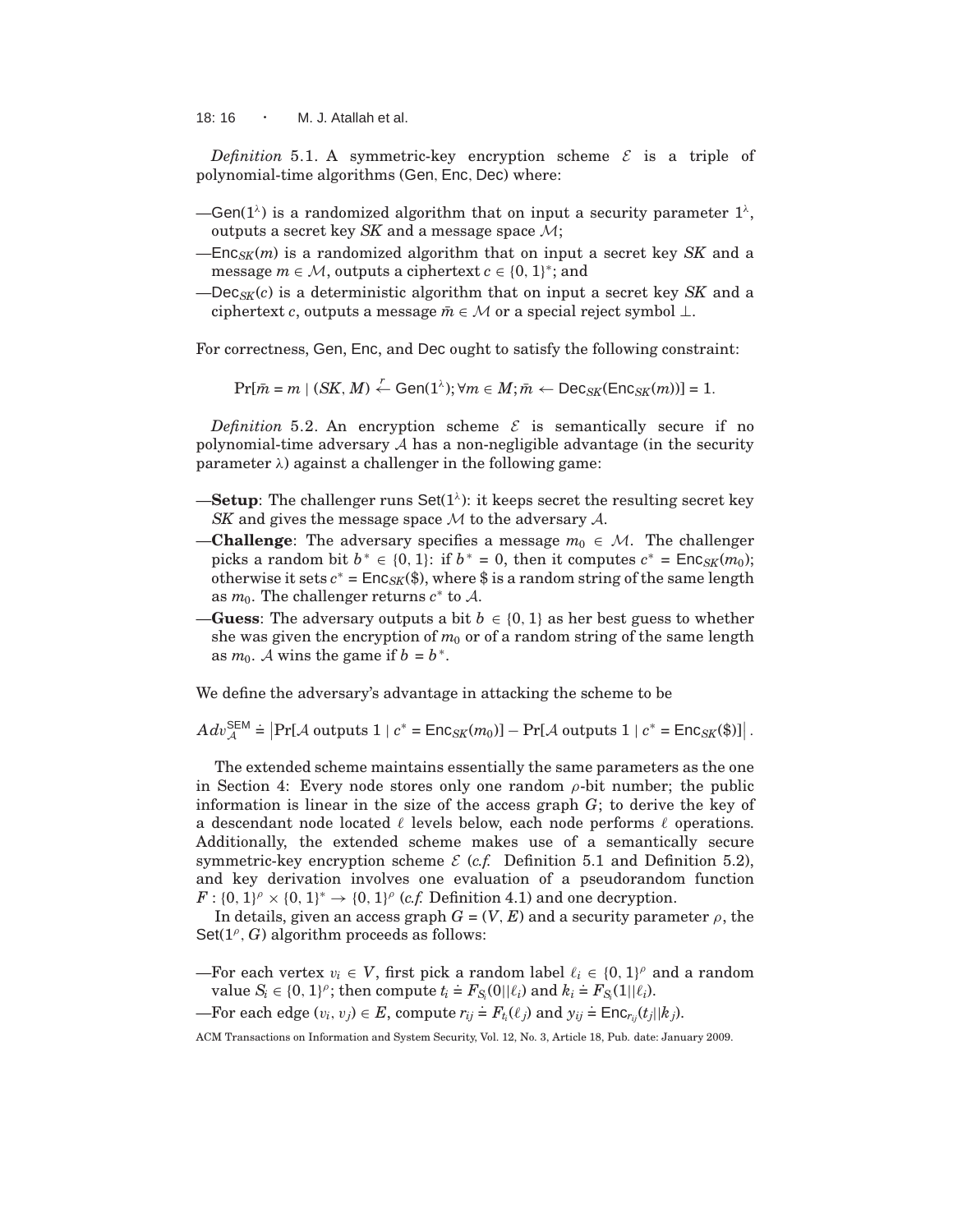*Definition* 5.1. A symmetric-key encryption scheme $\mathcal{E}$ is a triple of polynomial-time algorithms (Gen, Enc, Dec) where:

—$\mathsf{Gen}(1^\lambda)$ is a randomized algorithm that on input a security parameter $1^\lambda$, outputs a secret key $SK$ and a message space $\mathcal{M}$;

—$\mathsf{Enc}_{SK}(m)$ is a randomized algorithm that on input a secret key $SK$ and a message $m \in \mathcal{M}$, outputs a ciphertext $c \in \{0,1\}^*$; and

—$\mathsf{Dec}_{SK}(c)$ is a deterministic algorithm that on input a secret key $SK$ and a ciphertext $c$, outputs a message $\bar{m} \in \mathcal{M}$ or a special reject symbol $\perp$.

For correctness, Gen, Enc, and Dec ought to satisfy the following constraint:

$$\Pr[\bar{m} = m \mid (SK, M) \stackrel{r}{\leftarrow} \mathsf{Gen}(1^\lambda); \forall m \in M; \bar{m} \leftarrow \mathsf{Dec}_{SK}(\mathsf{Enc}_{SK}(m))] = 1.$$

*Definition* 5.2. An encryption scheme $\mathcal{E}$ is semantically secure if no polynomial-time adversary $\mathcal{A}$ has a non-negligible advantage (in the security parameter $\lambda$) against a challenger in the following game:

—**Setup**: The challenger runs $\mathsf{Set}(1^\lambda)$: it keeps secret the resulting secret key $SK$ and gives the message space $\mathcal{M}$ to the adversary $\mathcal{A}$.

—**Challenge**: The adversary specifies a message $m_0 \in \mathcal{M}$. The challenger picks a random bit $b^* \in \{0,1\}$: if $b^* = 0$, then it computes $c^* = \mathsf{Enc}_{SK}(m_0)$; otherwise it sets $c^* = \mathsf{Enc}_{SK}(\$)$, where \$ is a random string of the same length as $m_0$. The challenger returns $c^*$ to $\mathcal{A}$.

—**Guess**: The adversary outputs a bit $b \in \{0,1\}$ as her best guess to whether she was given the encryption of $m_0$ or of a random string of the same length as $m_0$. $\mathcal{A}$ wins the game if $b = b^*$.

We define the adversary's advantage in attacking the scheme to be

$$Adv_{\mathcal{A}}^{\mathsf{SEM}} \doteq \left|\Pr[\mathcal{A} \text{ outputs } 1 \mid c^* = \mathsf{Enc}_{SK}(m_0)] - \Pr[\mathcal{A} \text{ outputs } 1 \mid c^* = \mathsf{Enc}_{SK}(\$)]\right|.$$

The extended scheme maintains essentially the same parameters as the one in Section 4: Every node stores only one random $\rho$-bit number; the public information is linear in the size of the access graph $G$; to derive the key of a descendant node located $\ell$ levels below, each node performs $\ell$ operations. Additionally, the extended scheme makes use of a semantically secure symmetric-key encryption scheme $\mathcal{E}$ (*c.f.* Definition 5.1 and Definition 5.2), and key derivation involves one evaluation of a pseudorandom function $F : \{0,1\}^\rho \times \{0,1\}^* \to \{0,1\}^\rho$ (*c.f.* Definition 4.1) and one decryption.

In details, given an access graph $G = (V, E)$ and a security parameter $\rho$, the $\mathsf{Set}(1^\rho, G)$ algorithm proceeds as follows:

—For each vertex $v_i \in V$, first pick a random label $\ell_i \in \{0,1\}^\rho$ and a random value $S_i \in \{0,1\}^\rho$; then compute $t_i \doteq F_{S_i}(0||\ell_i)$ and $k_i \doteq F_{S_i}(1||\ell_i)$.

—For each edge $(v_i, v_j) \in E$, compute $r_{ij} \doteq F_{t_i}(\ell_j)$ and $y_{ij} \doteq \mathsf{Enc}_{r_{ij}}(t_j||k_j)$.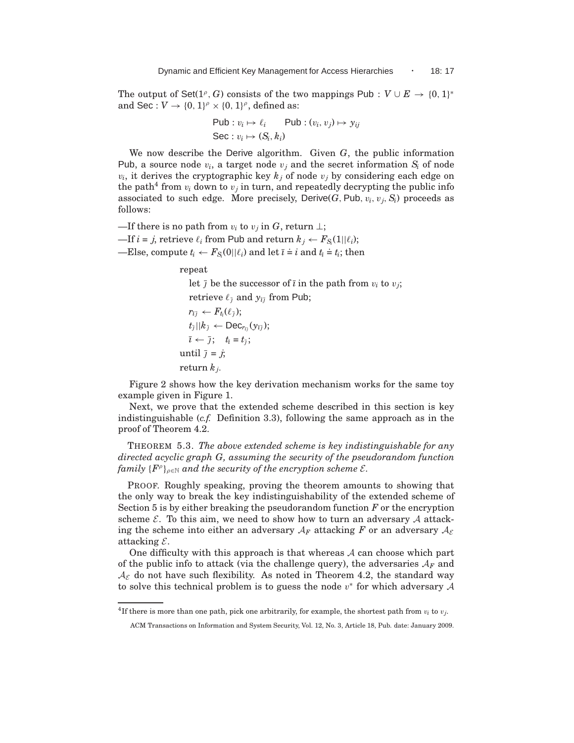The output of $\mathsf{Set}(1^\rho, G)$ consists of the two mappings $\mathsf{Pub} : V \cup E \rightarrow \{0,1\}^*$ and $\mathsf{Sec} : V \rightarrow \{0,1\}^\rho \times \{0,1\}^\rho$, defined as:

$$\mathsf{Pub} : v_i \mapsto \ell_i \qquad \mathsf{Pub} : (v_i, v_j) \mapsto y_{ij}$$
$$\mathsf{Sec} : v_i \mapsto (S_i, k_i)$$

We now describe the Derive algorithm. Given $G$, the public information Pub, a source node $v_i$, a target node $v_j$ and the secret information $S_i$ of node $v_i$, it derives the cryptographic key $k_j$ of node $v_j$ by considering each edge on the path[4] from $v_i$ down to $v_j$ in turn, and repeatedly decrypting the public info associated to such edge. More precisely, $\mathsf{Derive}(G, \mathsf{Pub}, v_i, v_j, S_i)$ proceeds as follows:

—If there is no path from $v_i$ to $v_j$ in $G$, return $\perp$;
—If $i = j$, retrieve $\ell_i$ from Pub and return $k_j \leftarrow F_{S_i}(1||\ell_i)$;
—Else, compute $t_i \leftarrow F_{S_i}(0||\ell_i)$ and let $\bar{\imath} \doteq i$ and $t_{\bar{\imath}} \doteq t_i$; then

repeat
  let $\bar{\jmath}$ be the successor of $\bar{\imath}$ in the path from $v_i$ to $v_j$;
  retrieve $\ell_{\bar{\jmath}}$ and $y_{\bar{\imath}\bar{\jmath}}$ from Pub;
  $r_{\bar{\imath}\bar{\jmath}} \leftarrow F_{t_{\bar{\imath}}}(\ell_{\bar{\jmath}})$;
  $t_{\bar{\jmath}}||k_{\bar{\jmath}} \leftarrow \mathsf{Dec}_{r_{\bar{\imath}\bar{\jmath}}}(y_{\bar{\imath}\bar{\jmath}})$;
  $\bar{\imath} \leftarrow \bar{\jmath}$;  $t_{\bar{\imath}} = t_{\bar{\jmath}}$;
until $\bar{\jmath} = j$;
return $k_j$.

Figure 2 shows how the key derivation mechanism works for the same toy example given in Figure 1.

Next, we prove that the extended scheme described in this section is key indistinguishable (*c.f.* Definition 3.3), following the same approach as in the proof of Theorem 4.2.

THEOREM 5.3. *The above extended scheme is key indistinguishable for any directed acyclic graph $G$, assuming the security of the pseudorandom function family $\{F^\rho\}_{\rho\in\mathbb{N}}$ and the security of the encryption scheme $\mathcal{E}$.*

PROOF. Roughly speaking, proving the theorem amounts to showing that the only way to break the key indistinguishability of the extended scheme of Section 5 is by either breaking the pseudorandom function $F$ or the encryption scheme $\mathcal{E}$. To this aim, we need to show how to turn an adversary $\mathcal{A}$ attacking the scheme into either an adversary $\mathcal{A}_F$ attacking $F$ or an adversary $\mathcal{A}_\mathcal{E}$ attacking $\mathcal{E}$.

One difficulty with this approach is that whereas $\mathcal{A}$ can choose which part of the public info to attack (via the challenge query), the adversaries $\mathcal{A}_F$ and $\mathcal{A}_\mathcal{E}$ do not have such flexibility. As noted in Theorem 4.2, the standard way to solve this technical problem is to guess the node $v^*$ for which adversary $\mathcal{A}$

[4] If there is more than one path, pick one arbitrarily, for example, the shortest path from $v_i$ to $v_j$.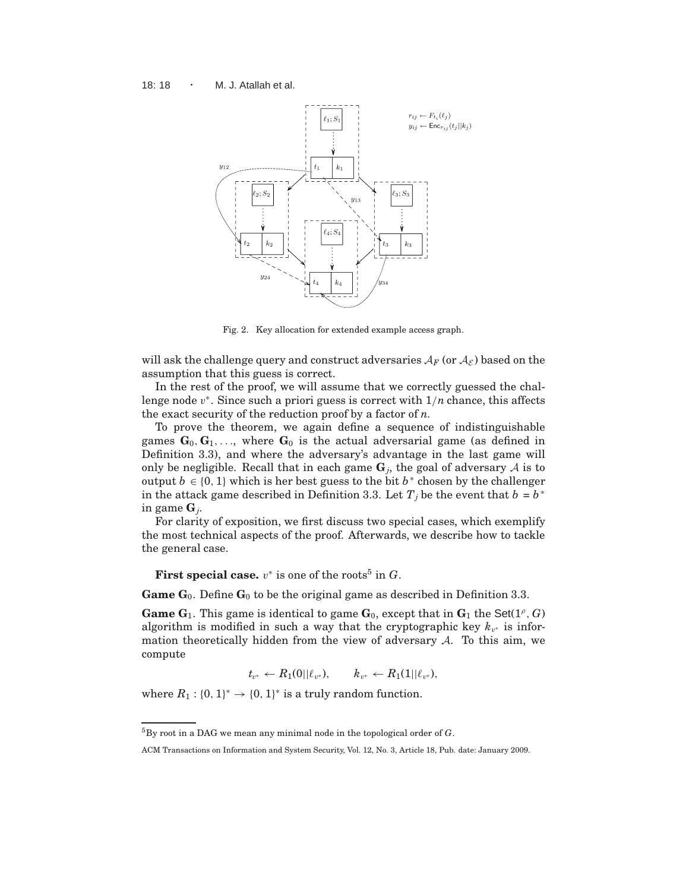Fig. 2. Key allocation for extended example access graph.

will ask the challenge query and construct adversaries $\mathcal{A}_F$ (or $\mathcal{A}_\mathcal{E}$) based on the assumption that this guess is correct.

In the rest of the proof, we will assume that we correctly guessed the challenge node $v^*$. Since such a priori guess is correct with $1/n$ chance, this affects the exact security of the reduction proof by a factor of $n$.

To prove the theorem, we again define a sequence of indistinguishable games $\mathbf{G}_0, \mathbf{G}_1, \ldots$, where $\mathbf{G}_0$ is the actual adversarial game (as defined in Definition 3.3), and where the adversary's advantage in the last game will only be negligible. Recall that in each game $\mathbf{G}_j$, the goal of adversary $\mathcal{A}$ is to output $b \in \{0, 1\}$ which is her best guess to the bit $b^*$ chosen by the challenger in the attack game described in Definition 3.3. Let $T_j$ be the event that $b = b^*$ in game $\mathbf{G}_j$.

For clarity of exposition, we first discuss two special cases, which exemplify the most technical aspects of the proof. Afterwards, we describe how to tackle the general case.

**First special case.** $v^*$ is one of the roots[5] in $G$.

**Game $\mathbf{G}_0$.** Define $\mathbf{G}_0$ to be the original game as described in Definition 3.3.

**Game $\mathbf{G}_1$.** This game is identical to game $\mathbf{G}_0$, except that in $\mathbf{G}_1$ the $\mathsf{Set}(1^\rho, G)$ algorithm is modified in such a way that the cryptographic key $k_{v^*}$ is information theoretically hidden from the view of adversary $\mathcal{A}$. To this aim, we compute

$$t_{v^*} \leftarrow R_1(0||\ell_{v^*}), \qquad k_{v^*} \leftarrow R_1(1||\ell_{v^*}),$$

where $R_1 : \{0, 1\}^* \rightarrow \{0, 1\}^*$ is a truly random function.

[5] By root in a DAG we mean any minimal node in the topological order of $G$.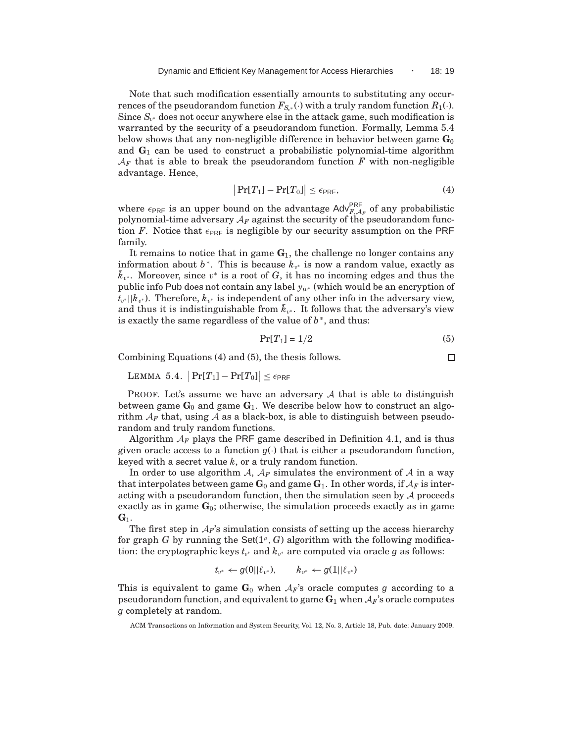Note that such modification essentially amounts to substituting any occurrences of the pseudorandom function $F_{S_{v^*}}(\cdot)$ with a truly random function $R_1(\cdot)$. Since $S_{v^*}$ does not occur anywhere else in the attack game, such modification is warranted by the security of a pseudorandom function. Formally, Lemma 5.4 below shows that any non-negligible difference in behavior between game $\mathbf{G}_0$ and $\mathbf{G}_1$ can be used to construct a probabilistic polynomial-time algorithm $\mathcal{A}_F$ that is able to break the pseudorandom function $F$ with non-negligible advantage. Hence,

$$\left|\Pr[T_1] - \Pr[T_0]\right| \leq \epsilon_{\mathsf{PRF}}, \tag{4}$$

where $\epsilon_{\mathsf{PRF}}$ is an upper bound on the advantage $\mathsf{Adv}^{\mathsf{PRF}}_{F,\mathcal{A}_F}$ of any probabilistic polynomial-time adversary $\mathcal{A}_F$ against the security of the pseudorandom function $F$. Notice that $\epsilon_{\mathsf{PRF}}$ is negligible by our security assumption on the PRF family.

It remains to notice that in game $\mathbf{G}_1$, the challenge no longer contains any information about $b^*$. This is because $k_{v^*}$ is now a random value, exactly as $\bar{k}_{v^*}$. Moreover, since $v^*$ is a root of $G$, it has no incoming edges and thus the public info Pub does not contain any label $y_{iv^*}$ (which would be an encryption of $t_{v^*}||k_{v^*}$). Therefore, $k_{v^*}$ is independent of any other info in the adversary view, and thus it is indistinguishable from $\bar{k}_{v^*}$. It follows that the adversary's view is exactly the same regardless of the value of $b^*$, and thus:

$$\Pr[T_1] = 1/2 \tag{5}$$

Combining Equations (4) and (5), the thesis follows. □

LEMMA 5.4. $\left|\Pr[T_1] - \Pr[T_0]\right| \leq \epsilon_{\mathsf{PRF}}$

PROOF. Let's assume we have an adversary $\mathcal{A}$ that is able to distinguish between game $\mathbf{G}_0$ and game $\mathbf{G}_1$. We describe below how to construct an algorithm $\mathcal{A}_F$ that, using $\mathcal{A}$ as a black-box, is able to distinguish between pseudorandom and truly random functions.

Algorithm $\mathcal{A}_F$ plays the PRF game described in Definition 4.1, and is thus given oracle access to a function $g(\cdot)$ that is either a pseudorandom function, keyed with a secret value $k$, or a truly random function.

In order to use algorithm $\mathcal{A}$, $\mathcal{A}_F$ simulates the environment of $\mathcal{A}$ in a way that interpolates between game $\mathbf{G}_0$ and game $\mathbf{G}_1$. In other words, if $\mathcal{A}_F$ is interacting with a pseudorandom function, then the simulation seen by $\mathcal{A}$ proceeds exactly as in game $\mathbf{G}_0$; otherwise, the simulation proceeds exactly as in game $\mathbf{G}_1$.

The first step in $\mathcal{A}_F$'s simulation consists of setting up the access hierarchy for graph $G$ by running the $\mathsf{Set}(1^\rho, G)$ algorithm with the following modification: the cryptographic keys $t_{v^*}$ and $k_{v^*}$ are computed via oracle $g$ as follows:

$$t_{v^*} \leftarrow g(0||\ell_{v^*}), \qquad k_{v^*} \leftarrow g(1||\ell_{v^*})$$

This is equivalent to game $\mathbf{G}_0$ when $\mathcal{A}_F$'s oracle computes $g$ according to a pseudorandom function, and equivalent to game $\mathbf{G}_1$ when $\mathcal{A}_F$'s oracle computes $g$ completely at random.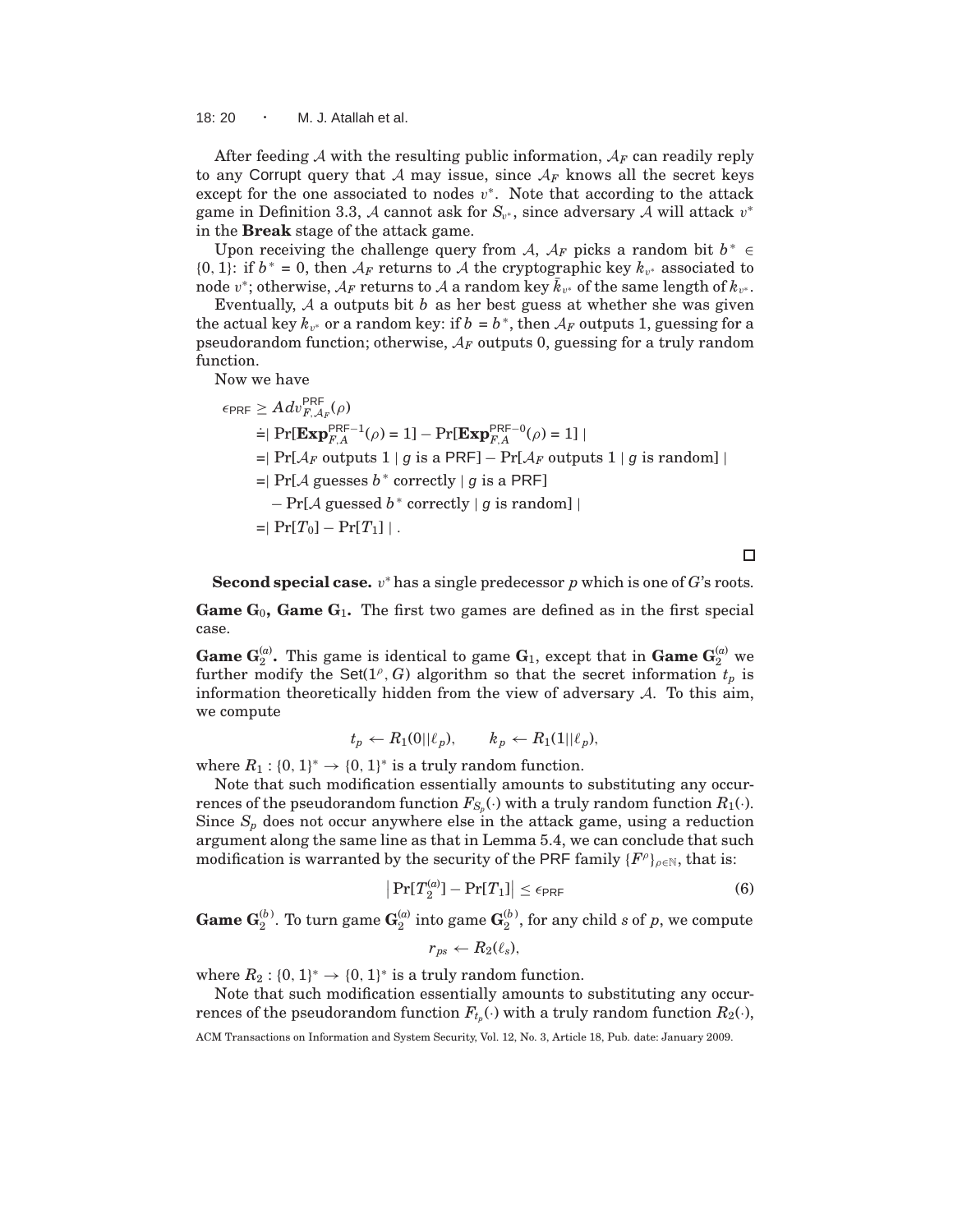After feeding $\mathcal{A}$ with the resulting public information, $\mathcal{A}_F$ can readily reply to any Corrupt query that $\mathcal{A}$ may issue, since $\mathcal{A}_F$ knows all the secret keys except for the one associated to nodes $v^*$. Note that according to the attack game in Definition 3.3, $\mathcal{A}$ cannot ask for $S_{v^*}$, since adversary $\mathcal{A}$ will attack $v^*$ in the **Break** stage of the attack game.

Upon receiving the challenge query from $\mathcal{A}$, $\mathcal{A}_F$ picks a random bit $b^* \in \{0, 1\}$: if $b^* = 0$, then $\mathcal{A}_F$ returns to $\mathcal{A}$ the cryptographic key $k_{v^*}$ associated to node $v^*$; otherwise, $\mathcal{A}_F$ returns to $\mathcal{A}$ a random key $\bar{k}_{v^*}$ of the same length of $k_{v^*}$.

Eventually, $\mathcal{A}$ a outputs bit $b$ as her best guess at whether she was given the actual key $k_{v^*}$ or a random key: if $b = b^*$, then $\mathcal{A}_F$ outputs 1, guessing for a pseudorandom function; otherwise, $\mathcal{A}_F$ outputs 0, guessing for a truly random function.

Now we have

$$
\begin{aligned}
\epsilon_{\mathsf{PRF}} &\geq Adv^{\mathsf{PRF}}_{F,\mathcal{A}_F}(\rho) \\
&\doteq | \Pr[\mathbf{Exp}^{\mathsf{PRF}-1}_{F,A}(\rho) = 1] - \Pr[\mathbf{Exp}^{\mathsf{PRF}-0}_{F,A}(\rho) = 1] \,| \\
&= | \Pr[\mathcal{A}_F \text{ outputs } 1 \mid g \text{ is a PRF}] - \Pr[\mathcal{A}_F \text{ outputs } 1 \mid g \text{ is random}] \,| \\
&= | \Pr[\mathcal{A} \text{ guesses } b^* \text{ correctly} \mid g \text{ is a PRF}] \\
&\quad - \Pr[\mathcal{A} \text{ guessed } b^* \text{ correctly} \mid g \text{ is random}] \,| \\
&= | \Pr[T_0] - \Pr[T_1] \,| \,.
\end{aligned}
$$

□

**Second special case.** $v^*$ has a single predecessor $p$ which is one of $G$'s roots.

**Game $\mathbf{G}_0$, Game $\mathbf{G}_1$.** The first two games are defined as in the first special case.

**Game $\mathbf{G}_2^{(a)}$.** This game is identical to game $\mathbf{G}_1$, except that in **Game $\mathbf{G}_2^{(a)}$** we further modify the $\mathsf{Set}(1^\rho, G)$ algorithm so that the secret information $t_p$ is information theoretically hidden from the view of adversary $\mathcal{A}$. To this aim, we compute

$$
t_p \leftarrow R_1(0||\ell_p), \qquad k_p \leftarrow R_1(1||\ell_p),
$$

where $R_1 : \{0, 1\}^* \rightarrow \{0, 1\}^*$ is a truly random function.

Note that such modification essentially amounts to substituting any occurrences of the pseudorandom function $F_{S_p}(\cdot)$ with a truly random function $R_1(\cdot)$. Since $S_p$ does not occur anywhere else in the attack game, using a reduction argument along the same line as that in Lemma 5.4, we can conclude that such modification is warranted by the security of the PRF family $\{F^\rho\}_{\rho \in \mathbb{N}}$, that is:

$$
\left| \Pr[T_2^{(a)}] - \Pr[T_1] \right| \leq \epsilon_{\mathsf{PRF}} \tag{6}
$$

**Game $\mathbf{G}_2^{(b)}$.** To turn game $\mathbf{G}_2^{(a)}$ into game $\mathbf{G}_2^{(b)}$, for any child $s$ of $p$, we compute

$$
r_{ps} \leftarrow R_2(\ell_s),
$$

where $R_2 : \{0, 1\}^* \rightarrow \{0, 1\}^*$ is a truly random function.

Note that such modification essentially amounts to substituting any occurrences of the pseudorandom function $F_{t_p}(\cdot)$ with a truly random function $R_2(\cdot)$,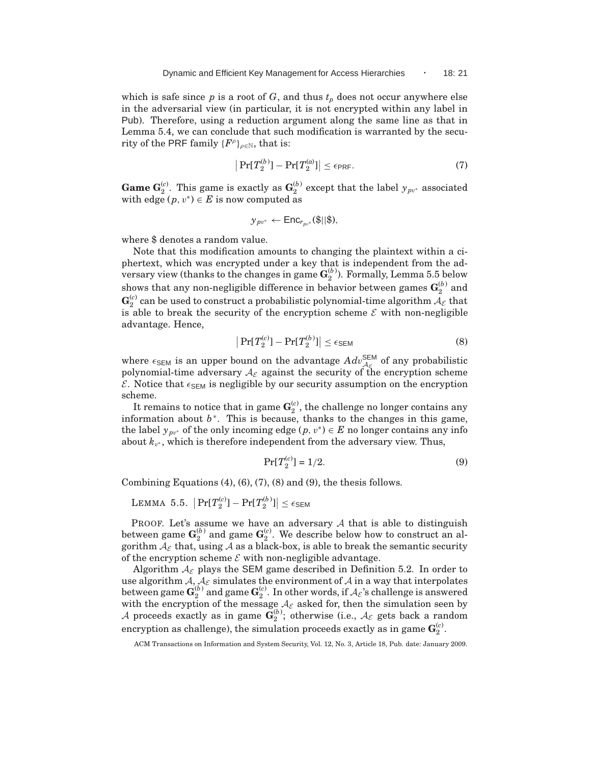which is safe since $p$ is a root of $G$, and thus $t_p$ does not occur anywhere else in the adversarial view (in particular, it is not encrypted within any label in Pub). Therefore, using a reduction argument along the same line as that in Lemma 5.4, we can conclude that such modification is warranted by the security of the PRF family $\{F^{\rho}\}_{\rho \in \mathbb{N}}$, that is:

$$\left| \Pr[T_2^{(b)}] - \Pr[T_2^{(a)}] \right| \leq \epsilon_{\mathsf{PRF}}. \tag{7}$$

**Game $\mathbf{G}_2^{(c)}$.** This game is exactly as $\mathbf{G}_2^{(b)}$ except that the label $y_{pv^*}$ associated with edge $(p, v^*) \in E$ is now computed as

$$y_{pv^*} \leftarrow \mathsf{Enc}_{r_{pv^*}}(\$||\$),$$

where \$ denotes a random value.

Note that this modification amounts to changing the plaintext within a ciphertext, which was encrypted under a key that is independent from the adversary view (thanks to the changes in game $\mathbf{G}_2^{(b)}$). Formally, Lemma 5.5 below shows that any non-negligible difference in behavior between games $\mathbf{G}_2^{(b)}$ and $\mathbf{G}_2^{(c)}$ can be used to construct a probabilistic polynomial-time algorithm $\mathcal{A}_{\mathcal{E}}$ that is able to break the security of the encryption scheme $\mathcal{E}$ with non-negligible advantage. Hence,

$$\left| \Pr[T_2^{(c)}] - \Pr[T_2^{(b)}] \right| \leq \epsilon_{\mathsf{SEM}} \tag{8}$$

where $\epsilon_{\mathsf{SEM}}$ is an upper bound on the advantage $Adv_{\mathcal{A}_{\mathcal{E}}}^{\mathsf{SEM}}$ of any probabilistic polynomial-time adversary $\mathcal{A}_{\mathcal{E}}$ against the security of the encryption scheme $\mathcal{E}$. Notice that $\epsilon_{\mathsf{SEM}}$ is negligible by our security assumption on the encryption scheme.

It remains to notice that in game $\mathbf{G}_2^{(c)}$, the challenge no longer contains any information about $b^*$. This is because, thanks to the changes in this game, the label $y_{pv^*}$ of the only incoming edge $(p, v^*) \in E$ no longer contains any info about $k_{v^*}$, which is therefore independent from the adversary view. Thus,

$$\Pr[T_2^{(c)}] = 1/2. \tag{9}$$

Combining Equations (4), (6), (7), (8) and (9), the thesis follows.

LEMMA 5.5. $\left| \Pr[T_2^{(c)}] - \Pr[T_2^{(b)}] \right| \leq \epsilon_{\mathsf{SEM}}$

PROOF. Let's assume we have an adversary $\mathcal{A}$ that is able to distinguish between game $\mathbf{G}_2^{(b)}$ and game $\mathbf{G}_2^{(c)}$. We describe below how to construct an algorithm $\mathcal{A}_{\mathcal{E}}$ that, using $\mathcal{A}$ as a black-box, is able to break the semantic security of the encryption scheme $\mathcal{E}$ with non-negligible advantage.

Algorithm $\mathcal{A}_{\mathcal{E}}$ plays the SEM game described in Definition 5.2. In order to use algorithm $\mathcal{A}$, $\mathcal{A}_{\mathcal{E}}$ simulates the environment of $\mathcal{A}$ in a way that interpolates between game $\mathbf{G}_2^{(b)}$ and game $\mathbf{G}_2^{(c)}$. In other words, if $\mathcal{A}_{\mathcal{E}}$'s challenge is answered with the encryption of the message $\mathcal{A}_{\mathcal{E}}$ asked for, then the simulation seen by $\mathcal{A}$ proceeds exactly as in game $\mathbf{G}_2^{(b)}$; otherwise (i.e., $\mathcal{A}_{\mathcal{E}}$ gets back a random encryption as challenge), the simulation proceeds exactly as in game $\mathbf{G}_2^{(c)}$.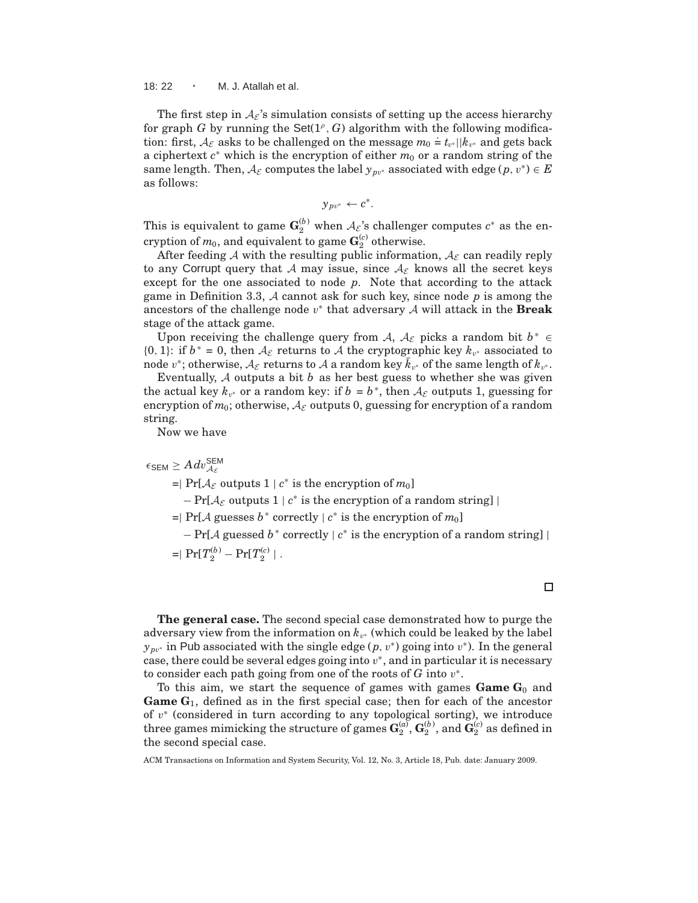The first step in $\mathcal{A}_{\mathcal{E}}$'s simulation consists of setting up the access hierarchy for graph $G$ by running the $\mathsf{Set}(1^{\rho}, G)$ algorithm with the following modification: first, $\mathcal{A}_{\mathcal{E}}$ asks to be challenged on the message $m_0 \doteq t_{v^*}||k_{v^*}$ and gets back a ciphertext $c^*$ which is the encryption of either $m_0$ or a random string of the same length. Then, $\mathcal{A}_{\mathcal{E}}$ computes the label $y_{pv^*}$ associated with edge $(p, v^*) \in E$ as follows:

$$y_{pv^*} \leftarrow c^*.$$

This is equivalent to game $\mathbf{G}_2^{(b)}$ when $\mathcal{A}_{\mathcal{E}}$'s challenger computes $c^*$ as the encryption of $m_0$, and equivalent to game $\mathbf{G}_2^{(c)}$ otherwise.

After feeding $\mathcal{A}$ with the resulting public information, $\mathcal{A}_{\mathcal{E}}$ can readily reply to any Corrupt query that $\mathcal{A}$ may issue, since $\mathcal{A}_{\mathcal{E}}$ knows all the secret keys except for the one associated to node $p$. Note that according to the attack game in Definition 3.3, $\mathcal{A}$ cannot ask for such key, since node $p$ is among the ancestors of the challenge node $v^*$ that adversary $\mathcal{A}$ will attack in the **Break** stage of the attack game.

Upon receiving the challenge query from $\mathcal{A}$, $\mathcal{A}_{\mathcal{E}}$ picks a random bit $b^* \in \{0, 1\}$: if $b^* = 0$, then $\mathcal{A}_{\mathcal{E}}$ returns to $\mathcal{A}$ the cryptographic key $k_{v^*}$ associated to node $v^*$; otherwise, $\mathcal{A}_{\mathcal{E}}$ returns to $\mathcal{A}$ a random key $\tilde{k}_{v^*}$ of the same length of $k_{v^*}$.

Eventually, $\mathcal{A}$ outputs a bit $b$ as her best guess to whether she was given the actual key $k_{v^*}$ or a random key: if $b = b^*$, then $\mathcal{A}_{\mathcal{E}}$ outputs 1, guessing for encryption of $m_0$; otherwise, $\mathcal{A}_{\mathcal{E}}$ outputs 0, guessing for encryption of a random string.

Now we have

$$\begin{aligned}
\epsilon_{\mathsf{SEM}} \geq\ & Adv^{\mathsf{SEM}}_{\mathcal{A}_{\mathcal{E}}} \\
=\ & |\Pr[\mathcal{A}_{\mathcal{E}} \text{ outputs } 1 \mid c^* \text{ is the encryption of } m_0] \\
& - \Pr[\mathcal{A}_{\mathcal{E}} \text{ outputs } 1 \mid c^* \text{ is the encryption of a random string}]\,| \\
=\ & |\Pr[\mathcal{A} \text{ guesses } b^* \text{ correctly} \mid c^* \text{ is the encryption of } m_0] \\
& - \Pr[\mathcal{A} \text{ guessed } b^* \text{ correctly} \mid c^* \text{ is the encryption of a random string}]\,| \\
=\ & |\Pr[T_2^{(b)} - \Pr[T_2^{(c)}\,| .
\end{aligned}$$

□

**The general case.** The second special case demonstrated how to purge the adversary view from the information on $k_{v^*}$ (which could be leaked by the label $y_{pv^*}$ in Pub associated with the single edge $(p, v^*)$ going into $v^*$). In the general case, there could be several edges going into $v^*$, and in particular it is necessary to consider each path going from one of the roots of $G$ into $v^*$.

To this aim, we start the sequence of games with games **Game** $\mathbf{G}_0$ and **Game** $\mathbf{G}_1$, defined as in the first special case; then for each of the ancestor of $v^*$ (considered in turn according to any topological sorting), we introduce three games mimicking the structure of games $\mathbf{G}_2^{(a)}$, $\mathbf{G}_2^{(b)}$, and $\mathbf{G}_2^{(c)}$ as defined in the second special case.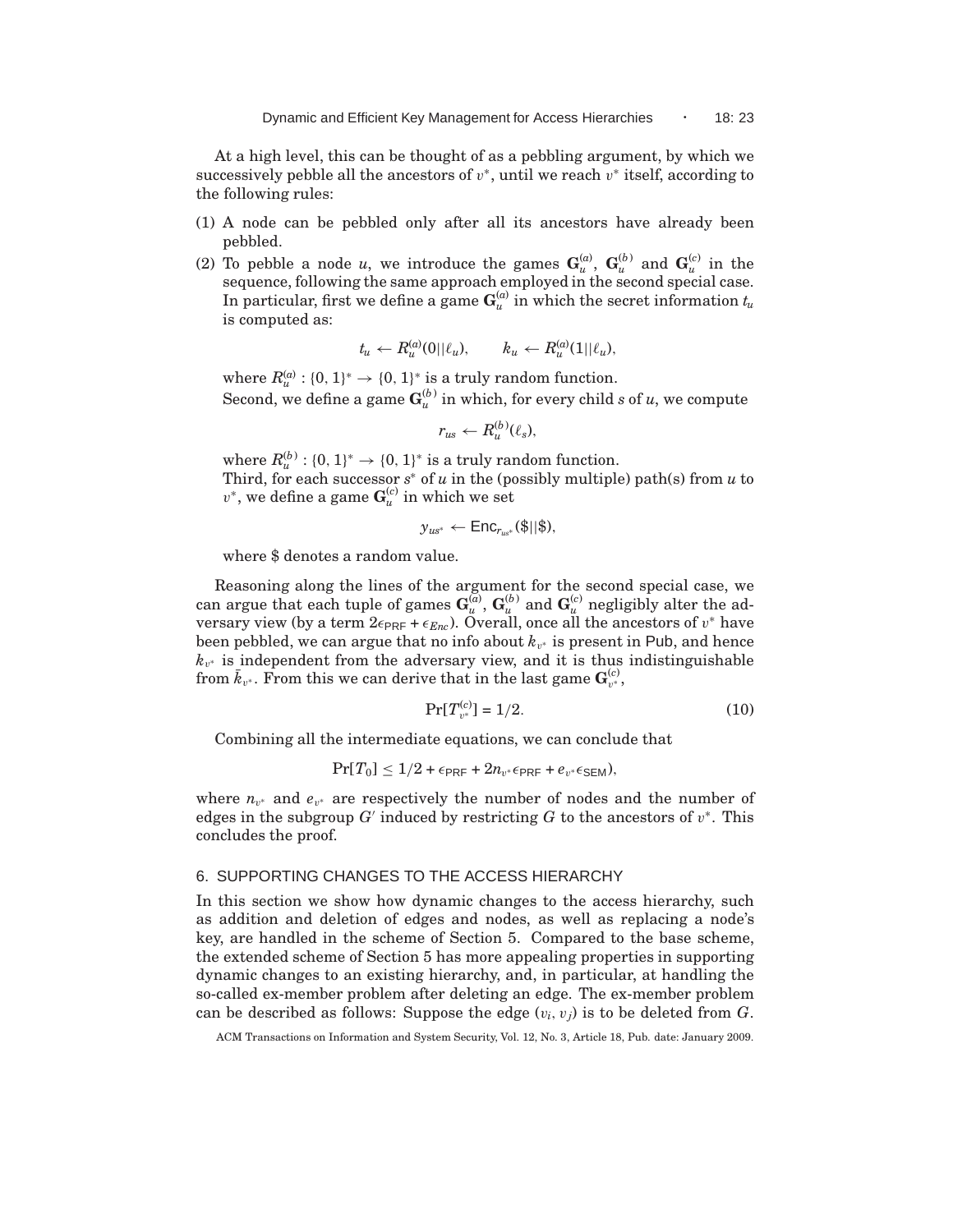At a high level, this can be thought of as a pebbling argument, by which we successively pebble all the ancestors of $v^*$, until we reach $v^*$ itself, according to the following rules:

1. A node can be pebbled only after all its ancestors have already been pebbled.
2. To pebble a node $u$, we introduce the games $\mathbf{G}_u^{(a)}$, $\mathbf{G}_u^{(b)}$ and $\mathbf{G}_u^{(c)}$ in the sequence, following the same approach employed in the second special case. In particular, first we define a game $\mathbf{G}_u^{(a)}$ in which the secret information $t_u$ is computed as:

$$t_u \leftarrow R_u^{(a)}(0||\ell_u), \qquad k_u \leftarrow R_u^{(a)}(1||\ell_u),$$

   where $R_u^{(a)} : \{0,1\}^* \rightarrow \{0,1\}^*$ is a truly random function.
   Second, we define a game $\mathbf{G}_u^{(b)}$ in which, for every child $s$ of $u$, we compute

$$r_{us} \leftarrow R_u^{(b)}(\ell_s),$$

   where $R_u^{(b)} : \{0,1\}^* \rightarrow \{0,1\}^*$ is a truly random function.
   Third, for each successor $s^*$ of $u$ in the (possibly multiple) path(s) from $u$ to $v^*$, we define a game $\mathbf{G}_u^{(c)}$ in which we set

$$y_{us^*} \leftarrow \mathsf{Enc}_{r_{us^*}}(\$||\$),$$

   where \$ denotes a random value.

Reasoning along the lines of the argument for the second special case, we can argue that each tuple of games $\mathbf{G}_u^{(a)}$, $\mathbf{G}_u^{(b)}$ and $\mathbf{G}_u^{(c)}$ negligibly alter the adversary view (by a term $2\epsilon_{\mathsf{PRF}} + \epsilon_{Enc}$). Overall, once all the ancestors of $v^*$ have been pebbled, we can argue that no info about $k_{v^*}$ is present in Pub, and hence $k_{v^*}$ is independent from the adversary view, and it is thus indistinguishable from $\tilde{k}_{v^*}$. From this we can derive that in the last game $\mathbf{G}_{v^*}^{(c)}$,

$$\Pr[T_{v^*}^{(c)}] = 1/2. \tag{10}$$

Combining all the intermediate equations, we can conclude that

$$\Pr[T_0] \leq 1/2 + \epsilon_{\mathsf{PRF}} + 2n_{v^*}\epsilon_{\mathsf{PRF}} + e_{v^*}\epsilon_{\mathsf{SEM}}),$$

where $n_{v^*}$ and $e_{v^*}$ are respectively the number of nodes and the number of edges in the subgroup $G'$ induced by restricting $G$ to the ancestors of $v^*$. This concludes the proof.

## 6. SUPPORTING CHANGES TO THE ACCESS HIERARCHY

In this section we show how dynamic changes to the access hierarchy, such as addition and deletion of edges and nodes, as well as replacing a node's key, are handled in the scheme of Section 5. Compared to the base scheme, the extended scheme of Section 5 has more appealing properties in supporting dynamic changes to an existing hierarchy, and, in particular, at handling the so-called ex-member problem after deleting an edge. The ex-member problem can be described as follows: Suppose the edge $(v_i, v_j)$ is to be deleted from $G$.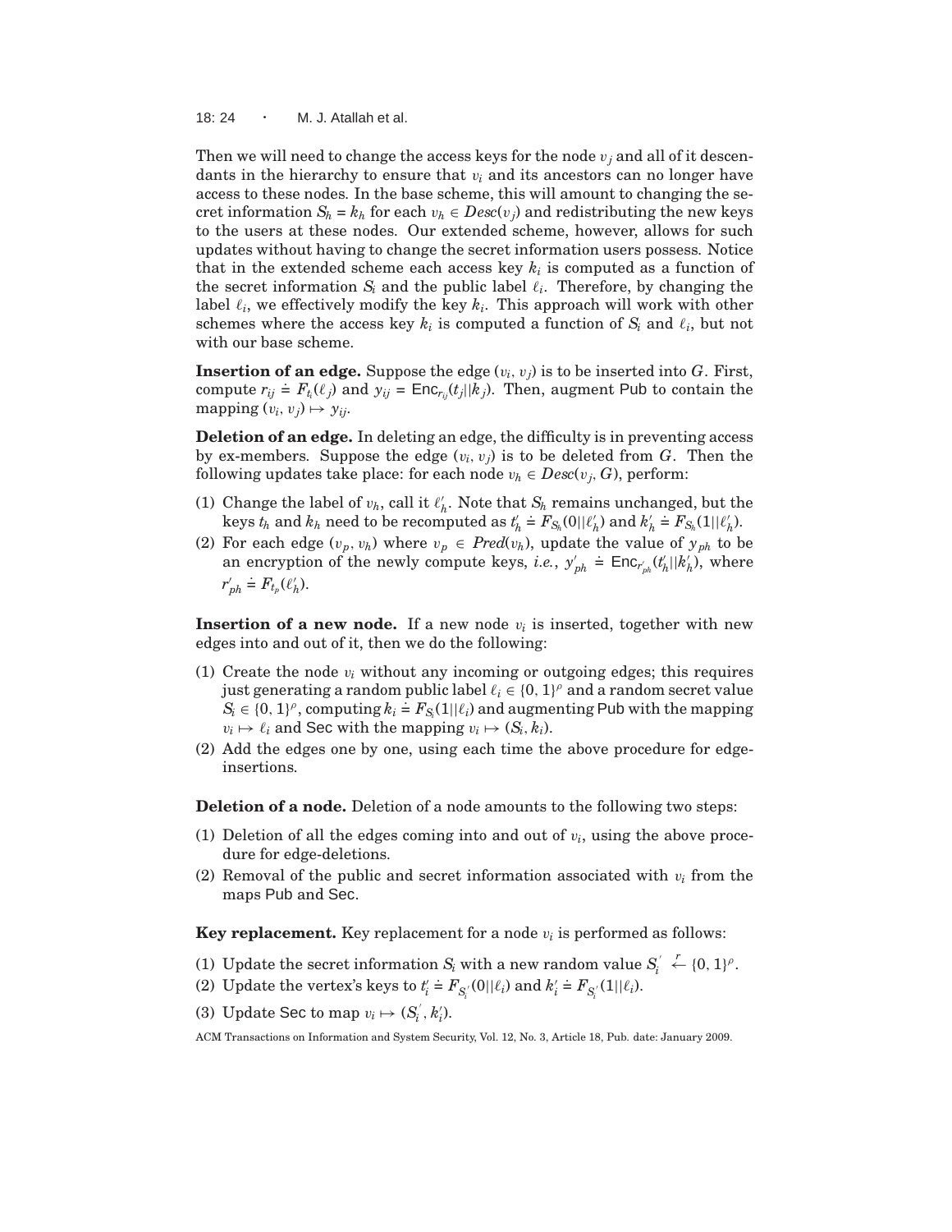Then we will need to change the access keys for the node $v_j$ and all of it descendants in the hierarchy to ensure that $v_i$ and its ancestors can no longer have access to these nodes. In the base scheme, this will amount to changing the secret information $S_h = k_h$ for each $v_h \in Desc(v_j)$ and redistributing the new keys to the users at these nodes. Our extended scheme, however, allows for such updates without having to change the secret information users possess. Notice that in the extended scheme each access key $k_i$ is computed as a function of the secret information $S_i$ and the public label $\ell_i$. Therefore, by changing the label $\ell_i$, we effectively modify the key $k_i$. This approach will work with other schemes where the access key $k_i$ is computed a function of $S_i$ and $\ell_i$, but not with our base scheme.

**Insertion of an edge.** Suppose the edge $(v_i, v_j)$ is to be inserted into $G$. First, compute $r_{ij} \doteq F_{t_i}(\ell_j)$ and $y_{ij} = \mathsf{Enc}_{r_{ij}}(t_j || k_j)$. Then, augment Pub to contain the mapping $(v_i, v_j) \mapsto y_{ij}$.

**Deletion of an edge.** In deleting an edge, the difficulty is in preventing access by ex-members. Suppose the edge $(v_i, v_j)$ is to be deleted from $G$. Then the following updates take place: for each node $v_h \in Desc(v_j, G)$, perform:

(1) Change the label of $v_h$, call it $\ell'_h$. Note that $S_h$ remains unchanged, but the keys $t_h$ and $k_h$ need to be recomputed as $t'_h \doteq F_{S_h}(0||\ell'_h)$ and $k'_h \doteq F_{S_h}(1||\ell'_h)$.

(2) For each edge $(v_p, v_h)$ where $v_p \in Pred(v_h)$, update the value of $y_{ph}$ to be an encryption of the newly compute keys, *i.e.*, $y'_{ph} \doteq \mathsf{Enc}_{r'_{ph}}(t'_h || k'_h)$, where $r'_{ph} \doteq F_{t_p}(\ell'_h)$.

**Insertion of a new node.** If a new node $v_i$ is inserted, together with new edges into and out of it, then we do the following:

(1) Create the node $v_i$ without any incoming or outgoing edges; this requires just generating a random public label $\ell_i \in \{0,1\}^\rho$ and a random secret value $S_i \in \{0,1\}^\rho$, computing $k_i \doteq F_{S_i}(1||\ell_i)$ and augmenting Pub with the mapping $v_i \mapsto \ell_i$ and Sec with the mapping $v_i \mapsto (S_i, k_i)$.

(2) Add the edges one by one, using each time the above procedure for edge-insertions.

**Deletion of a node.** Deletion of a node amounts to the following two steps:

(1) Deletion of all the edges coming into and out of $v_i$, using the above procedure for edge-deletions.

(2) Removal of the public and secret information associated with $v_i$ from the maps Pub and Sec.

**Key replacement.** Key replacement for a node $v_i$ is performed as follows:

(1) Update the secret information $S_i$ with a new random value $S'_i \xleftarrow{r} \{0,1\}^\rho$.

(2) Update the vertex's keys to $t'_i \doteq F_{S'_i}(0||\ell_i)$ and $k'_i \doteq F_{S'_i}(1||\ell_i)$.

(3) Update Sec to map $v_i \mapsto (S'_i, k'_i)$.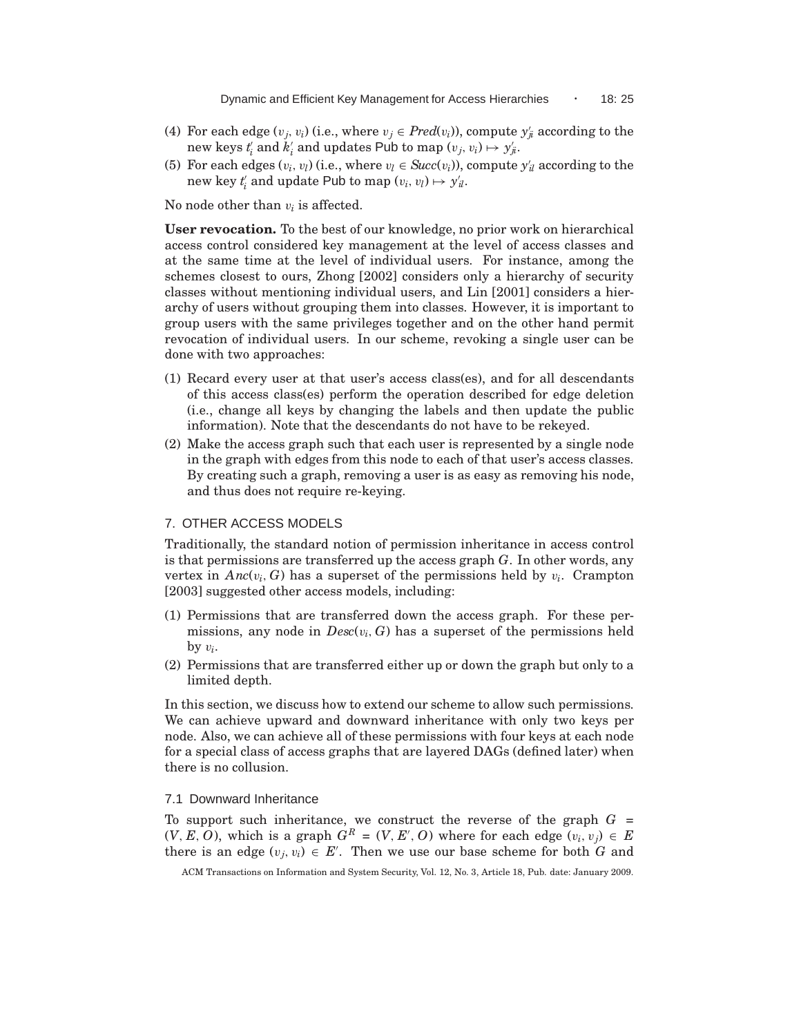(4) For each edge $(v_j, v_i)$ (i.e., where $v_j \in Pred(v_i)$), compute $y'_{ji}$ according to the new keys $t'_i$ and $k'_i$ and updates Pub to map $(v_j, v_i) \mapsto y'_{ji}$.
(5) For each edges $(v_i, v_l)$ (i.e., where $v_l \in Succ(v_i)$), compute $y'_{il}$ according to the new key $t'_i$ and update Pub to map $(v_i, v_l) \mapsto y'_{il}$.

No node other than $v_i$ is affected.

**User revocation.** To the best of our knowledge, no prior work on hierarchical access control considered key management at the level of access classes and at the same time at the level of individual users. For instance, among the schemes closest to ours, Zhong [2002] considers only a hierarchy of security classes without mentioning individual users, and Lin [2001] considers a hierarchy of users without grouping them into classes. However, it is important to group users with the same privileges together and on the other hand permit revocation of individual users. In our scheme, revoking a single user can be done with two approaches:

(1) Recard every user at that user's access class(es), and for all descendants of this access class(es) perform the operation described for edge deletion (i.e., change all keys by changing the labels and then update the public information). Note that the descendants do not have to be rekeyed.
(2) Make the access graph such that each user is represented by a single node in the graph with edges from this node to each of that user's access classes. By creating such a graph, removing a user is as easy as removing his node, and thus does not require re-keying.

## 7. OTHER ACCESS MODELS

Traditionally, the standard notion of permission inheritance in access control is that permissions are transferred up the access graph $G$. In other words, any vertex in $Anc(v_i, G)$ has a superset of the permissions held by $v_i$. Crampton [2003] suggested other access models, including:

(1) Permissions that are transferred down the access graph. For these permissions, any node in $Desc(v_i, G)$ has a superset of the permissions held by $v_i$.
(2) Permissions that are transferred either up or down the graph but only to a limited depth.

In this section, we discuss how to extend our scheme to allow such permissions. We can achieve upward and downward inheritance with only two keys per node. Also, we can achieve all of these permissions with four keys at each node for a special class of access graphs that are layered DAGs (defined later) when there is no collusion.

### 7.1 Downward Inheritance

To support such inheritance, we construct the reverse of the graph $G = (V, E, O)$, which is a graph $G^R = (V, E', O)$ where for each edge $(v_i, v_j) \in E$ there is an edge $(v_j, v_i) \in E'$. Then we use our base scheme for both $G$ and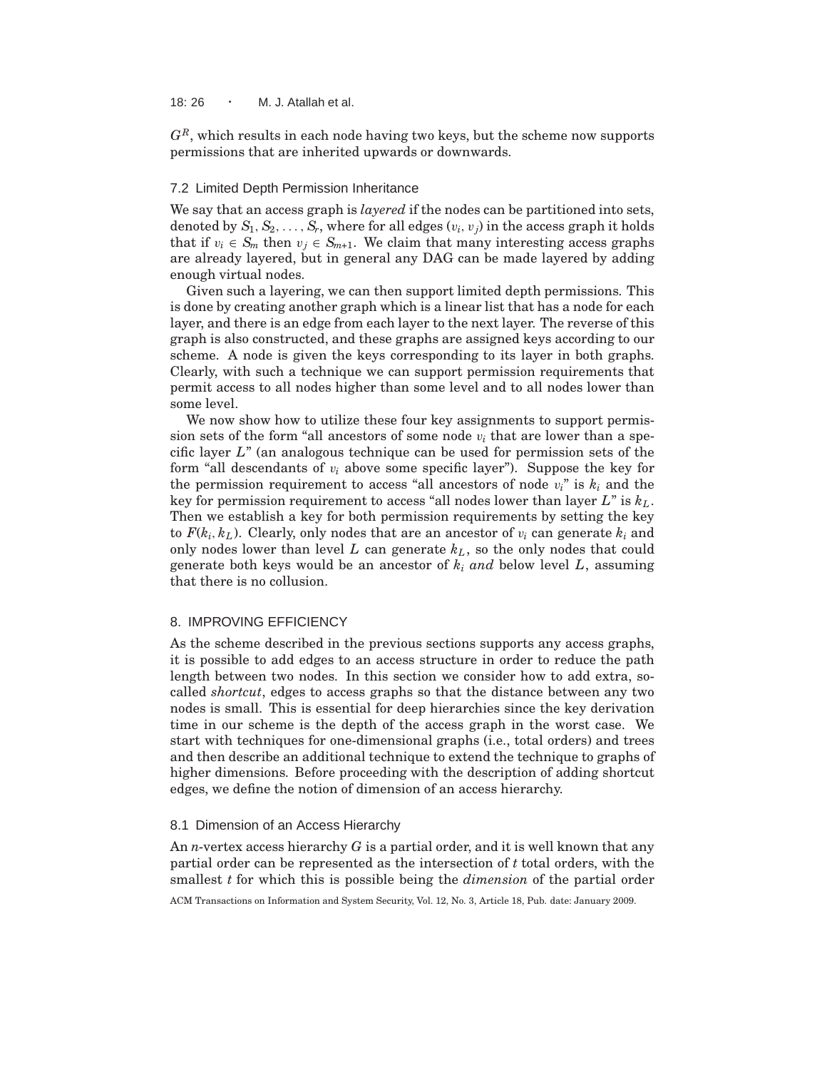$G^R$, which results in each node having two keys, but the scheme now supports permissions that are inherited upwards or downwards.

### 7.2 Limited Depth Permission Inheritance

We say that an access graph is *layered* if the nodes can be partitioned into sets, denoted by $S_1, S_2, \ldots, S_r$, where for all edges $(v_i, v_j)$ in the access graph it holds that if $v_i \in S_m$ then $v_j \in S_{m+1}$. We claim that many interesting access graphs are already layered, but in general any DAG can be made layered by adding enough virtual nodes.

Given such a layering, we can then support limited depth permissions. This is done by creating another graph which is a linear list that has a node for each layer, and there is an edge from each layer to the next layer. The reverse of this graph is also constructed, and these graphs are assigned keys according to our scheme. A node is given the keys corresponding to its layer in both graphs. Clearly, with such a technique we can support permission requirements that permit access to all nodes higher than some level and to all nodes lower than some level.

We now show how to utilize these four key assignments to support permission sets of the form "all ancestors of some node $v_i$ that are lower than a specific layer $L$" (an analogous technique can be used for permission sets of the form "all descendants of $v_i$ above some specific layer"). Suppose the key for the permission requirement to access "all ancestors of node $v_i$" is $k_i$ and the key for permission requirement to access "all nodes lower than layer $L$" is $k_L$. Then we establish a key for both permission requirements by setting the key to $F(k_i, k_L)$. Clearly, only nodes that are an ancestor of $v_i$ can generate $k_i$ and only nodes lower than level $L$ can generate $k_L$, so the only nodes that could generate both keys would be an ancestor of $k_i$ *and* below level $L$, assuming that there is no collusion.

## 8. IMPROVING EFFICIENCY

As the scheme described in the previous sections supports any access graphs, it is possible to add edges to an access structure in order to reduce the path length between two nodes. In this section we consider how to add extra, so-called *shortcut*, edges to access graphs so that the distance between any two nodes is small. This is essential for deep hierarchies since the key derivation time in our scheme is the depth of the access graph in the worst case. We start with techniques for one-dimensional graphs (i.e., total orders) and trees and then describe an additional technique to extend the technique to graphs of higher dimensions. Before proceeding with the description of adding shortcut edges, we define the notion of dimension of an access hierarchy.

### 8.1 Dimension of an Access Hierarchy

An $n$-vertex access hierarchy $G$ is a partial order, and it is well known that any partial order can be represented as the intersection of $t$ total orders, with the smallest $t$ for which this is possible being the *dimension* of the partial order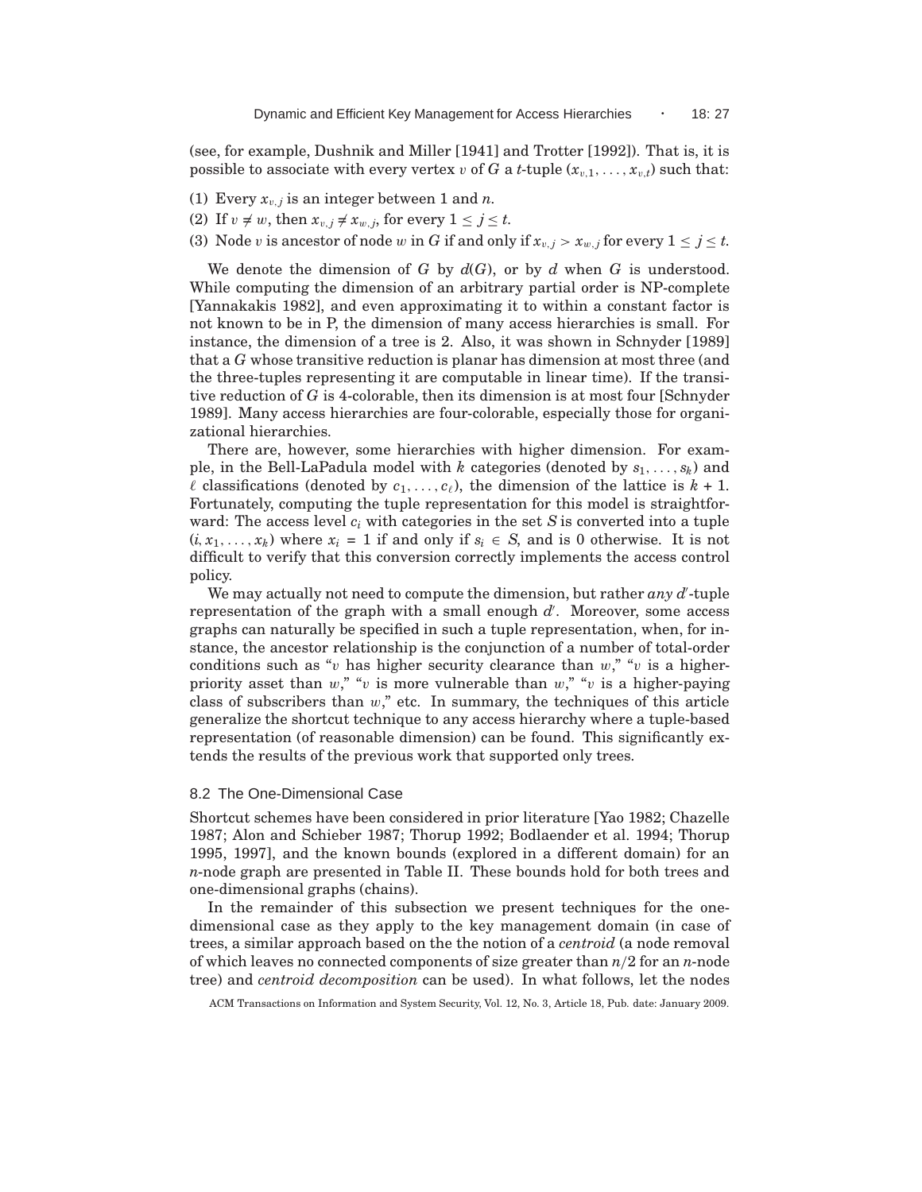(see, for example, Dushnik and Miller [1941] and Trotter [1992]). That is, it is possible to associate with every vertex $v$ of $G$ a $t$-tuple $(x_{v,1}, \ldots, x_{v,t})$ such that:

(1) Every $x_{v,j}$ is an integer between 1 and $n$.
(2) If $v \neq w$, then $x_{v,j} \neq x_{w,j}$, for every $1 \leq j \leq t$.
(3) Node $v$ is ancestor of node $w$ in $G$ if and only if $x_{v,j} > x_{w,j}$ for every $1 \leq j \leq t$.

We denote the dimension of $G$ by $d(G)$, or by $d$ when $G$ is understood. While computing the dimension of an arbitrary partial order is NP-complete [Yannakakis 1982], and even approximating it to within a constant factor is not known to be in P, the dimension of many access hierarchies is small. For instance, the dimension of a tree is 2. Also, it was shown in Schnyder [1989] that a $G$ whose transitive reduction is planar has dimension at most three (and the three-tuples representing it are computable in linear time). If the transitive reduction of $G$ is 4-colorable, then its dimension is at most four [Schnyder 1989]. Many access hierarchies are four-colorable, especially those for organizational hierarchies.

There are, however, some hierarchies with higher dimension. For example, in the Bell-LaPadula model with $k$ categories (denoted by $s_1, \ldots, s_k$) and $\ell$ classifications (denoted by $c_1, \ldots, c_\ell$), the dimension of the lattice is $k + 1$. Fortunately, computing the tuple representation for this model is straightforward: The access level $c_i$ with categories in the set $S$ is converted into a tuple $(i, x_1, \ldots, x_k)$ where $x_i = 1$ if and only if $s_i \in S$, and is 0 otherwise. It is not difficult to verify that this conversion correctly implements the access control policy.

We may actually not need to compute the dimension, but rather *any* $d'$-tuple representation of the graph with a small enough $d'$. Moreover, some access graphs can naturally be specified in such a tuple representation, when, for instance, the ancestor relationship is the conjunction of a number of total-order conditions such as "$v$ has higher security clearance than $w$," "$v$ is a higher-priority asset than $w$," "$v$ is more vulnerable than $w$," "$v$ is a higher-paying class of subscribers than $w$," etc. In summary, the techniques of this article generalize the shortcut technique to any access hierarchy where a tuple-based representation (of reasonable dimension) can be found. This significantly extends the results of the previous work that supported only trees.

### 8.2 The One-Dimensional Case

Shortcut schemes have been considered in prior literature [Yao 1982; Chazelle 1987; Alon and Schieber 1987; Thorup 1992; Bodlaender et al. 1994; Thorup 1995, 1997], and the known bounds (explored in a different domain) for an $n$-node graph are presented in Table II. These bounds hold for both trees and one-dimensional graphs (chains).

In the remainder of this subsection we present techniques for the one-dimensional case as they apply to the key management domain (in case of trees, a similar approach based on the the notion of a *centroid* (a node removal of which leaves no connected components of size greater than $n/2$ for an $n$-node tree) and *centroid decomposition* can be used). In what follows, let the nodes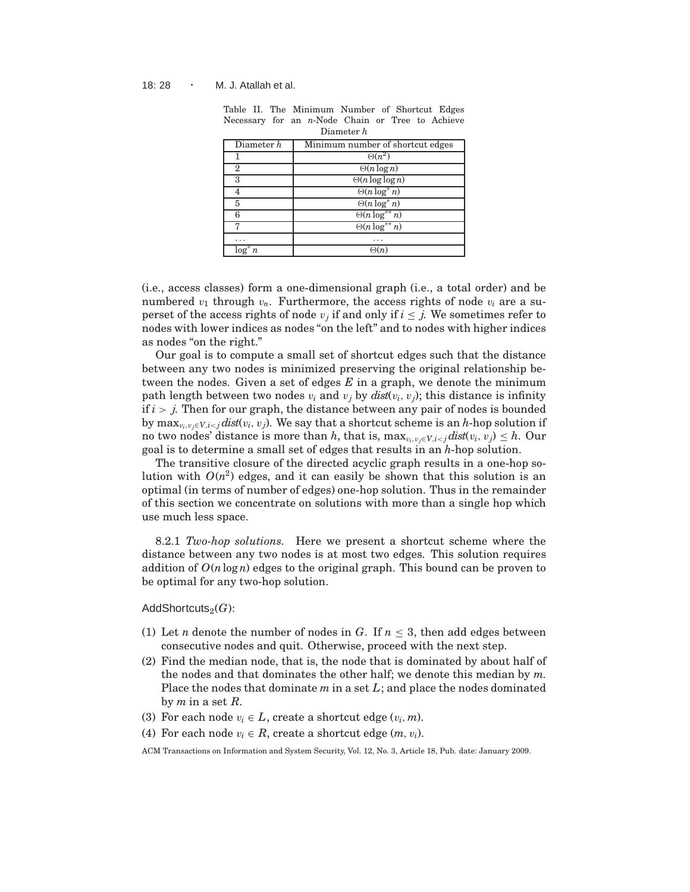Table II. The Minimum Number of Shortcut Edges Necessary for an $n$-Node Chain or Tree to Achieve Diameter $h$

| Diameter $h$ | Minimum number of shortcut edges |
|---|---|
| 1 | $\Theta(n^2)$ |
| 2 | $\Theta(n \log n)$ |
| 3 | $\Theta(n \log \log n)$ |
| 4 | $\Theta(n \log^* n)$ |
| 5 | $\Theta(n \log^* n)$ |
| 6 | $\Theta(n \log^{**} n)$ |
| 7 | $\Theta(n \log^{**} n)$ |
| ... | ... |
| $\log^* n$ | $\Theta(n)$ |

(i.e., access classes) form a one-dimensional graph (i.e., a total order) and be numbered $v_1$ through $v_n$. Furthermore, the access rights of node $v_i$ are a superset of the access rights of node $v_j$ if and only if $i \leq j$. We sometimes refer to nodes with lower indices as nodes "on the left" and to nodes with higher indices as nodes "on the right."

Our goal is to compute a small set of shortcut edges such that the distance between any two nodes is minimized preserving the original relationship between the nodes. Given a set of edges $E$ in a graph, we denote the minimum path length between two nodes $v_i$ and $v_j$ by $dist(v_i, v_j)$; this distance is infinity if $i > j$. Then for our graph, the distance between any pair of nodes is bounded by $\max_{v_i, v_j \in V, i<j} dist(v_i, v_j)$. We say that a shortcut scheme is an $h$-hop solution if no two nodes' distance is more than $h$, that is, $\max_{v_i, v_j \in V, i<j} dist(v_i, v_j) \leq h$. Our goal is to determine a small set of edges that results in an $h$-hop solution.

The transitive closure of the directed acyclic graph results in a one-hop solution with $O(n^2)$ edges, and it can easily be shown that this solution is an optimal (in terms of number of edges) one-hop solution. Thus in the remainder of this section we concentrate on solutions with more than a single hop which use much less space.

8.2.1 *Two-hop solutions.* Here we present a shortcut scheme where the distance between any two nodes is at most two edges. This solution requires addition of $O(n \log n)$ edges to the original graph. This bound can be proven to be optimal for any two-hop solution.

AddShortcuts$_2$($G$):

(1) Let $n$ denote the number of nodes in $G$. If $n \leq 3$, then add edges between consecutive nodes and quit. Otherwise, proceed with the next step.
(2) Find the median node, that is, the node that is dominated by about half of the nodes and that dominates the other half; we denote this median by $m$. Place the nodes that dominate $m$ in a set $L$; and place the nodes dominated by $m$ in a set $R$.
(3) For each node $v_i \in L$, create a shortcut edge $(v_i, m)$.
(4) For each node $v_i \in R$, create a shortcut edge $(m, v_i)$.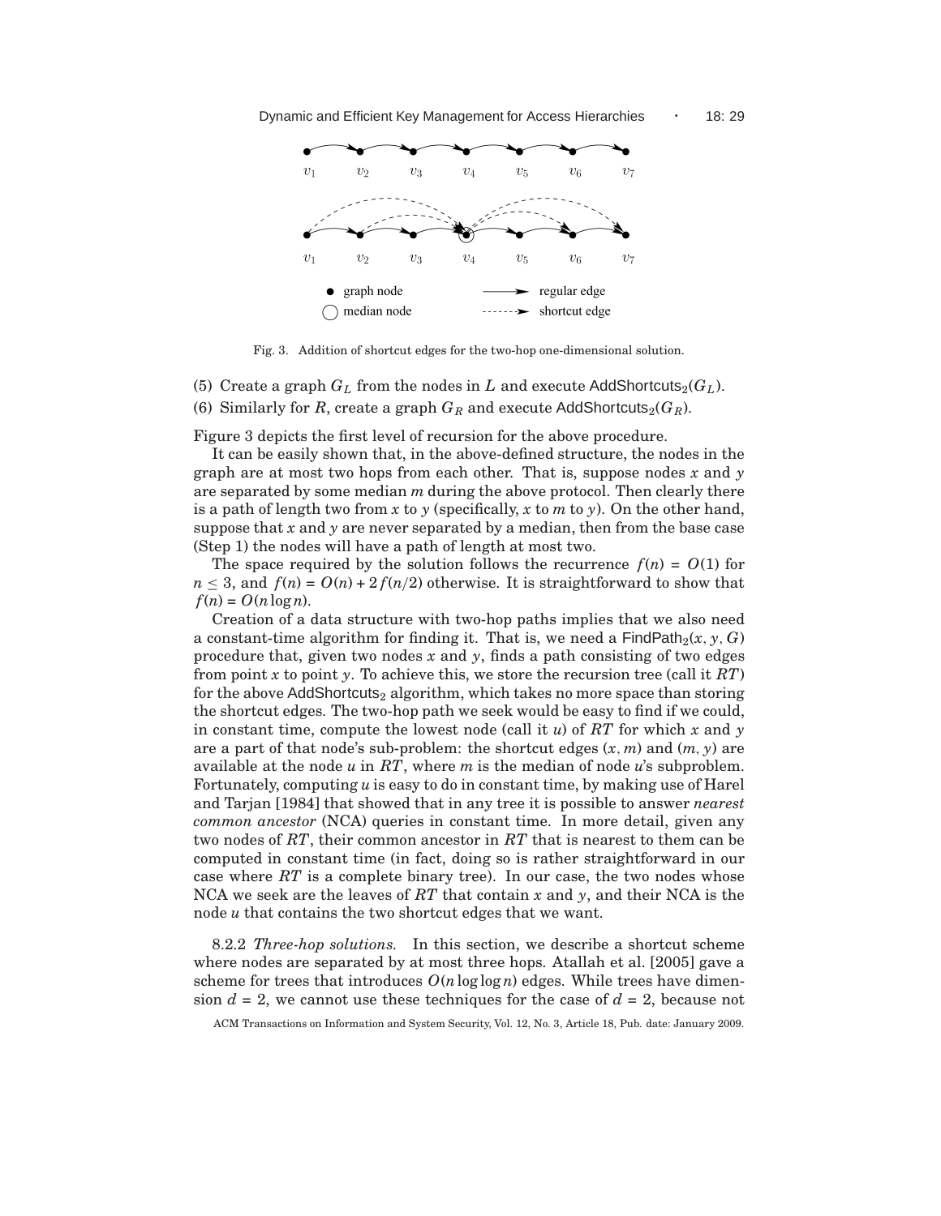Fig. 3. Addition of shortcut edges for the two-hop one-dimensional solution.

(5) Create a graph $G_L$ from the nodes in $L$ and execute $\mathsf{AddShortcuts}_2(G_L)$.

(6) Similarly for $R$, create a graph $G_R$ and execute $\mathsf{AddShortcuts}_2(G_R)$.

Figure 3 depicts the first level of recursion for the above procedure.

It can be easily shown that, in the above-defined structure, the nodes in the graph are at most two hops from each other. That is, suppose nodes $x$ and $y$ are separated by some median $m$ during the above protocol. Then clearly there is a path of length two from $x$ to $y$ (specifically, $x$ to $m$ to $y$). On the other hand, suppose that $x$ and $y$ are never separated by a median, then from the base case (Step 1) the nodes will have a path of length at most two.

The space required by the solution follows the recurrence $f(n) = O(1)$ for $n \leq 3$, and $f(n) = O(n) + 2f(n/2)$ otherwise. It is straightforward to show that $f(n) = O(n \log n)$.

Creation of a data structure with two-hop paths implies that we also need a constant-time algorithm for finding it. That is, we need a $\mathsf{FindPath}_2(x, y, G)$ procedure that, given two nodes $x$ and $y$, finds a path consisting of two edges from point $x$ to point $y$. To achieve this, we store the recursion tree (call it $RT$) for the above $\mathsf{AddShortcuts}_2$ algorithm, which takes no more space than storing the shortcut edges. The two-hop path we seek would be easy to find if we could, in constant time, compute the lowest node (call it $u$) of $RT$ for which $x$ and $y$ are a part of that node's sub-problem: the shortcut edges $(x, m)$ and $(m, y)$ are available at the node $u$ in $RT$, where $m$ is the median of node $u$'s subproblem. Fortunately, computing $u$ is easy to do in constant time, by making use of Harel and Tarjan [1984] that showed that in any tree it is possible to answer *nearest common ancestor* (NCA) queries in constant time. In more detail, given any two nodes of $RT$, their common ancestor in $RT$ that is nearest to them can be computed in constant time (in fact, doing so is rather straightforward in our case where $RT$ is a complete binary tree). In our case, the two nodes whose NCA we seek are the leaves of $RT$ that contain $x$ and $y$, and their NCA is the node $u$ that contains the two shortcut edges that we want.

8.2.2 *Three-hop solutions.* In this section, we describe a shortcut scheme where nodes are separated by at most three hops. Atallah et al. [2005] gave a scheme for trees that introduces $O(n \log \log n)$ edges. While trees have dimension $d = 2$, we cannot use these techniques for the case of $d = 2$, because not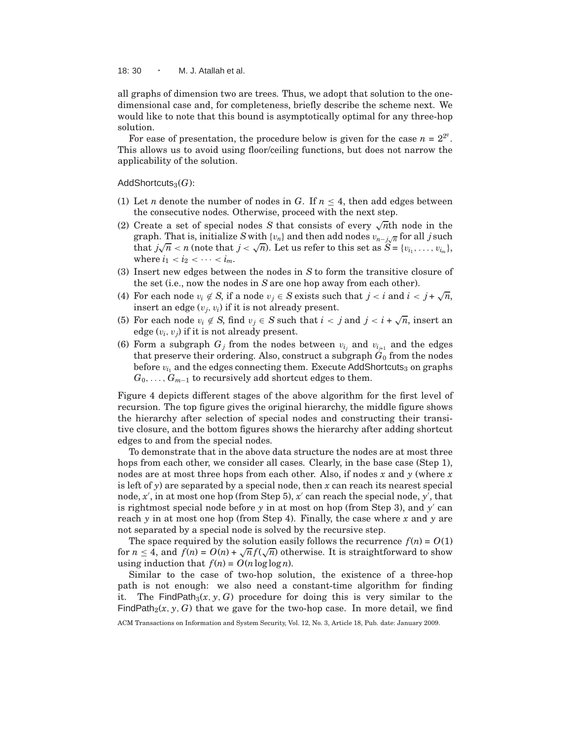all graphs of dimension two are trees. Thus, we adopt that solution to the one-dimensional case and, for completeness, briefly describe the scheme next. We would like to note that this bound is asymptotically optimal for any three-hop solution.

For ease of presentation, the procedure below is given for the case $n = 2^{2^q}$. This allows us to avoid using floor/ceiling functions, but does not narrow the applicability of the solution.

AddShortcuts$_3$($G$):

1. Let $n$ denote the number of nodes in $G$. If $n \leq 4$, then add edges between the consecutive nodes. Otherwise, proceed with the next step.
2. Create a set of special nodes $S$ that consists of every $\sqrt{n}$th node in the graph. That is, initialize $S$ with $\{v_n\}$ and then add nodes $v_{n-j\sqrt{n}}$ for all $j$ such that $j\sqrt{n} < n$ (note that $j < \sqrt{n}$). Let us refer to this set as $S = \{v_{i_1}, \ldots, v_{i_m}\}$, where $i_1 < i_2 < \cdots < i_m$.
3. Insert new edges between the nodes in $S$ to form the transitive closure of the set (i.e., now the nodes in $S$ are one hop away from each other).
4. For each node $v_i \notin S$, if a node $v_j \in S$ exists such that $j < i$ and $i < j + \sqrt{n}$, insert an edge $(v_j, v_i)$ if it is not already present.
5. For each node $v_i \notin S$, find $v_j \in S$ such that $i < j$ and $j < i + \sqrt{n}$, insert an edge $(v_i, v_j)$ if it is not already present.
6. Form a subgraph $G_j$ from the nodes between $v_{i_j}$ and $v_{i_{j+1}}$ and the edges that preserve their ordering. Also, construct a subgraph $G_0$ from the nodes before $v_{i_1}$ and the edges connecting them. Execute AddShortcuts$_3$ on graphs $G_0, \ldots, G_{m-1}$ to recursively add shortcut edges to them.

Figure 4 depicts different stages of the above algorithm for the first level of recursion. The top figure gives the original hierarchy, the middle figure shows the hierarchy after selection of special nodes and constructing their transitive closure, and the bottom figures shows the hierarchy after adding shortcut edges to and from the special nodes.

To demonstrate that in the above data structure the nodes are at most three hops from each other, we consider all cases. Clearly, in the base case (Step 1), nodes are at most three hops from each other. Also, if nodes $x$ and $y$ (where $x$ is left of $y$) are separated by a special node, then $x$ can reach its nearest special node, $x'$, in at most one hop (from Step 5), $x'$ can reach the special node, $y'$, that is rightmost special node before $y$ in at most on hop (from Step 3), and $y'$ can reach $y$ in at most one hop (from Step 4). Finally, the case where $x$ and $y$ are not separated by a special node is solved by the recursive step.

The space required by the solution easily follows the recurrence $f(n) = O(1)$ for $n \leq 4$, and $f(n) = O(n) + \sqrt{n} f(\sqrt{n})$ otherwise. It is straightforward to show using induction that $f(n) = O(n \log\log n)$.

Similar to the case of two-hop solution, the existence of a three-hop path is not enough: we also need a constant-time algorithm for finding it. The FindPath$_3$($x, y, G$) procedure for doing this is very similar to the FindPath$_2$($x, y, G$) that we gave for the two-hop case. In more detail, we find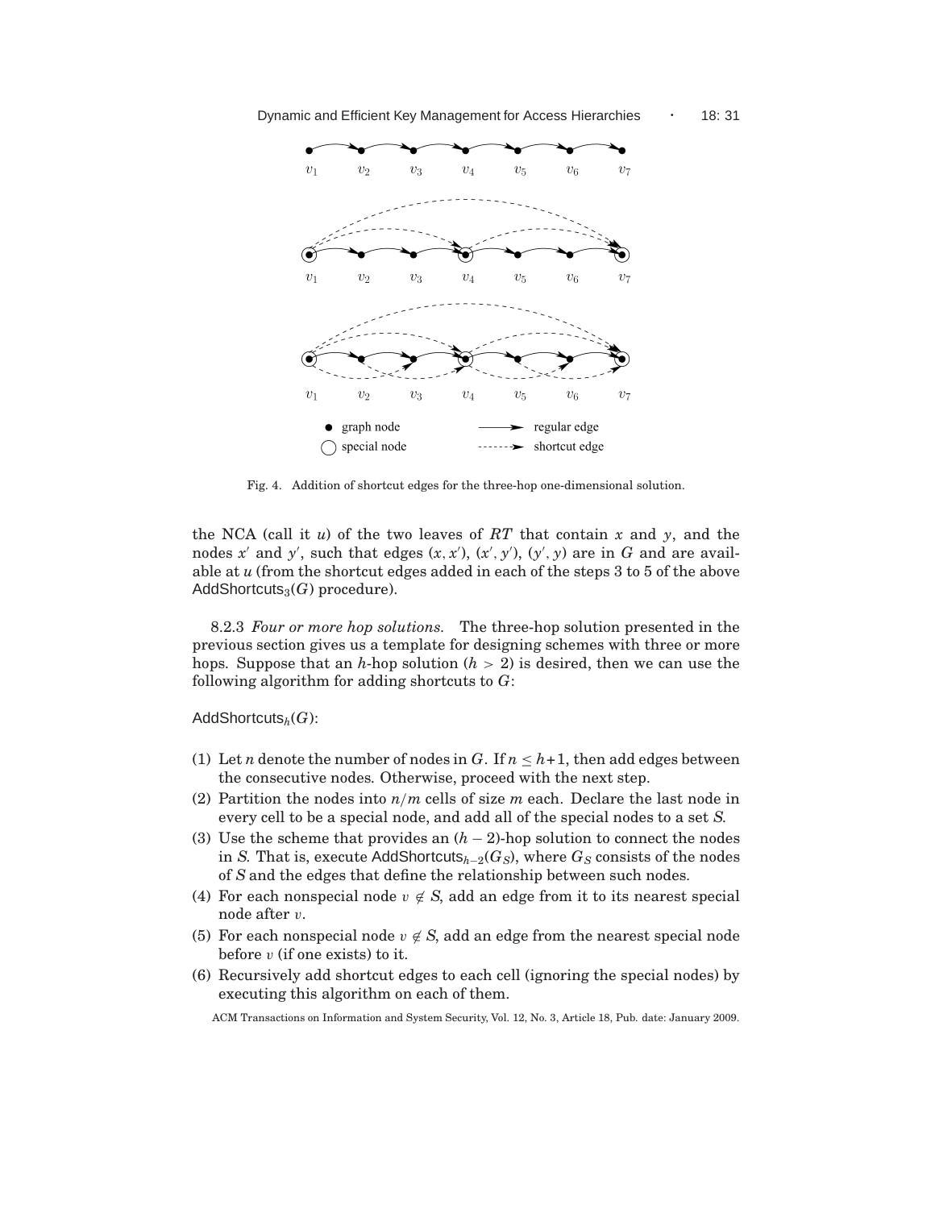Fig. 4. Addition of shortcut edges for the three-hop one-dimensional solution.

the NCA (call it $u$) of the two leaves of $RT$ that contain $x$ and $y$, and the nodes $x'$ and $y'$, such that edges $(x, x')$, $(x', y')$, $(y', y)$ are in $G$ and are available at $u$ (from the shortcut edges added in each of the steps 3 to 5 of the above $\mathsf{AddShortcuts}_3(G)$ procedure).

8.2.3 *Four or more hop solutions.* The three-hop solution presented in the previous section gives us a template for designing schemes with three or more hops. Suppose that an $h$-hop solution $(h > 2)$ is desired, then we can use the following algorithm for adding shortcuts to $G$:

$\mathsf{AddShortcuts}_h(G)$:

(1) Let $n$ denote the number of nodes in $G$. If $n \leq h+1$, then add edges between the consecutive nodes. Otherwise, proceed with the next step.
(2) Partition the nodes into $n/m$ cells of size $m$ each. Declare the last node in every cell to be a special node, and add all of the special nodes to a set $S$.
(3) Use the scheme that provides an $(h-2)$-hop solution to connect the nodes in $S$. That is, execute $\mathsf{AddShortcuts}_{h-2}(G_S)$, where $G_S$ consists of the nodes of $S$ and the edges that define the relationship between such nodes.
(4) For each nonspecial node $v \notin S$, add an edge from it to its nearest special node after $v$.
(5) For each nonspecial node $v \notin S$, add an edge from the nearest special node before $v$ (if one exists) to it.
(6) Recursively add shortcut edges to each cell (ignoring the special nodes) by executing this algorithm on each of them.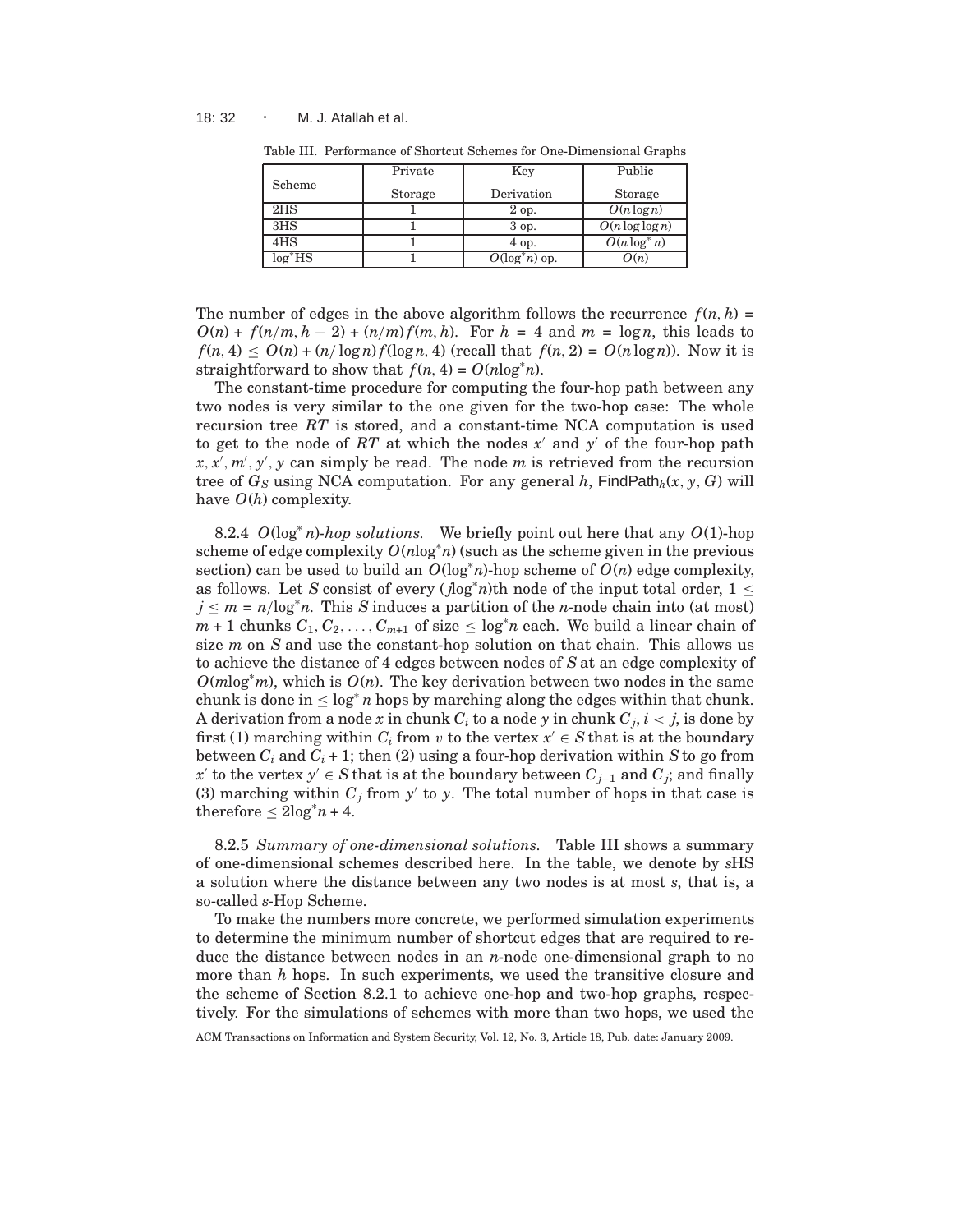Table III. Performance of Shortcut Schemes for One-Dimensional Graphs

| Scheme | Private Storage | Key Derivation | Public Storage |
|---|---|---|---|
| 2HS | 1 | 2 op. | $O(n \log n)$ |
| 3HS | 1 | 3 op. | $O(n \log \log n)$ |
| 4HS | 1 | 4 op. | $O(n \log^* n)$ |
| $\log^*$HS | 1 | $O(\log^* n)$ op. | $O(n)$ |

The number of edges in the above algorithm follows the recurrence $f(n, h) = O(n) + f(n/m, h - 2) + (n/m) f(m, h)$. For $h = 4$ and $m = \log n$, this leads to $f(n, 4) \leq O(n) + (n/\log n) f(\log n, 4)$ (recall that $f(n, 2) = O(n \log n)$). Now it is straightforward to show that $f(n, 4) = O(n \log^* n)$.

The constant-time procedure for computing the four-hop path between any two nodes is very similar to the one given for the two-hop case: The whole recursion tree $RT$ is stored, and a constant-time NCA computation is used to get to the node of $RT$ at which the nodes $x'$ and $y'$ of the four-hop path $x, x', m', y', y$ can simply be read. The node $m$ is retrieved from the recursion tree of $G_S$ using NCA computation. For any general $h$, $\mathsf{FindPath}_h(x, y, G)$ will have $O(h)$ complexity.

8.2.4 *$O(\log^* n)$-hop solutions.* We briefly point out here that any $O(1)$-hop scheme of edge complexity $O(n \log^* n)$ (such as the scheme given in the previous section) can be used to build an $O(\log^* n)$-hop scheme of $O(n)$ edge complexity, as follows. Let $S$ consist of every $(j \log^* n)$th node of the input total order, $1 \leq j \leq m = n/\log^* n$. This $S$ induces a partition of the $n$-node chain into (at most) $m + 1$ chunks $C_1, C_2, \ldots, C_{m+1}$ of size $\leq \log^* n$ each. We build a linear chain of size $m$ on $S$ and use the constant-hop solution on that chain. This allows us to achieve the distance of 4 edges between nodes of $S$ at an edge complexity of $O(m \log^* m)$, which is $O(n)$. The key derivation between two nodes in the same chunk is done in $\leq \log^* n$ hops by marching along the edges within that chunk. A derivation from a node $x$ in chunk $C_i$ to a node $y$ in chunk $C_j$, $i < j$, is done by first (1) marching within $C_i$ from $v$ to the vertex $x' \in S$ that is at the boundary between $C_i$ and $C_i + 1$; then (2) using a four-hop derivation within $S$ to go from $x'$ to the vertex $y' \in S$ that is at the boundary between $C_{j-1}$ and $C_j$; and finally (3) marching within $C_j$ from $y'$ to $y$. The total number of hops in that case is therefore $\leq 2\log^* n + 4$.

8.2.5 *Summary of one-dimensional solutions.* Table III shows a summary of one-dimensional schemes described here. In the table, we denote by *s*HS a solution where the distance between any two nodes is at most *s*, that is, a so-called *s*-Hop Scheme.

To make the numbers more concrete, we performed simulation experiments to determine the minimum number of shortcut edges that are required to reduce the distance between nodes in an $n$-node one-dimensional graph to no more than $h$ hops. In such experiments, we used the transitive closure and the scheme of Section 8.2.1 to achieve one-hop and two-hop graphs, respectively. For the simulations of schemes with more than two hops, we used the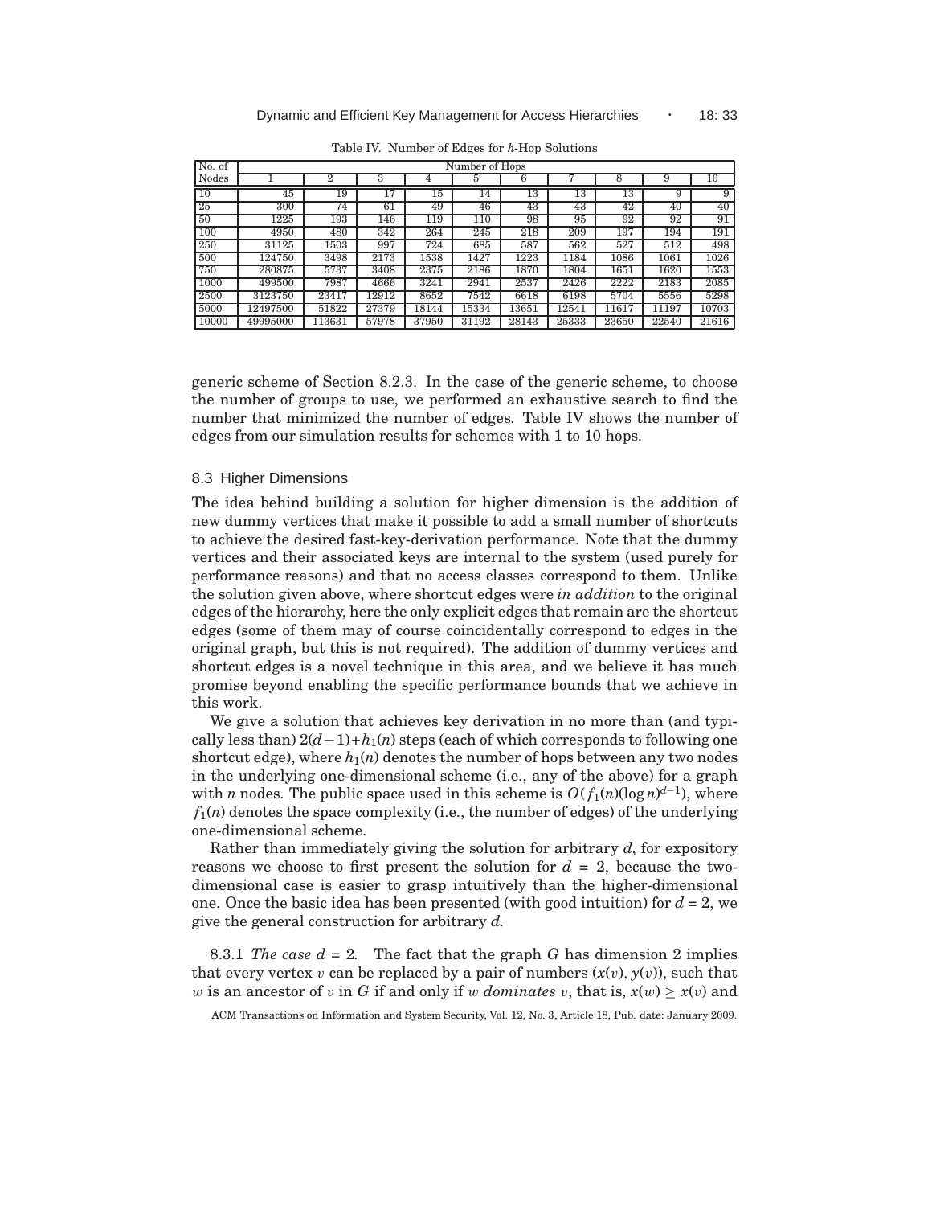Table IV. Number of Edges for $h$-Hop Solutions

| No. of Nodes | Number of Hops | | | | | | | | | |
|---|---|---|---|---|---|---|---|---|---|---|
| | 1 | 2 | 3 | 4 | 5 | 6 | 7 | 8 | 9 | 10 |
| 10 | 45 | 19 | 17 | 15 | 14 | 13 | 13 | 13 | 9 | 9 |
| 25 | 300 | 74 | 61 | 49 | 46 | 43 | 43 | 42 | 40 | 40 |
| 50 | 1225 | 193 | 146 | 119 | 110 | 98 | 95 | 92 | 92 | 91 |
| 100 | 4950 | 480 | 342 | 264 | 245 | 218 | 209 | 197 | 194 | 191 |
| 250 | 31125 | 1503 | 997 | 724 | 685 | 587 | 562 | 527 | 512 | 498 |
| 500 | 124750 | 3498 | 2173 | 1538 | 1427 | 1223 | 1184 | 1086 | 1061 | 1026 |
| 750 | 280875 | 5737 | 3408 | 2375 | 2186 | 1870 | 1804 | 1651 | 1620 | 1553 |
| 1000 | 499500 | 7987 | 4666 | 3241 | 2941 | 2537 | 2426 | 2222 | 2183 | 2085 |
| 2500 | 3123750 | 23417 | 12912 | 8652 | 7542 | 6618 | 6198 | 5704 | 5556 | 5298 |
| 5000 | 12497500 | 51822 | 27379 | 18144 | 15334 | 13651 | 12541 | 11617 | 11197 | 10703 |
| 10000 | 49995000 | 113631 | 57978 | 37950 | 31192 | 28143 | 25333 | 23650 | 22540 | 21616 |

generic scheme of Section 8.2.3. In the case of the generic scheme, to choose the number of groups to use, we performed an exhaustive search to find the number that minimized the number of edges. Table IV shows the number of edges from our simulation results for schemes with 1 to 10 hops.

### 8.3 Higher Dimensions

The idea behind building a solution for higher dimension is the addition of new dummy vertices that make it possible to add a small number of shortcuts to achieve the desired fast-key-derivation performance. Note that the dummy vertices and their associated keys are internal to the system (used purely for performance reasons) and that no access classes correspond to them. Unlike the solution given above, where shortcut edges were *in addition* to the original edges of the hierarchy, here the only explicit edges that remain are the shortcut edges (some of them may of course coincidentally correspond to edges in the original graph, but this is not required). The addition of dummy vertices and shortcut edges is a novel technique in this area, and we believe it has much promise beyond enabling the specific performance bounds that we achieve in this work.

We give a solution that achieves key derivation in no more than (and typically less than) $2(d-1)+h_1(n)$ steps (each of which corresponds to following one shortcut edge), where $h_1(n)$ denotes the number of hops between any two nodes in the underlying one-dimensional scheme (i.e., any of the above) for a graph with $n$ nodes. The public space used in this scheme is $O(f_1(n)(\log n)^{d-1})$, where $f_1(n)$ denotes the space complexity (i.e., the number of edges) of the underlying one-dimensional scheme.

Rather than immediately giving the solution for arbitrary $d$, for expository reasons we choose to first present the solution for $d = 2$, because the two-dimensional case is easier to grasp intuitively than the higher-dimensional one. Once the basic idea has been presented (with good intuition) for $d = 2$, we give the general construction for arbitrary $d$.

8.3.1 *The case* $d = 2$. The fact that the graph $G$ has dimension 2 implies that every vertex $v$ can be replaced by a pair of numbers $(x(v), y(v))$, such that $w$ is an ancestor of $v$ in $G$ if and only if $w$ *dominates* $v$, that is, $x(w) \geq x(v)$ and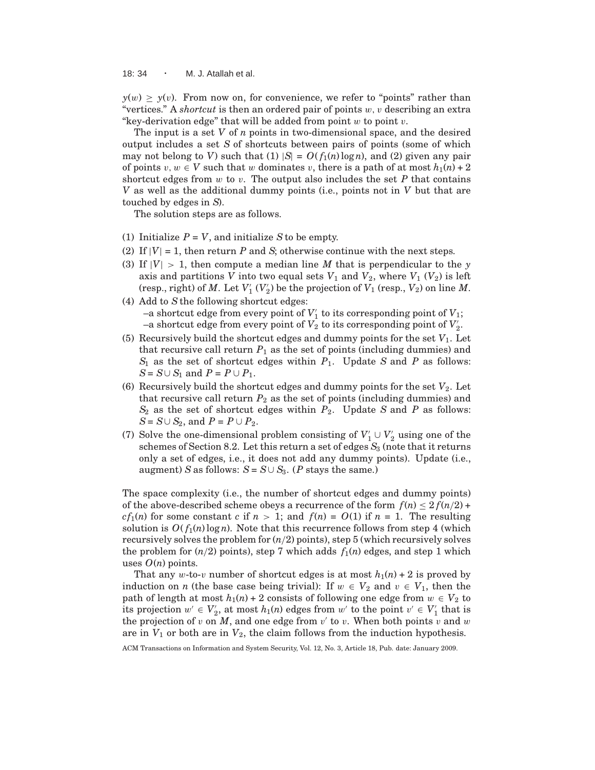$y(w) \geq y(v)$. From now on, for convenience, we refer to "points" rather than "vertices." A *shortcut* is then an ordered pair of points $w, v$ describing an extra "key-derivation edge" that will be added from point $w$ to point $v$.

The input is a set $V$ of $n$ points in two-dimensional space, and the desired output includes a set $S$ of shortcuts between pairs of points (some of which may not belong to $V$) such that (1) $|S| = O(f_1(n) \log n)$, and (2) given any pair of points $v, w \in V$ such that $w$ dominates $v$, there is a path of at most $h_1(n) + 2$ shortcut edges from $w$ to $v$. The output also includes the set $P$ that contains $V$ as well as the additional dummy points (i.e., points not in $V$ but that are touched by edges in $S$).

The solution steps are as follows.

(1) Initialize $P = V$, and initialize $S$ to be empty.
(2) If $|V| = 1$, then return $P$ and $S$; otherwise continue with the next steps.
(3) If $|V| > 1$, then compute a median line $M$ that is perpendicular to the $y$ axis and partitions $V$ into two equal sets $V_1$ and $V_2$, where $V_1$ ($V_2$) is left (resp., right) of $M$. Let $V'_1$ ($V'_2$) be the projection of $V_1$ (resp., $V_2$) on line $M$.
(4) Add to $S$ the following shortcut edges:
 –a shortcut edge from every point of $V'_1$ to its corresponding point of $V_1$;
 –a shortcut edge from every point of $V_2$ to its corresponding point of $V'_2$.
(5) Recursively build the shortcut edges and dummy points for the set $V_1$. Let that recursive call return $P_1$ as the set of points (including dummies) and $S_1$ as the set of shortcut edges within $P_1$. Update $S$ and $P$ as follows: $S = S \cup S_1$ and $P = P \cup P_1$.
(6) Recursively build the shortcut edges and dummy points for the set $V_2$. Let that recursive call return $P_2$ as the set of points (including dummies) and $S_2$ as the set of shortcut edges within $P_2$. Update $S$ and $P$ as follows: $S = S \cup S_2$, and $P = P \cup P_2$.
(7) Solve the one-dimensional problem consisting of $V'_1 \cup V'_2$ using one of the schemes of Section 8.2. Let this return a set of edges $S_3$ (note that it returns only a set of edges, i.e., it does not add any dummy points). Update (i.e., augment) $S$ as follows: $S = S \cup S_3$. ($P$ stays the same.)

The space complexity (i.e., the number of shortcut edges and dummy points) of the above-described scheme obeys a recurrence of the form $f(n) \leq 2f(n/2) + cf_1(n)$ for some constant $c$ if $n > 1$; and $f(n) = O(1)$ if $n = 1$. The resulting solution is $O(f_1(n) \log n)$. Note that this recurrence follows from step 4 (which recursively solves the problem for $(n/2)$ points), step 5 (which recursively solves the problem for $(n/2)$ points), step 7 which adds $f_1(n)$ edges, and step 1 which uses $O(n)$ points.

That any $w$-to-$v$ number of shortcut edges is at most $h_1(n) + 2$ is proved by induction on $n$ (the base case being trivial): If $w \in V_2$ and $v \in V_1$, then the path of length at most $h_1(n) + 2$ consists of following one edge from $w \in V_2$ to its projection $w' \in V'_2$, at most $h_1(n)$ edges from $w'$ to the point $v' \in V'_1$ that is the projection of $v$ on $M$, and one edge from $v'$ to $v$. When both points $v$ and $w$ are in $V_1$ or both are in $V_2$, the claim follows from the induction hypothesis.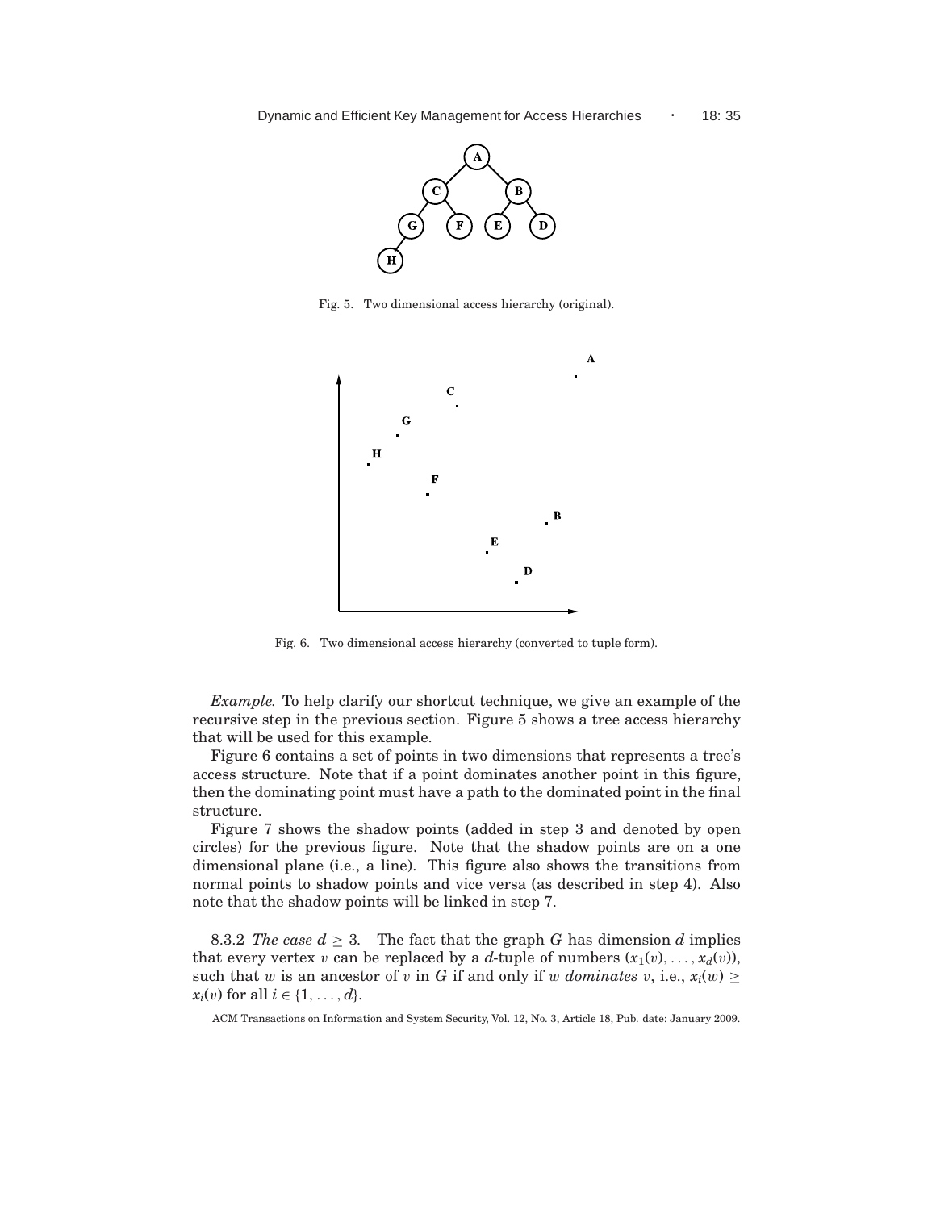Fig. 5. Two dimensional access hierarchy (original).

Fig. 6. Two dimensional access hierarchy (converted to tuple form).

*Example.* To help clarify our shortcut technique, we give an example of the recursive step in the previous section. Figure 5 shows a tree access hierarchy that will be used for this example.

Figure 6 contains a set of points in two dimensions that represents a tree's access structure. Note that if a point dominates another point in this figure, then the dominating point must have a path to the dominated point in the final structure.

Figure 7 shows the shadow points (added in step 3 and denoted by open circles) for the previous figure. Note that the shadow points are on a one dimensional plane (i.e., a line). This figure also shows the transitions from normal points to shadow points and vice versa (as described in step 4). Also note that the shadow points will be linked in step 7.

8.3.2 *The case $d \geq 3$.* The fact that the graph $G$ has dimension $d$ implies that every vertex $v$ can be replaced by a $d$-tuple of numbers $(x_1(v), \ldots, x_d(v))$, such that $w$ is an ancestor of $v$ in $G$ if and only if $w$ *dominates* $v$, i.e., $x_i(w) \geq x_i(v)$ for all $i \in \{1, \ldots, d\}$.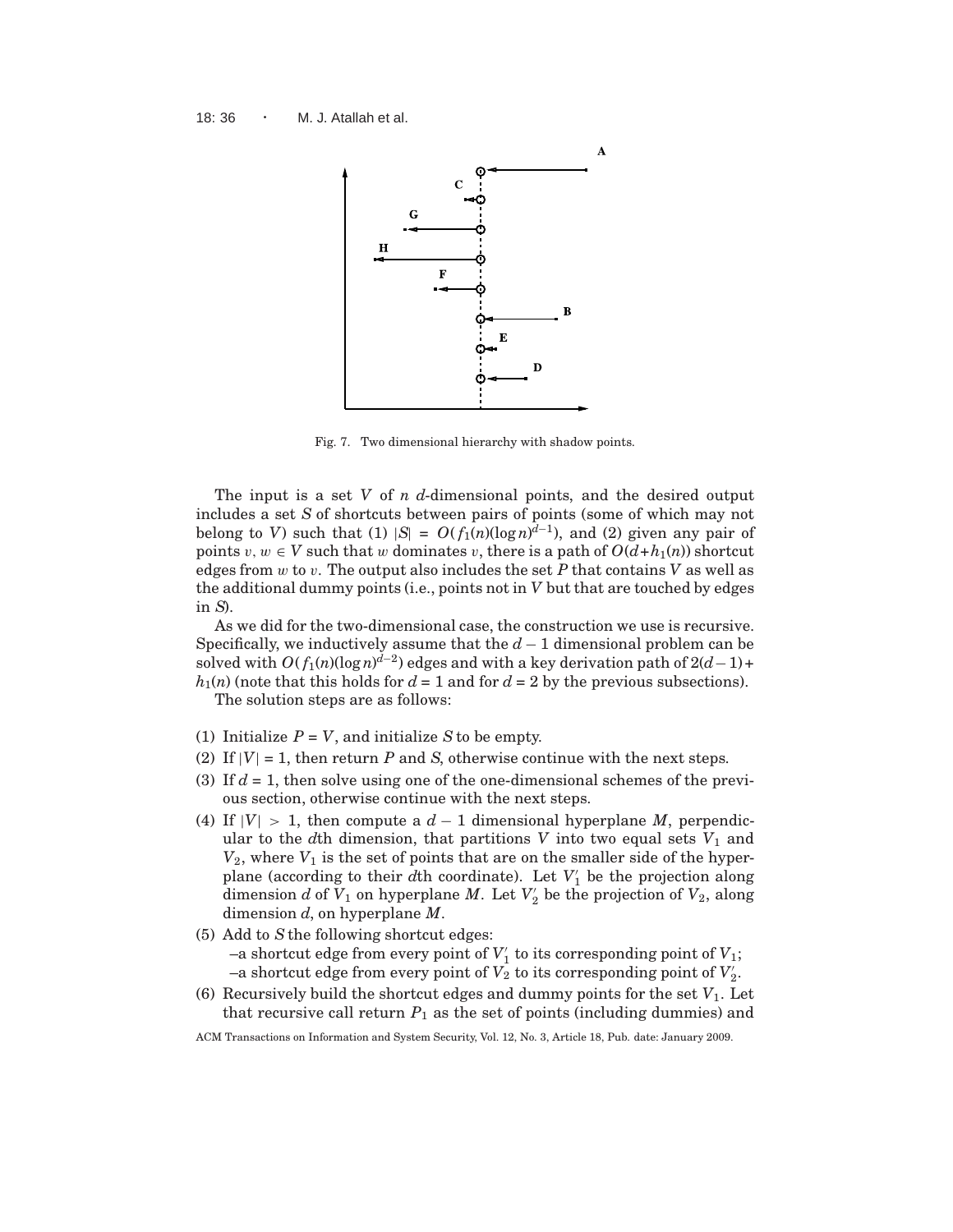Fig. 7. Two dimensional hierarchy with shadow points.

The input is a set $V$ of $n$ $d$-dimensional points, and the desired output includes a set $S$ of shortcuts between pairs of points (some of which may not belong to $V$) such that (1) $|S| = O(f_1(n)(\log n)^{d-1})$, and (2) given any pair of points $v, w \in V$ such that $w$ dominates $v$, there is a path of $O(d+h_1(n))$ shortcut edges from $w$ to $v$. The output also includes the set $P$ that contains $V$ as well as the additional dummy points (i.e., points not in $V$ but that are touched by edges in $S$).

As we did for the two-dimensional case, the construction we use is recursive. Specifically, we inductively assume that the $d-1$ dimensional problem can be solved with $O(f_1(n)(\log n)^{d-2})$ edges and with a key derivation path of $2(d-1)+h_1(n)$ (note that this holds for $d = 1$ and for $d = 2$ by the previous subsections).

The solution steps are as follows:

(1) Initialize $P = V$, and initialize $S$ to be empty.
(2) If $|V| = 1$, then return $P$ and $S$, otherwise continue with the next steps.
(3) If $d = 1$, then solve using one of the one-dimensional schemes of the previous section, otherwise continue with the next steps.
(4) If $|V| > 1$, then compute a $d-1$ dimensional hyperplane $M$, perpendicular to the $d$th dimension, that partitions $V$ into two equal sets $V_1$ and $V_2$, where $V_1$ is the set of points that are on the smaller side of the hyperplane (according to their $d$th coordinate). Let $V_1'$ be the projection along dimension $d$ of $V_1$ on hyperplane $M$. Let $V_2'$ be the projection of $V_2$, along dimension $d$, on hyperplane $M$.
(5) Add to $S$ the following shortcut edges:
   –a shortcut edge from every point of $V_1'$ to its corresponding point of $V_1$;
   –a shortcut edge from every point of $V_2$ to its corresponding point of $V_2'$.
(6) Recursively build the shortcut edges and dummy points for the set $V_1$. Let that recursive call return $P_1$ as the set of points (including dummies) and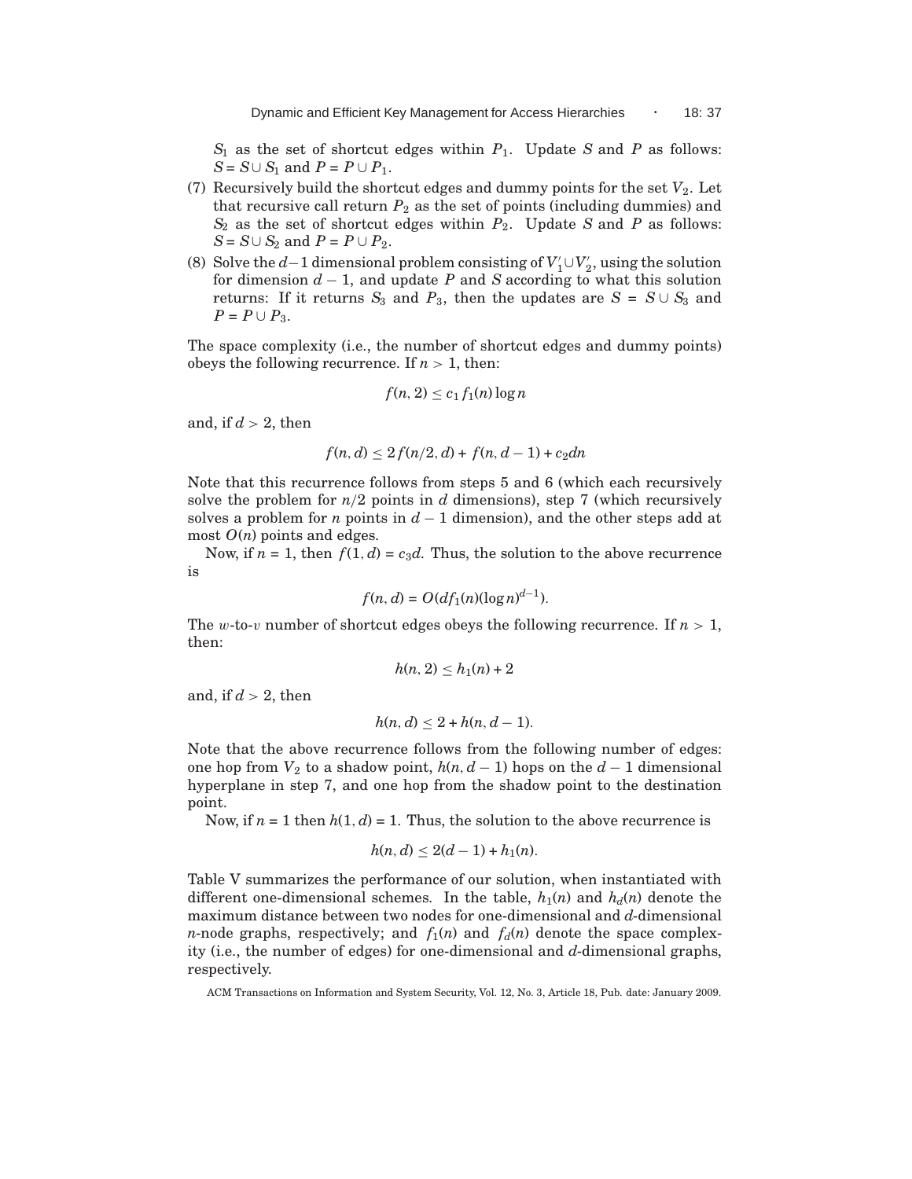$S_1$ as the set of shortcut edges within $P_1$. Update $S$ and $P$ as follows: $S = S \cup S_1$ and $P = P \cup P_1$.

(7) Recursively build the shortcut edges and dummy points for the set $V_2$. Let that recursive call return $P_2$ as the set of points (including dummies) and $S_2$ as the set of shortcut edges within $P_2$. Update $S$ and $P$ as follows: $S = S \cup S_2$ and $P = P \cup P_2$.

(8) Solve the $d-1$ dimensional problem consisting of $V_1' \cup V_2'$, using the solution for dimension $d-1$, and update $P$ and $S$ according to what this solution returns: If it returns $S_3$ and $P_3$, then the updates are $S = S \cup S_3$ and $P = P \cup P_3$.

The space complexity (i.e., the number of shortcut edges and dummy points) obeys the following recurrence. If $n > 1$, then:

$$f(n, 2) \leq c_1 f_1(n) \log n$$

and, if $d > 2$, then

$$f(n, d) \leq 2 f(n/2, d) + f(n, d-1) + c_2 d n$$

Note that this recurrence follows from steps 5 and 6 (which each recursively solve the problem for $n/2$ points in $d$ dimensions), step 7 (which recursively solves a problem for $n$ points in $d-1$ dimension), and the other steps add at most $O(n)$ points and edges.

Now, if $n = 1$, then $f(1, d) = c_3 d$. Thus, the solution to the above recurrence is

$$f(n, d) = O(d f_1(n) (\log n)^{d-1}).$$

The $w$-to-$v$ number of shortcut edges obeys the following recurrence. If $n > 1$, then:

$$h(n, 2) \leq h_1(n) + 2$$

and, if $d > 2$, then

$$h(n, d) \leq 2 + h(n, d-1).$$

Note that the above recurrence follows from the following number of edges: one hop from $V_2$ to a shadow point, $h(n, d-1)$ hops on the $d-1$ dimensional hyperplane in step 7, and one hop from the shadow point to the destination point.

Now, if $n = 1$ then $h(1, d) = 1$. Thus, the solution to the above recurrence is

$$h(n, d) \leq 2(d-1) + h_1(n).$$

Table V summarizes the performance of our solution, when instantiated with different one-dimensional schemes. In the table, $h_1(n)$ and $h_d(n)$ denote the maximum distance between two nodes for one-dimensional and $d$-dimensional $n$-node graphs, respectively; and $f_1(n)$ and $f_d(n)$ denote the space complexity (i.e., the number of edges) for one-dimensional and $d$-dimensional graphs, respectively.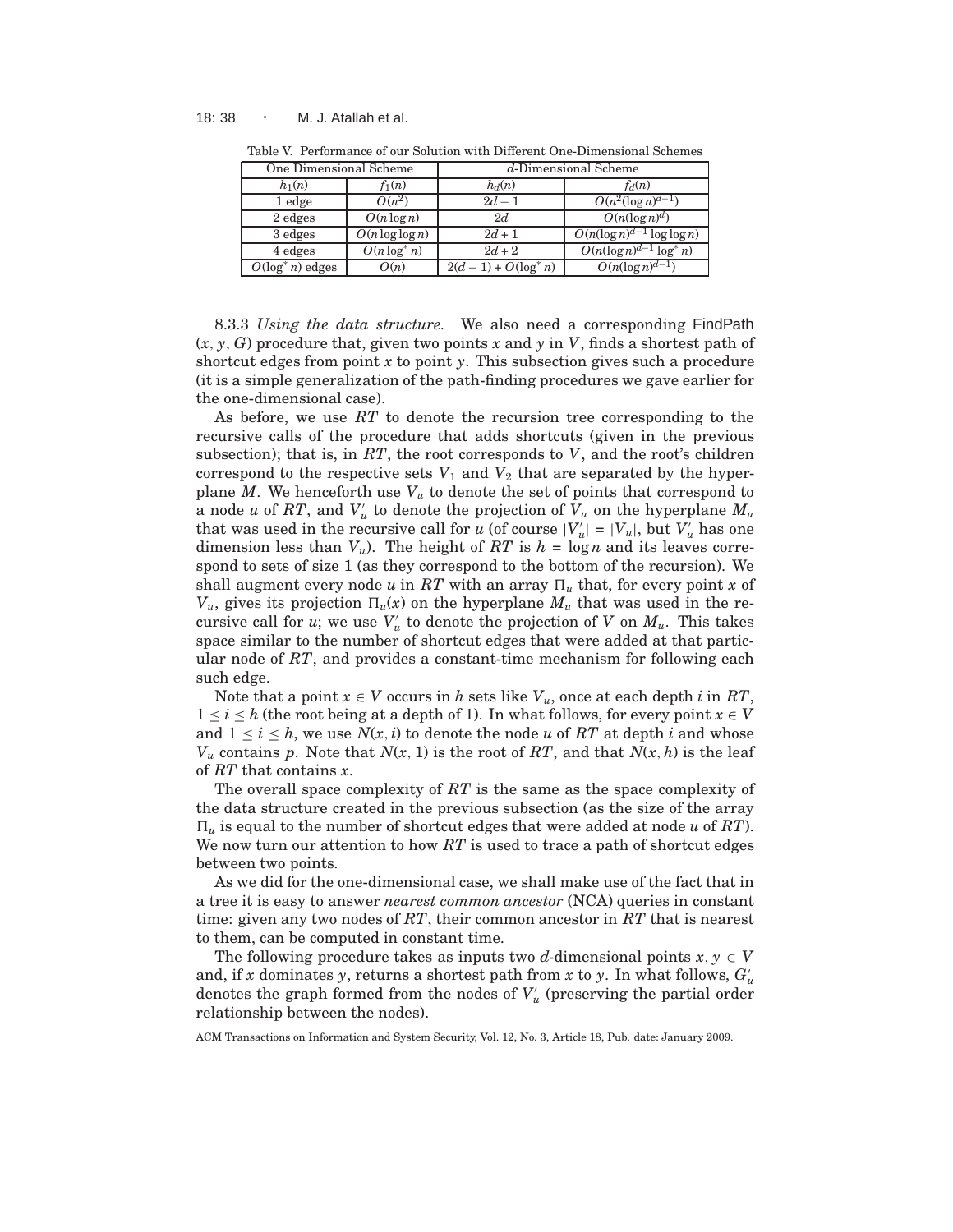Table V. Performance of our Solution with Different One-Dimensional Schemes

| One Dimensional Scheme | | $d$-Dimensional Scheme | |
|---|---|---|---|
| $h_1(n)$ | $f_1(n)$ | $h_d(n)$ | $f_d(n)$ |
| 1 edge | $O(n^2)$ | $2d-1$ | $O(n^2(\log n)^{d-1})$ |
| 2 edges | $O(n \log n)$ | $2d$ | $O(n(\log n)^d)$ |
| 3 edges | $O(n \log \log n)$ | $2d+1$ | $O(n(\log n)^{d-1} \log \log n)$ |
| 4 edges | $O(n \log^* n)$ | $2d+2$ | $O(n(\log n)^{d-1} \log^* n)$ |
| $O(\log^* n)$ edges | $O(n)$ | $2(d-1) + O(\log^* n)$ | $O(n(\log n)^{d-1})$ |

8.3.3 *Using the data structure.* We also need a corresponding FindPath $(x, y, G)$ procedure that, given two points $x$ and $y$ in $V$, finds a shortest path of shortcut edges from point $x$ to point $y$. This subsection gives such a procedure (it is a simple generalization of the path-finding procedures we gave earlier for the one-dimensional case).

As before, we use $RT$ to denote the recursion tree corresponding to the recursive calls of the procedure that adds shortcuts (given in the previous subsection); that is, in $RT$, the root corresponds to $V$, and the root's children correspond to the respective sets $V_1$ and $V_2$ that are separated by the hyperplane $M$. We henceforth use $V_u$ to denote the set of points that correspond to a node $u$ of $RT$, and $V'_u$ to denote the projection of $V_u$ on the hyperplane $M_u$ that was used in the recursive call for $u$ (of course $|V'_u| = |V_u|$, but $V'_u$ has one dimension less than $V_u$). The height of $RT$ is $h = \log n$ and its leaves correspond to sets of size 1 (as they correspond to the bottom of the recursion). We shall augment every node $u$ in $RT$ with an array $\Pi_u$ that, for every point $x$ of $V_u$, gives its projection $\Pi_u(x)$ on the hyperplane $M_u$ that was used in the recursive call for $u$; we use $V'_u$ to denote the projection of $V$ on $M_u$. This takes space similar to the number of shortcut edges that were added at that particular node of $RT$, and provides a constant-time mechanism for following each such edge.

Note that a point $x \in V$ occurs in $h$ sets like $V_u$, once at each depth $i$ in $RT$, $1 \leq i \leq h$ (the root being at a depth of 1). In what follows, for every point $x \in V$ and $1 \leq i \leq h$, we use $N(x, i)$ to denote the node $u$ of $RT$ at depth $i$ and whose $V_u$ contains $p$. Note that $N(x, 1)$ is the root of $RT$, and that $N(x, h)$ is the leaf of $RT$ that contains $x$.

The overall space complexity of $RT$ is the same as the space complexity of the data structure created in the previous subsection (as the size of the array $\Pi_u$ is equal to the number of shortcut edges that were added at node $u$ of $RT$). We now turn our attention to how $RT$ is used to trace a path of shortcut edges between two points.

As we did for the one-dimensional case, we shall make use of the fact that in a tree it is easy to answer *nearest common ancestor* (NCA) queries in constant time: given any two nodes of $RT$, their common ancestor in $RT$ that is nearest to them, can be computed in constant time.

The following procedure takes as inputs two $d$-dimensional points $x, y \in V$ and, if $x$ dominates $y$, returns a shortest path from $x$ to $y$. In what follows, $G'_u$ denotes the graph formed from the nodes of $V'_u$ (preserving the partial order relationship between the nodes).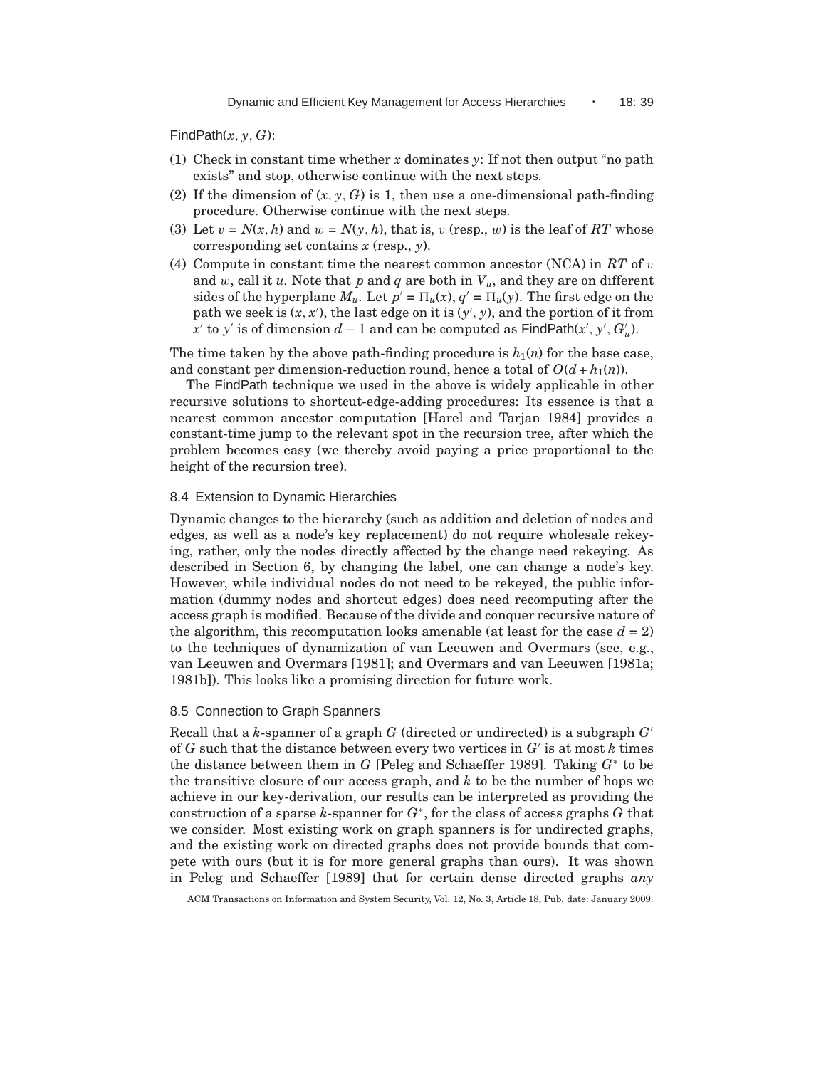FindPath($x$, $y$, $G$):

(1) Check in constant time whether $x$ dominates $y$: If not then output "no path exists" and stop, otherwise continue with the next steps.
(2) If the dimension of $(x, y, G)$ is 1, then use a one-dimensional path-finding procedure. Otherwise continue with the next steps.
(3) Let $v = N(x, h)$ and $w = N(y, h)$, that is, $v$ (resp., $w$) is the leaf of $RT$ whose corresponding set contains $x$ (resp., $y$).
(4) Compute in constant time the nearest common ancestor (NCA) in $RT$ of $v$ and $w$, call it $u$. Note that $p$ and $q$ are both in $V_u$, and they are on different sides of the hyperplane $M_u$. Let $p' = \Pi_u(x)$, $q' = \Pi_u(y)$. The first edge on the path we seek is $(x, x')$, the last edge on it is $(y', y)$, and the portion of it from $x'$ to $y'$ is of dimension $d - 1$ and can be computed as FindPath($x'$, $y'$, $G'_u$).

The time taken by the above path-finding procedure is $h_1(n)$ for the base case, and constant per dimension-reduction round, hence a total of $O(d + h_1(n))$.

The FindPath technique we used in the above is widely applicable in other recursive solutions to shortcut-edge-adding procedures: Its essence is that a nearest common ancestor computation [Harel and Tarjan 1984] provides a constant-time jump to the relevant spot in the recursion tree, after which the problem becomes easy (we thereby avoid paying a price proportional to the height of the recursion tree).

### 8.4 Extension to Dynamic Hierarchies

Dynamic changes to the hierarchy (such as addition and deletion of nodes and edges, as well as a node's key replacement) do not require wholesale rekeying, rather, only the nodes directly affected by the change need rekeying. As described in Section 6, by changing the label, one can change a node's key. However, while individual nodes do not need to be rekeyed, the public information (dummy nodes and shortcut edges) does need recomputing after the access graph is modified. Because of the divide and conquer recursive nature of the algorithm, this recomputation looks amenable (at least for the case $d = 2$) to the techniques of dynamization of van Leeuwen and Overmars (see, e.g., van Leeuwen and Overmars [1981]; and Overmars and van Leeuwen [1981a; 1981b]). This looks like a promising direction for future work.

### 8.5 Connection to Graph Spanners

Recall that a $k$-spanner of a graph $G$ (directed or undirected) is a subgraph $G'$ of $G$ such that the distance between every two vertices in $G'$ is at most $k$ times the distance between them in $G$ [Peleg and Schaeffer 1989]. Taking $G^*$ to be the transitive closure of our access graph, and $k$ to be the number of hops we achieve in our key-derivation, our results can be interpreted as providing the construction of a sparse $k$-spanner for $G^*$, for the class of access graphs $G$ that we consider. Most existing work on graph spanners is for undirected graphs, and the existing work on directed graphs does not provide bounds that compete with ours (but it is for more general graphs than ours). It was shown in Peleg and Schaeffer [1989] that for certain dense directed graphs *any*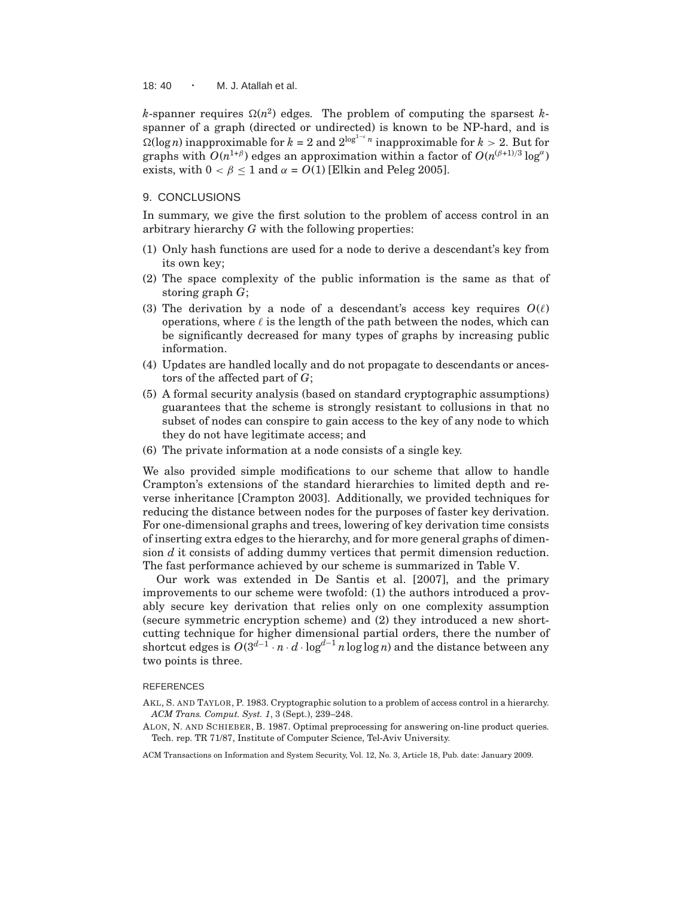$k$-spanner requires $\Omega(n^2)$ edges. The problem of computing the sparsest $k$-spanner of a graph (directed or undirected) is known to be NP-hard, and is $\Omega(\log n)$ inapproximable for $k = 2$ and $2^{\log^{1-\epsilon} n}$ inapproximable for $k > 2$. But for graphs with $O(n^{1+\beta})$ edges an approximation within a factor of $O(n^{(\beta+1)/3} \log^{\alpha})$ exists, with $0 < \beta \leq 1$ and $\alpha = O(1)$ [Elkin and Peleg 2005].

## 9. CONCLUSIONS

In summary, we give the first solution to the problem of access control in an arbitrary hierarchy $G$ with the following properties:

(1) Only hash functions are used for a node to derive a descendant's key from its own key;

(2) The space complexity of the public information is the same as that of storing graph $G$;

(3) The derivation by a node of a descendant's access key requires $O(\ell)$ operations, where $\ell$ is the length of the path between the nodes, which can be significantly decreased for many types of graphs by increasing public information.

(4) Updates are handled locally and do not propagate to descendants or ancestors of the affected part of $G$;

(5) A formal security analysis (based on standard cryptographic assumptions) guarantees that the scheme is strongly resistant to collusions in that no subset of nodes can conspire to gain access to the key of any node to which they do not have legitimate access; and

(6) The private information at a node consists of a single key.

We also provided simple modifications to our scheme that allow to handle Crampton's extensions of the standard hierarchies to limited depth and reverse inheritance [Crampton 2003]. Additionally, we provided techniques for reducing the distance between nodes for the purposes of faster key derivation. For one-dimensional graphs and trees, lowering of key derivation time consists of inserting extra edges to the hierarchy, and for more general graphs of dimension $d$ it consists of adding dummy vertices that permit dimension reduction. The fast performance achieved by our scheme is summarized in Table V.

Our work was extended in De Santis et al. [2007], and the primary improvements to our scheme were twofold: (1) the authors introduced a provably secure key derivation that relies only on one complexity assumption (secure symmetric encryption scheme) and (2) they introduced a new shortcutting technique for higher dimensional partial orders, there the number of shortcut edges is $O(3^{d-1} \cdot n \cdot d \cdot \log^{d-1} n \log \log n)$ and the distance between any two points is three.

## REFERENCES

AKL, S. AND TAYLOR, P. 1983. Cryptographic solution to a problem of access control in a hierarchy. *ACM Trans. Comput. Syst. 1*, 3 (Sept.), 239–248.

ALON, N. AND SCHIEBER, B. 1987. Optimal preprocessing for answering on-line product queries. Tech. rep. TR 71/87, Institute of Computer Science, Tel-Aviv University.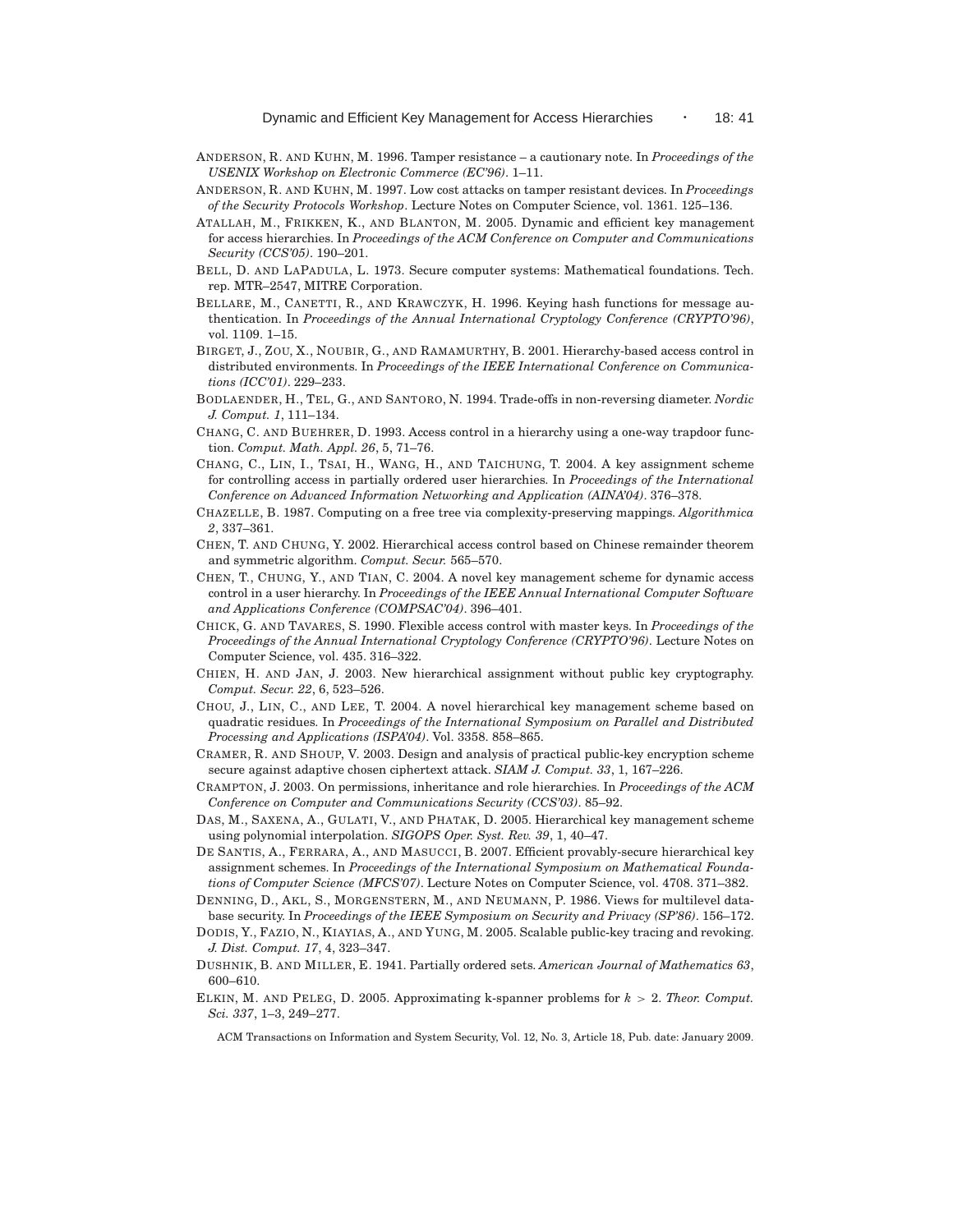ANDERSON, R. AND KUHN, M. 1996. Tamper resistance – a cautionary note. In *Proceedings of the USENIX Workshop on Electronic Commerce (EC'96)*. 1–11.

ANDERSON, R. AND KUHN, M. 1997. Low cost attacks on tamper resistant devices. In *Proceedings of the Security Protocols Workshop*. Lecture Notes on Computer Science, vol. 1361. 125–136.

ATALLAH, M., FRIKKEN, K., AND BLANTON, M. 2005. Dynamic and efficient key management for access hierarchies. In *Proceedings of the ACM Conference on Computer and Communications Security (CCS'05)*. 190–201.

BELL, D. AND LAPADULA, L. 1973. Secure computer systems: Mathematical foundations. Tech. rep. MTR–2547, MITRE Corporation.

BELLARE, M., CANETTI, R., AND KRAWCZYK, H. 1996. Keying hash functions for message authentication. In *Proceedings of the Annual International Cryptology Conference (CRYPTO'96)*, vol. 1109. 1–15.

BIRGET, J., ZOU, X., NOUBIR, G., AND RAMAMURTHY, B. 2001. Hierarchy-based access control in distributed environments. In *Proceedings of the IEEE International Conference on Communications (ICC'01)*. 229–233.

BODLAENDER, H., TEL, G., AND SANTORO, N. 1994. Trade-offs in non-reversing diameter. *Nordic J. Comput. 1*, 111–134.

CHANG, C. AND BUEHRER, D. 1993. Access control in a hierarchy using a one-way trapdoor function. *Comput. Math. Appl. 26*, 5, 71–76.

CHANG, C., LIN, I., TSAI, H., WANG, H., AND TAICHUNG, T. 2004. A key assignment scheme for controlling access in partially ordered user hierarchies. In *Proceedings of the International Conference on Advanced Information Networking and Application (AINA'04)*. 376–378.

CHAZELLE, B. 1987. Computing on a free tree via complexity-preserving mappings. *Algorithmica 2*, 337–361.

CHEN, T. AND CHUNG, Y. 2002. Hierarchical access control based on Chinese remainder theorem and symmetric algorithm. *Comput. Secur.* 565–570.

CHEN, T., CHUNG, Y., AND TIAN, C. 2004. A novel key management scheme for dynamic access control in a user hierarchy. In *Proceedings of the IEEE Annual International Computer Software and Applications Conference (COMPSAC'04)*. 396–401.

CHICK, G. AND TAVARES, S. 1990. Flexible access control with master keys. In *Proceedings of the Proceedings of the Annual International Cryptology Conference (CRYPTO'96)*. Lecture Notes on Computer Science, vol. 435. 316–322.

CHIEN, H. AND JAN, J. 2003. New hierarchical assignment without public key cryptography. *Comput. Secur. 22*, 6, 523–526.

CHOU, J., LIN, C., AND LEE, T. 2004. A novel hierarchical key management scheme based on quadratic residues. In *Proceedings of the International Symposium on Parallel and Distributed Processing and Applications (ISPA'04)*. Vol. 3358. 858–865.

CRAMER, R. AND SHOUP, V. 2003. Design and analysis of practical public-key encryption scheme secure against adaptive chosen ciphertext attack. *SIAM J. Comput. 33*, 1, 167–226.

CRAMPTON, J. 2003. On permissions, inheritance and role hierarchies. In *Proceedings of the ACM Conference on Computer and Communications Security (CCS'03)*. 85–92.

DAS, M., SAXENA, A., GULATI, V., AND PHATAK, D. 2005. Hierarchical key management scheme using polynomial interpolation. *SIGOPS Oper. Syst. Rev. 39*, 1, 40–47.

DE SANTIS, A., FERRARA, A., AND MASUCCI, B. 2007. Efficient provably-secure hierarchical key assignment schemes. In *Proceedings of the International Symposium on Mathematical Foundations of Computer Science (MFCS'07)*. Lecture Notes on Computer Science, vol. 4708. 371–382.

DENNING, D., AKL, S., MORGENSTERN, M., AND NEUMANN, P. 1986. Views for multilevel database security. In *Proceedings of the IEEE Symposium on Security and Privacy (SP'86)*. 156–172.

DODIS, Y., FAZIO, N., KIAYIAS, A., AND YUNG, M. 2005. Scalable public-key tracing and revoking. *J. Dist. Comput. 17*, 4, 323–347.

DUSHNIK, B. AND MILLER, E. 1941. Partially ordered sets. *American Journal of Mathematics 63*, 600–610.

ELKIN, M. AND PELEG, D. 2005. Approximating k-spanner problems for $k > 2$. *Theor. Comput. Sci. 337*, 1–3, 249–277.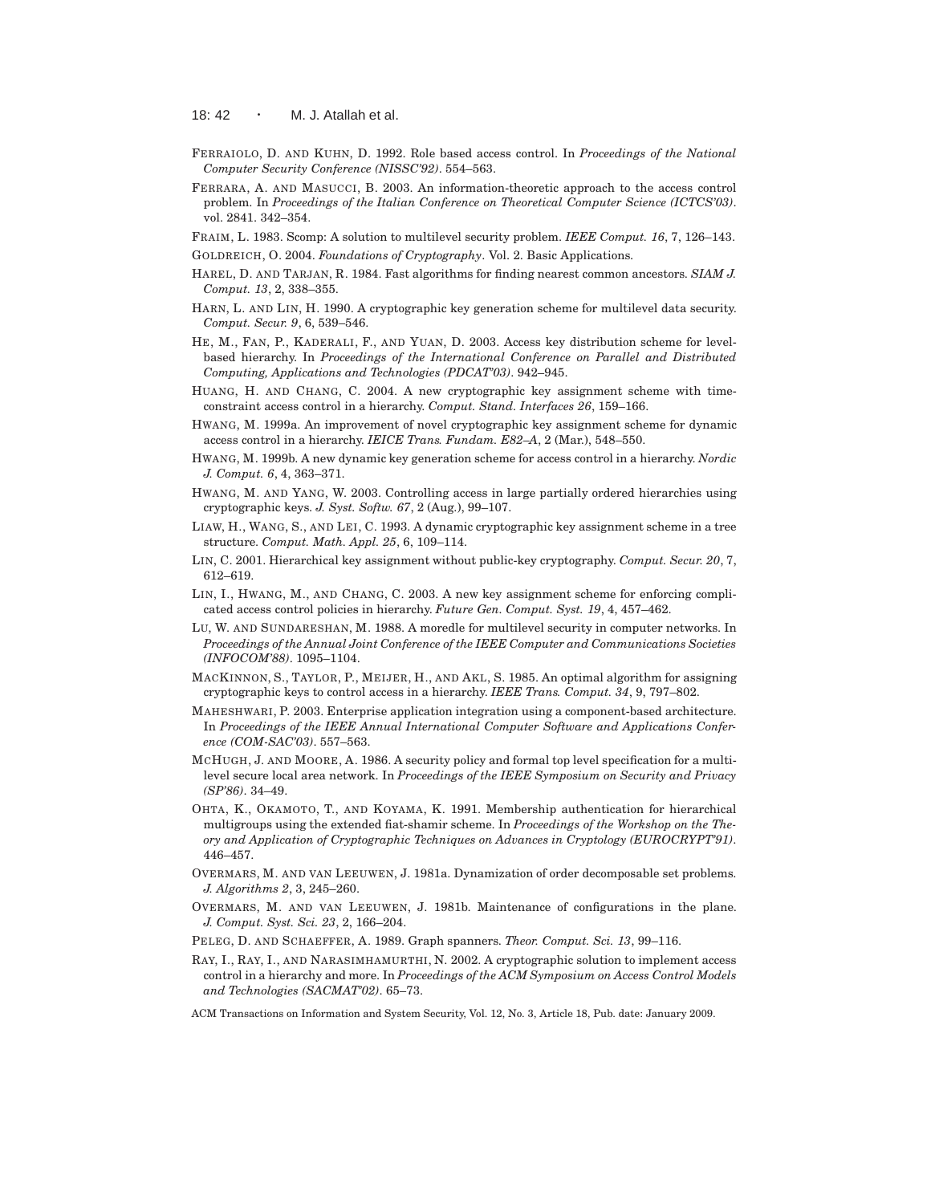Ferraiolo, D. and Kuhn, D. 1992. Role based access control. In *Proceedings of the National Computer Security Conference (NISSC'92)*. 554–563.

Ferrara, A. and Masucci, B. 2003. An information-theoretic approach to the access control problem. In *Proceedings of the Italian Conference on Theoretical Computer Science (ICTCS'03)*. vol. 2841. 342–354.

Fraim, L. 1983. Scomp: A solution to multilevel security problem. *IEEE Comput. 16*, 7, 126–143.

Goldreich, O. 2004. *Foundations of Cryptography*. Vol. 2. Basic Applications.

Harel, D. and Tarjan, R. 1984. Fast algorithms for finding nearest common ancestors. *SIAM J. Comput. 13*, 2, 338–355.

Harn, L. and Lin, H. 1990. A cryptographic key generation scheme for multilevel data security. *Comput. Secur. 9*, 6, 539–546.

He, M., Fan, P., Kaderali, F., and Yuan, D. 2003. Access key distribution scheme for level-based hierarchy. In *Proceedings of the International Conference on Parallel and Distributed Computing, Applications and Technologies (PDCAT'03)*. 942–945.

Huang, H. and Chang, C. 2004. A new cryptographic key assignment scheme with time-constraint access control in a hierarchy. *Comput. Stand. Interfaces 26*, 159–166.

Hwang, M. 1999a. An improvement of novel cryptographic key assignment scheme for dynamic access control in a hierarchy. *IEICE Trans. Fundam. E82–A*, 2 (Mar.), 548–550.

Hwang, M. 1999b. A new dynamic key generation scheme for access control in a hierarchy. *Nordic J. Comput. 6*, 4, 363–371.

Hwang, M. and Yang, W. 2003. Controlling access in large partially ordered hierarchies using cryptographic keys. *J. Syst. Softw. 67*, 2 (Aug.), 99–107.

Liaw, H., Wang, S., and Lei, C. 1993. A dynamic cryptographic key assignment scheme in a tree structure. *Comput. Math. Appl. 25*, 6, 109–114.

Lin, C. 2001. Hierarchical key assignment without public-key cryptography. *Comput. Secur. 20*, 7, 612–619.

Lin, I., Hwang, M., and Chang, C. 2003. A new key assignment scheme for enforcing complicated access control policies in hierarchy. *Future Gen. Comput. Syst. 19*, 4, 457–462.

Lu, W. and Sundareshan, M. 1988. A moredle for multilevel security in computer networks. In *Proceedings of the Annual Joint Conference of the IEEE Computer and Communications Societies (INFOCOM'88)*. 1095–1104.

MacKinnon, S., Taylor, P., Meijer, H., and Akl, S. 1985. An optimal algorithm for assigning cryptographic keys to control access in a hierarchy. *IEEE Trans. Comput. 34*, 9, 797–802.

Maheshwari, P. 2003. Enterprise application integration using a component-based architecture. In *Proceedings of the IEEE Annual International Computer Software and Applications Conference (COM-SAC'03)*. 557–563.

McHugh, J. and Moore, A. 1986. A security policy and formal top level specification for a multilevel secure local area network. In *Proceedings of the IEEE Symposium on Security and Privacy (SP'86)*. 34–49.

Ohta, K., Okamoto, T., and Koyama, K. 1991. Membership authentication for hierarchical multigroups using the extended fiat-shamir scheme. In *Proceedings of the Workshop on the Theory and Application of Cryptographic Techniques on Advances in Cryptology (EUROCRYPT'91)*. 446–457.

Overmars, M. and van Leeuwen, J. 1981a. Dynamization of order decomposable set problems. *J. Algorithms 2*, 3, 245–260.

Overmars, M. and van Leeuwen, J. 1981b. Maintenance of configurations in the plane. *J. Comput. Syst. Sci. 23*, 2, 166–204.

Peleg, D. and Schaeffer, A. 1989. Graph spanners. *Theor. Comput. Sci. 13*, 99–116.

Ray, I., Ray, I., and Narasimhamurthi, N. 2002. A cryptographic solution to implement access control in a hierarchy and more. In *Proceedings of the ACM Symposium on Access Control Models and Technologies (SACMAT'02)*. 65–73.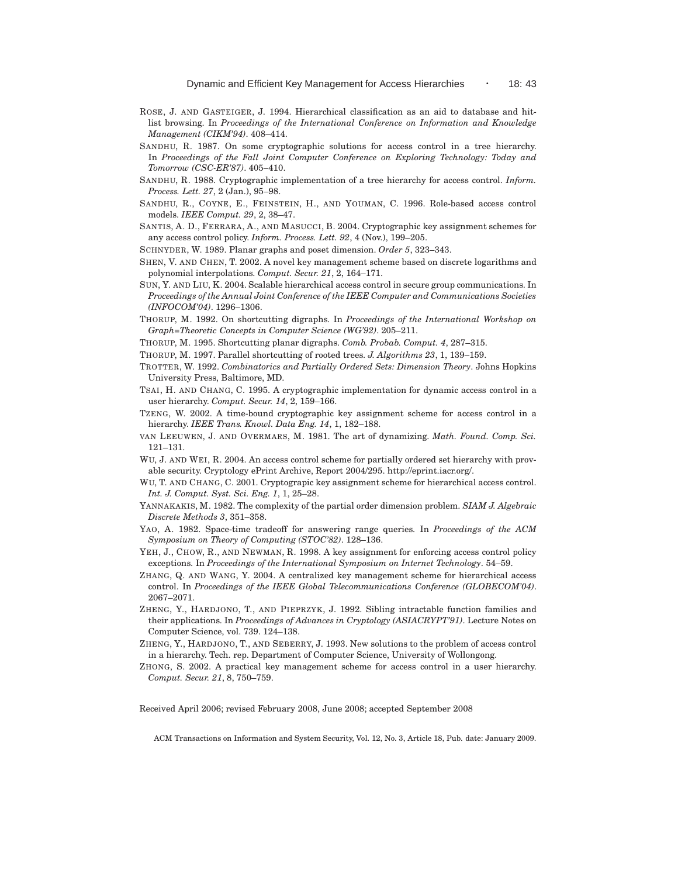ROSE, J. AND GASTEIGER, J. 1994. Hierarchical classification as an aid to database and hit-list browsing. In *Proceedings of the International Conference on Information and Knowledge Management (CIKM'94)*. 408–414.

SANDHU, R. 1987. On some cryptographic solutions for access control in a tree hierarchy. In *Proceedings of the Fall Joint Computer Conference on Exploring Technology: Today and Tomorrow (CSC-ER'87)*. 405–410.

SANDHU, R. 1988. Cryptographic implementation of a tree hierarchy for access control. *Inform. Process. Lett. 27*, 2 (Jan.), 95–98.

SANDHU, R., COYNE, E., FEINSTEIN, H., AND YOUMAN, C. 1996. Role-based access control models. *IEEE Comput. 29*, 2, 38–47.

SANTIS, A. D., FERRARA, A., AND MASUCCI, B. 2004. Cryptographic key assignment schemes for any access control policy. *Inform. Process. Lett. 92*, 4 (Nov.), 199–205.

SCHNYDER, W. 1989. Planar graphs and poset dimension. *Order 5*, 323–343.

SHEN, V. AND CHEN, T. 2002. A novel key management scheme based on discrete logarithms and polynomial interpolations. *Comput. Secur. 21*, 2, 164–171.

SUN, Y. AND LIU, K. 2004. Scalable hierarchical access control in secure group communications. In *Proceedings of the Annual Joint Conference of the IEEE Computer and Communications Societies (INFOCOM'04)*. 1296–1306.

THORUP, M. 1992. On shortcutting digraphs. In *Proceedings of the International Workshop on Graph=Theoretic Concepts in Computer Science (WG'92)*. 205–211.

THORUP, M. 1995. Shortcutting planar digraphs. *Comb. Probab. Comput. 4*, 287–315.

THORUP, M. 1997. Parallel shortcutting of rooted trees. *J. Algorithms 23*, 1, 139–159.

TROTTER, W. 1992. *Combinatorics and Partially Ordered Sets: Dimension Theory*. Johns Hopkins University Press, Baltimore, MD.

TSAI, H. AND CHANG, C. 1995. A cryptographic implementation for dynamic access control in a user hierarchy. *Comput. Secur. 14*, 2, 159–166.

TZENG, W. 2002. A time-bound cryptographic key assignment scheme for access control in a hierarchy. *IEEE Trans. Knowl. Data Eng. 14*, 1, 182–188.

VAN LEEUWEN, J. AND OVERMARS, M. 1981. The art of dynamizing. *Math. Found. Comp. Sci.* 121–131.

WU, J. AND WEI, R. 2004. An access control scheme for partially ordered set hierarchy with provable security. Cryptology ePrint Archive, Report 2004/295. http://eprint.iacr.org/.

WU, T. AND CHANG, C. 2001. Cryptograpic key assignment scheme for hierarchical access control. *Int. J. Comput. Syst. Sci. Eng. 1*, 1, 25–28.

YANNAKAKIS, M. 1982. The complexity of the partial order dimension problem. *SIAM J. Algebraic Discrete Methods 3*, 351–358.

YAO, A. 1982. Space-time tradeoff for answering range queries. In *Proceedings of the ACM Symposium on Theory of Computing (STOC'82)*. 128–136.

YEH, J., CHOW, R., AND NEWMAN, R. 1998. A key assignment for enforcing access control policy exceptions. In *Proceedings of the International Symposium on Internet Technology*. 54–59.

ZHANG, Q. AND WANG, Y. 2004. A centralized key management scheme for hierarchical access control. In *Proceedings of the IEEE Global Telecommunications Conference (GLOBECOM'04)*. 2067–2071.

ZHENG, Y., HARDJONO, T., AND PIEPRZYK, J. 1992. Sibling intractable function families and their applications. In *Proceedings of Advances in Cryptology (ASIACRYPT'91)*. Lecture Notes on Computer Science, vol. 739. 124–138.

ZHENG, Y., HARDJONO, T., AND SEBERRY, J. 1993. New solutions to the problem of access control in a hierarchy. Tech. rep. Department of Computer Science, University of Wollongong.

ZHONG, S. 2002. A practical key management scheme for access control in a user hierarchy. *Comput. Secur. 21*, 8, 750–759.

Received April 2006; revised February 2008, June 2008; accepted September 2008